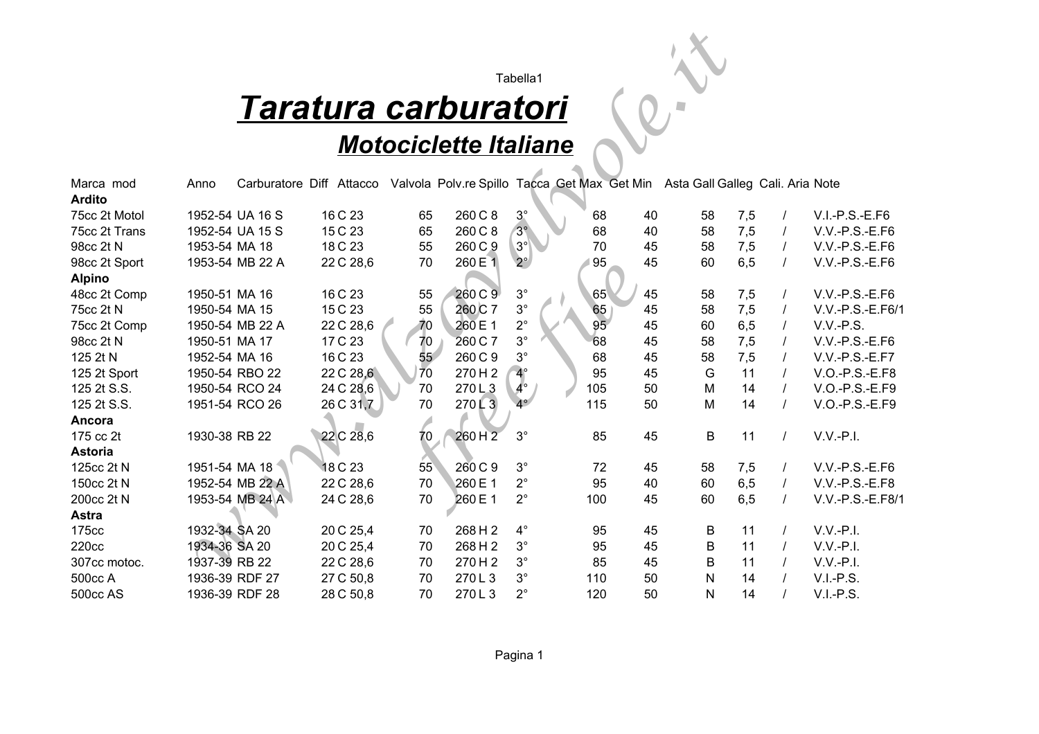Tabella1

# *Taratura carburatori*

## *Motociclette Italiane*

| Marca mod | Anno | Carburatore | Diff Attacco | Valvola | Polv.re Spillo | Tacca | Get Max | Get Min | Asta Gall | Galleg | Cali. Aria | Note |
|---|---|---|---|---|---|---|---|---|---|---|---|---|
| **Ardito** | | | | | | | | | | | | |
| 75cc 2t Motol | 1952-54 | UA 16 S | 16 C 23 | 65 | 260 C 8 | 3° | 68 | 40 | 58 | 7,5 | / | V.I.-P.S.-E.F6 |
| 75cc 2t Trans | 1952-54 | UA 15 S | 15 C 23 | 65 | 260 C 8 | 3° | 68 | 40 | 58 | 7,5 | / | V.V.-P.S.-E.F6 |
| 98cc 2t N | 1953-54 | MA 18 | 18 C 23 | 55 | 260 C 9 | 3° | 70 | 45 | 58 | 7,5 | / | V.V.-P.S.-E.F6 |
| 98cc 2t Sport | 1953-54 | MB 22 A | 22 C 28,6 | 70 | 260 E 1 | 2° | 95 | 45 | 60 | 6,5 | / | V.V.-P.S.-E.F6 |
| **Alpino** | | | | | | | | | | | | |
| 48cc 2t Comp | 1950-51 | MA 16 | 16 C 23 | 55 | 260 C 9 | 3° | 65 | 45 | 58 | 7,5 | / | V.V.-P.S.-E.F6 |
| 75cc 2t N | 1950-54 | MA 15 | 15 C 23 | 55 | 260 C 7 | 3° | 65 | 45 | 58 | 7,5 | / | V.V.-P.S.-E.F6/1 |
| 75cc 2t Comp | 1950-54 | MB 22 A | 22 C 28,6 | 70 | 260 E 1 | 2° | 95 | 45 | 60 | 6,5 | / | V.V.-P.S. |
| 98cc 2t N | 1950-51 | MA 17 | 17 C 23 | 70 | 260 C 7 | 3° | 68 | 45 | 58 | 7,5 | / | V.V.-P.S.-E.F6 |
| 125 2t N | 1952-54 | MA 16 | 16 C 23 | 55 | 260 C 9 | 3° | 68 | 45 | 58 | 7,5 | / | V.V.-P.S.-E.F7 |
| 125 2t Sport | 1950-54 | RBO 22 | 22 C 28,6 | 70 | 270 H 2 | 4° | 95 | 45 | G | 11 | / | V.O.-P.S.-E.F8 |
| 125 2t S.S. | 1950-54 | RCO 24 | 24 C 28,6 | 70 | 270 L 3 | 4° | 105 | 50 | M | 14 | / | V.O.-P.S.-E.F9 |
| 125 2t S.S. | 1951-54 | RCO 26 | 26 C 31,7 | 70 | 270 L 3 | 4° | 115 | 50 | M | 14 | / | V.O.-P.S.-E.F9 |
| **Ancora** | | | | | | | | | | | | |
| 175 cc 2t | 1930-38 | RB 22 | 22 C 28,6 | 70 | 260 H 2 | 3° | 85 | 45 | B | 11 | / | V.V.-P.I. |
| **Astoria** | | | | | | | | | | | | |
| 125cc 2t N | 1951-54 | MA 18 | 18 C 23 | 55 | 260 C 9 | 3° | 72 | 45 | 58 | 7,5 | / | V.V.-P.S.-E.F6 |
| 150cc 2t N | 1952-54 | MB 22 A | 22 C 28,6 | 70 | 260 E 1 | 2° | 95 | 40 | 60 | 6,5 | / | V.V.-P.S.-E.F8 |
| 200cc 2t N | 1953-54 | MB 24 A | 24 C 28,6 | 70 | 260 E 1 | 2° | 100 | 45 | 60 | 6,5 | / | V.V.-P.S.-E.F8/1 |
| **Astra** | | | | | | | | | | | | |
| 175cc | 1932-34 | SA 20 | 20 C 25,4 | 70 | 268 H 2 | 4° | 95 | 45 | B | 11 | / | V.V.-P.I. |
| 220cc | 1934-36 | SA 20 | 20 C 25,4 | 70 | 268 H 2 | 3° | 95 | 45 | B | 11 | / | V.V.-P.I. |
| 307cc motoc. | 1937-39 | RB 22 | 22 C 28,6 | 70 | 270 H 2 | 3° | 85 | 45 | B | 11 | / | V.V.-P.I. |
| 500cc A | 1936-39 | RDF 27 | 27 C 50,8 | 70 | 270 L 3 | 3° | 110 | 50 | N | 14 | / | V.I.-P.S. |
| 500cc AS | 1936-39 | RDF 28 | 28 C 50,8 | 70 | 270 L 3 | 2° | 120 | 50 | N | 14 | / | V.I.-P.S. |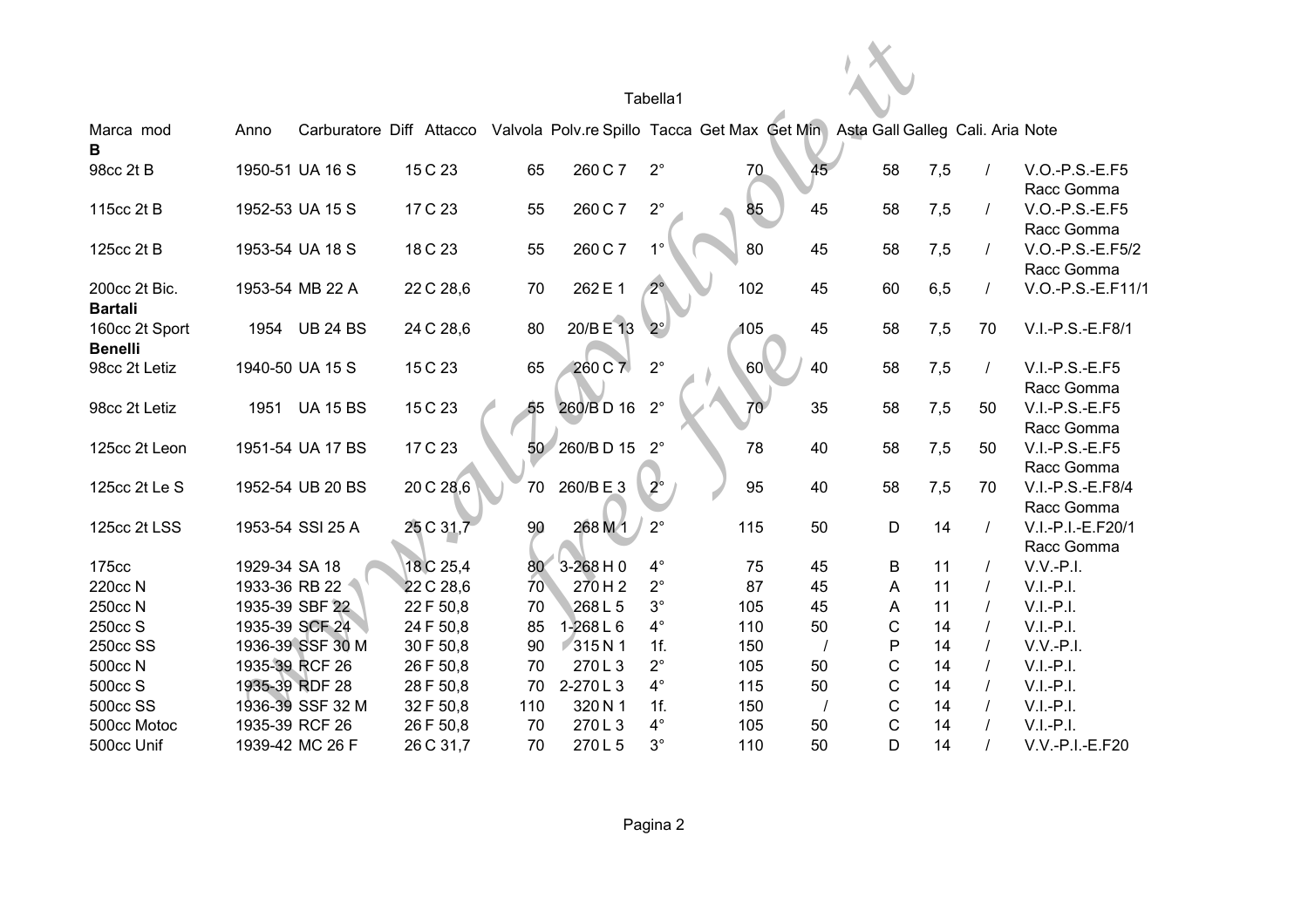Tabella1

| Marca mod | Anno | Carburatore | Diff Attacco | Valvola | Polv.re Spillo | Tacca | Get Max | Get Min | Asta Gall | Galleg | Cali. Aria | Note |
|---|---|---|---|---|---|---|---|---|---|---|---|---|
| **B** | | | | | | | | | | | | |
| 98cc 2t B | 1950-51 | UA 16 S | 15 C 23 | 65 | 260 C 7 | 2° | 70 | 45 | 58 | 7,5 | / | V.O.-P.S.-E.F5 Racc Gomma |
| 115cc 2t B | 1952-53 | UA 15 S | 17 C 23 | 55 | 260 C 7 | 2° | 85 | 45 | 58 | 7,5 | / | V.O.-P.S.-E.F5 Racc Gomma |
| 125cc 2t B | 1953-54 | UA 18 S | 18 C 23 | 55 | 260 C 7 | 1° | 80 | 45 | 58 | 7,5 | / | V.O.-P.S.-E.F5/2 Racc Gomma |
| 200cc 2t Bic. | 1953-54 | MB 22 A | 22 C 28,6 | 70 | 262 E 1 | 2° | 102 | 45 | 60 | 6,5 | / | V.O.-P.S.-E.F11/1 |
| **Bartali** | | | | | | | | | | | | |
| 160cc 2t Sport | 1954 | UB 24 BS | 24 C 28,6 | 80 | 20/B E 13 | 2° | 105 | 45 | 58 | 7,5 | 70 | V.I.-P.S.-E.F8/1 |
| **Benelli** | | | | | | | | | | | | |
| 98cc 2t Letiz | 1940-50 | UA 15 S | 15 C 23 | 65 | 260 C 7 | 2° | 60 | 40 | 58 | 7,5 | / | V.I.-P.S.-E.F5 Racc Gomma |
| 98cc 2t Letiz | 1951 | UA 15 BS | 15 C 23 | 55 | 260/B D 16 | 2° | 70 | 35 | 58 | 7,5 | 50 | V.I.-P.S.-E.F5 Racc Gomma |
| 125cc 2t Leon | 1951-54 | UA 17 BS | 17 C 23 | 50 | 260/B D 15 | 2° | 78 | 40 | 58 | 7,5 | 50 | V.I.-P.S.-E.F5 Racc Gomma |
| 125cc 2t Le S | 1952-54 | UB 20 BS | 20 C 28,6 | 70 | 260/B E 3 | 2° | 95 | 40 | 58 | 7,5 | 70 | V.I.-P.S.-E.F8/4 Racc Gomma |
| 125cc 2t LSS | 1953-54 | SSI 25 A | 25 C 31,7 | 90 | 268 M 1 | 2° | 115 | 50 | D | 14 | / | V.I.-P.I.-E.F20/1 Racc Gomma |
| 175cc | 1929-34 | SA 18 | 18 C 25,4 | 80 | 3-268 H 0 | 4° | 75 | 45 | B | 11 | / | V.V.-P.I. |
| 220cc N | 1933-36 | RB 22 | 22 C 28,6 | 70 | 270 H 2 | 2° | 87 | 45 | A | 11 | / | V.I.-P.I. |
| 250cc N | 1935-39 | SBF 22 | 22 F 50,8 | 70 | 268 L 5 | 3° | 105 | 45 | A | 11 | / | V.I.-P.I. |
| 250cc S | 1935-39 | SCF 24 | 24 F 50,8 | 85 | 1-268 L 6 | 4° | 110 | 50 | C | 14 | / | V.I.-P.I. |
| 250cc SS | 1936-39 | SSF 30 M | 30 F 50,8 | 90 | 315 N 1 | 1f. | 150 | / | P | 14 | / | V.V.-P.I. |
| 500cc N | 1935-39 | RCF 26 | 26 F 50,8 | 70 | 270 L 3 | 2° | 105 | 50 | C | 14 | / | V.I.-P.I. |
| 500cc S | 1935-39 | RDF 28 | 28 F 50,8 | 70 | 2-270 L 3 | 4° | 115 | 50 | C | 14 | / | V.I.-P.I. |
| 500cc SS | 1936-39 | SSF 32 M | 32 F 50,8 | 110 | 320 N 1 | 1f. | 150 | / | C | 14 | / | V.I.-P.I. |
| 500cc Motoc | 1935-39 | RCF 26 | 26 F 50,8 | 70 | 270 L 3 | 4° | 105 | 50 | C | 14 | / | V.I.-P.I. |
| 500cc Unif | 1939-42 | MC 26 F | 26 C 31,7 | 70 | 270 L 5 | 3° | 110 | 50 | D | 14 | / | V.V.-P.I.-E.F20 |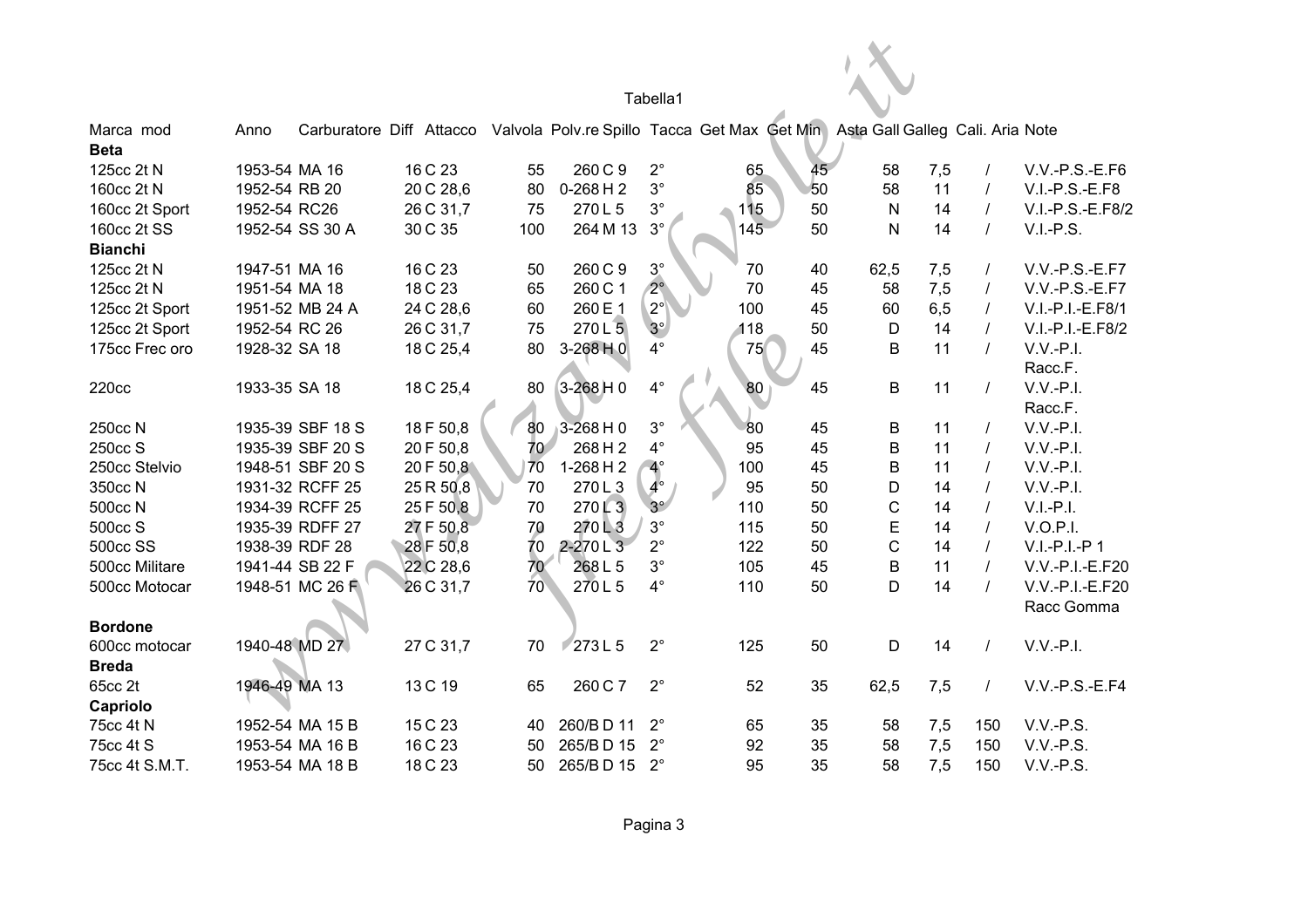Tabella1

| Marca mod | Anno | Carburatore | Diff | Attacco | Valvola | Polv.re Spillo | Tacca | Get Max | Get Min | Asta Gall | Galleg | Cali. Aria | Note |
|---|---|---|---|---|---|---|---|---|---|---|---|---|---|
| **Beta** | | | | | | | | | | | | | |
| 125cc 2t N | 1953-54 | MA 16 | 16 C | 23 | 55 | 260 C 9 | 2° | 65 | 45 | 58 | 7,5 | / | V.V.-P.S.-E.F6 |
| 160cc 2t N | 1952-54 | RB 20 | 20 C | 28,6 | 80 | 0-268 H 2 | 3° | 85 | 50 | 58 | 11 | / | V.I.-P.S.-E.F8 |
| 160cc 2t Sport | 1952-54 | RC26 | 26 C | 31,7 | 75 | 270 L 5 | 3° | 115 | 50 | N | 14 | / | V.I.-P.S.-E.F8/2 |
| 160cc 2t SS | 1952-54 | SS 30 A | 30 C | 35 | 100 | 264 M 13 | 3° | 145 | 50 | N | 14 | / | V.I.-P.S. |
| **Bianchi** | | | | | | | | | | | | | |
| 125cc 2t N | 1947-51 | MA 16 | 16 C | 23 | 50 | 260 C 9 | 3° | 70 | 40 | 62,5 | 7,5 | / | V.V.-P.S.-E.F7 |
| 125cc 2t N | 1951-54 | MA 18 | 18 C | 23 | 65 | 260 C 1 | 2° | 70 | 45 | 58 | 7,5 | / | V.V.-P.S.-E.F7 |
| 125cc 2t Sport | 1951-52 | MB 24 A | 24 C | 28,6 | 60 | 260 E 1 | 2° | 100 | 45 | 60 | 6,5 | / | V.I.-P.I.-E.F8/1 |
| 125cc 2t Sport | 1952-54 | RC 26 | 26 C | 31,7 | 75 | 270 L 5 | 3° | 118 | 50 | D | 14 | / | V.I.-P.I.-E.F8/2 |
| 175cc Frec oro | 1928-32 | SA 18 | 18 C | 25,4 | 80 | 3-268 H 0 | 4° | 75 | 45 | B | 11 | / | V.V.-P.I. Racc.F. |
| 220cc | 1933-35 | SA 18 | 18 C | 25,4 | 80 | 3-268 H 0 | 4° | 80 | 45 | B | 11 | / | V.V.-P.I. Racc.F. |
| 250cc N | 1935-39 | SBF 18 S | 18 F | 50,8 | 80 | 3-268 H 0 | 3° | 80 | 45 | B | 11 | / | V.V.-P.I. |
| 250cc S | 1935-39 | SBF 20 S | 20 F | 50,8 | 70 | 268 H 2 | 4° | 95 | 45 | B | 11 | / | V.V.-P.I. |
| 250cc Stelvio | 1948-51 | SBF 20 S | 20 F | 50,8 | 70 | 1-268 H 2 | 4° | 100 | 45 | B | 11 | / | V.V.-P.I. |
| 350cc N | 1931-32 | RCFF 25 | 25 R | 50,8 | 70 | 270 L 3 | 4° | 95 | 50 | D | 14 | / | V.V.-P.I. |
| 500cc N | 1934-39 | RCFF 25 | 25 F | 50,8 | 70 | 270 L 3 | 3° | 110 | 50 | C | 14 | / | V.I.-P.I. |
| 500cc S | 1935-39 | RDFF 27 | 27 F | 50,8 | 70 | 270 L 3 | 3° | 115 | 50 | E | 14 | / | V.O.P.I. |
| 500cc SS | 1938-39 | RDF 28 | 28 F | 50,8 | 70 | 2-270 L 3 | 2° | 122 | 50 | C | 14 | / | V.I.-P.I.-P 1 |
| 500cc Militare | 1941-44 | SB 22 F | 22 C | 28,6 | 70 | 268 L 5 | 3° | 105 | 45 | B | 11 | / | V.V.-P.I.-E.F20 |
| 500cc Motocar | 1948-51 | MC 26 F | 26 C | 31,7 | 70 | 270 L 5 | 4° | 110 | 50 | D | 14 | / | V.V.-P.I.-E.F20 Racc Gomma |
| **Bordone** | | | | | | | | | | | | | |
| 600cc motocar | 1940-48 | MD 27 | 27 C | 31,7 | 70 | 273 L 5 | 2° | 125 | 50 | D | 14 | / | V.V.-P.I. |
| **Breda** | | | | | | | | | | | | | |
| 65cc 2t | 1946-49 | MA 13 | 13 C | 19 | 65 | 260 C 7 | 2° | 52 | 35 | 62,5 | 7,5 | / | V.V.-P.S.-E.F4 |
| **Capriolo** | | | | | | | | | | | | | |
| 75cc 4t N | 1952-54 | MA 15 B | 15 C | 23 | 40 | 260/B D 11 | 2° | 65 | 35 | 58 | 7,5 | 150 | V.V.-P.S. |
| 75cc 4t S | 1953-54 | MA 16 B | 16 C | 23 | 50 | 265/B D 15 | 2° | 92 | 35 | 58 | 7,5 | 150 | V.V.-P.S. |
| 75cc 4t S.M.T. | 1953-54 | MA 18 B | 18 C | 23 | 50 | 265/B D 15 | 2° | 95 | 35 | 58 | 7,5 | 150 | V.V.-P.S. |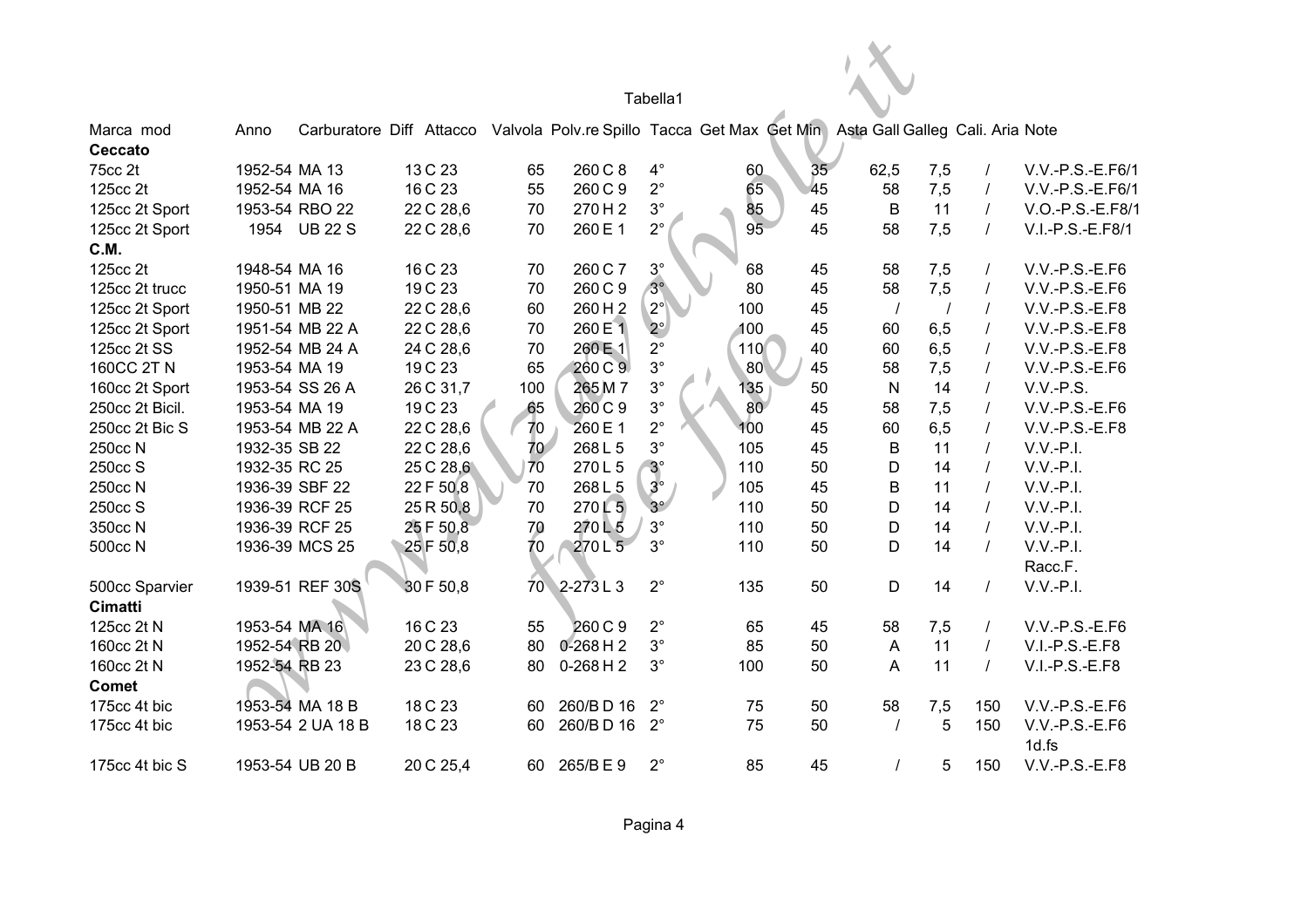Tabella1

| Marca mod | Anno | Carburatore | Diff | Attacco | Valvola | Polv.re | Spillo | Tacca | Get Max | Get Min | Asta Gall | Galleg | Cali. Aria | Note |
|---|---|---|---|---|---|---|---|---|---|---|---|---|---|---|
| **Ceccato** | | | | | | | | | | | | | | |
| 75cc 2t | 1952-54 | MA 13 | 13 | C 23 | 65 | 260 | C 8 | 4° | 60 | 35 | 62,5 | 7,5 | / | V.V.-P.S.-E.F6/1 |
| 125cc 2t | 1952-54 | MA 16 | 16 | C 23 | 55 | 260 | C 9 | 2° | 65 | 45 | 58 | 7,5 | / | V.V.-P.S.-E.F6/1 |
| 125cc 2t Sport | 1953-54 | RBO 22 | 22 | C 28,6 | 70 | 270 | H 2 | 3° | 85 | 45 | B | 11 | / | V.O.-P.S.-E.F8/1 |
| 125cc 2t Sport | 1954 | UB 22 S | 22 | C 28,6 | 70 | 260 | E 1 | 2° | 95 | 45 | 58 | 7,5 | / | V.I.-P.S.-E.F8/1 |
| **C.M.** | | | | | | | | | | | | | | |
| 125cc 2t | 1948-54 | MA 16 | 16 | C 23 | 70 | 260 | C 7 | 3° | 68 | 45 | 58 | 7,5 | / | V.V.-P.S.-E.F6 |
| 125cc 2t trucc | 1950-51 | MA 19 | 19 | C 23 | 70 | 260 | C 9 | 3° | 80 | 45 | 58 | 7,5 | / | V.V.-P.S.-E.F6 |
| 125cc 2t Sport | 1950-51 | MB 22 | 22 | C 28,6 | 60 | 260 | H 2 | 2° | 100 | 45 | / | / | / | V.V.-P.S.-E.F8 |
| 125cc 2t Sport | 1951-54 | MB 22 A | 22 | C 28,6 | 70 | 260 | E 1 | 2° | 100 | 45 | 60 | 6,5 | / | V.V.-P.S.-E.F8 |
| 125cc 2t SS | 1952-54 | MB 24 A | 24 | C 28,6 | 70 | 260 | E 1 | 2° | 110 | 40 | 60 | 6,5 | / | V.V.-P.S.-E.F8 |
| 160CC 2T N | 1953-54 | MA 19 | 19 | C 23 | 65 | 260 | C 9 | 3° | 80 | 45 | 58 | 7,5 | / | V.V.-P.S.-E.F6 |
| 160cc 2t Sport | 1953-54 | SS 26 A | 26 | C 31,7 | 100 | 265 | M 7 | 3° | 135 | 50 | N | 14 | / | V.V.-P.S. |
| 250cc 2t Bicil. | 1953-54 | MA 19 | 19 | C 23 | 65 | 260 | C 9 | 3° | 80 | 45 | 58 | 7,5 | / | V.V.-P.S.-E.F6 |
| 250cc 2t Bic S | 1953-54 | MB 22 A | 22 | C 28,6 | 70 | 260 | E 1 | 2° | 100 | 45 | 60 | 6,5 | / | V.V.-P.S.-E.F8 |
| 250cc N | 1932-35 | SB 22 | 22 | C 28,6 | 70 | 268 | L 5 | 3° | 105 | 45 | B | 11 | / | V.V.-P.I. |
| 250cc S | 1932-35 | RC 25 | 25 | C 28,6 | 70 | 270 | L 5 | 3° | 110 | 50 | D | 14 | / | V.V.-P.I. |
| 250cc N | 1936-39 | SBF 22 | 22 | F 50,8 | 70 | 268 | L 5 | 3° | 105 | 45 | B | 11 | / | V.V.-P.I. |
| 250cc S | 1936-39 | RCF 25 | 25 | R 50,8 | 70 | 270 | L 5 | 3° | 110 | 50 | D | 14 | / | V.V.-P.I. |
| 350cc N | 1936-39 | RCF 25 | 25 | F 50,8 | 70 | 270 | L 5 | 3° | 110 | 50 | D | 14 | / | V.V.-P.I. |
| 500cc N | 1936-39 | MCS 25 | 25 | F 50,8 | 70 | 270 | L 5 | 3° | 110 | 50 | D | 14 | / | V.V.-P.I. Racc.F. |
| 500cc Sparvier | 1939-51 | REF 30S | 30 | F 50,8 | 70 | 2-273 | L 3 | 2° | 135 | 50 | D | 14 | / | V.V.-P.I. |
| **Cimatti** | | | | | | | | | | | | | | |
| 125cc 2t N | 1953-54 | MA 16 | 16 | C 23 | 55 | 260 | C 9 | 2° | 65 | 45 | 58 | 7,5 | / | V.V.-P.S.-E.F6 |
| 160cc 2t N | 1952-54 | RB 20 | 20 | C 28,6 | 80 | 0-268 | H 2 | 3° | 85 | 50 | A | 11 | / | V.I.-P.S.-E.F8 |
| 160cc 2t N | 1952-54 | RB 23 | 23 | C 28,6 | 80 | 0-268 | H 2 | 3° | 100 | 50 | A | 11 | / | V.I.-P.S.-E.F8 |
| **Comet** | | | | | | | | | | | | | | |
| 175cc 4t bic | 1953-54 | MA 18 B | 18 | C 23 | 60 | 260/B | D 16 | 2° | 75 | 50 | 58 | 7,5 | 150 | V.V.-P.S.-E.F6 |
| 175cc 4t bic | 1953-54 | 2 UA 18 B | 18 | C 23 | 60 | 260/B | D 16 | 2° | 75 | 50 | / | 5 | 150 | V.V.-P.S.-E.F6 1d.fs |
| 175cc 4t bic S | 1953-54 | UB 20 B | 20 | C 25,4 | 60 | 265/B | E 9 | 2° | 85 | 45 | / | 5 | 150 | V.V.-P.S.-E.F8 |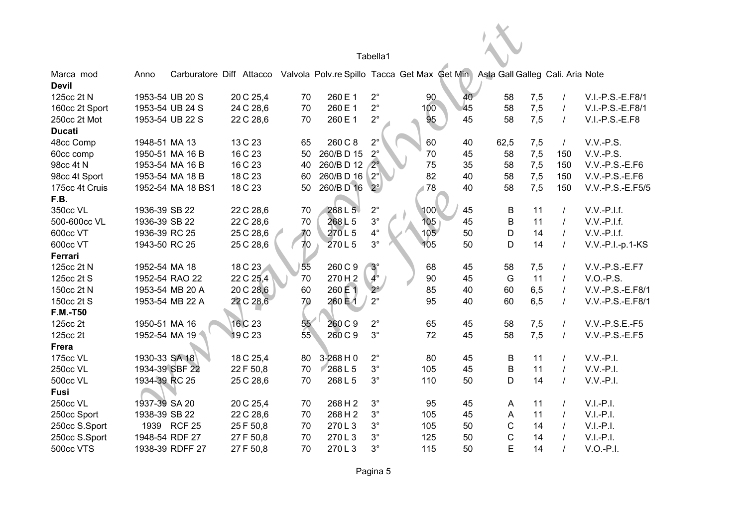Tabella1

| Marca mod | Anno | Carburatore | Diff | Attacco | Valvola | Polv.re | Spillo | Tacca | Get Max | Get Min | Asta | Gall | Galleg | Cali. Aria | Note |
|---|---|---|---|---|---|---|---|---|---|---|---|---|---|---|---|
| **Devil** | | | | | | | | | | | | | | | |
| 125cc 2t N | 1953-54 | UB 20 S | | 20 C 25,4 | 70 | 260 | E 1 | 2° | 90 | 40 | 58 | | 7,5 | / | V.I.-P.S.-E.F8/1 |
| 160cc 2t Sport | 1953-54 | UB 24 S | | 24 C 28,6 | 70 | 260 | E 1 | 2° | 100 | 45 | 58 | | 7,5 | / | V.I.-P.S.-E.F8/1 |
| 250cc 2t Mot | 1953-54 | UB 22 S | | 22 C 28,6 | 70 | 260 | E 1 | 2° | 95 | 45 | 58 | | 7,5 | / | V.I.-P.S.-E.F8 |
| **Ducati** | | | | | | | | | | | | | | | |
| 48cc Comp | 1948-51 | MA 13 | | 13 C 23 | 65 | 260 | C 8 | 2° | 60 | 40 | 62,5 | | 7,5 | / | V.V.-P.S. |
| 60cc comp | 1950-51 | MA 16 B | | 16 C 23 | 50 | 260/B | D 15 | 2° | 70 | 45 | 58 | | 7,5 | 150 | V.V.-P.S. |
| 98cc 4t N | 1953-54 | MA 16 B | | 16 C 23 | 40 | 260/B | D 12 | 2° | 75 | 35 | 58 | | 7,5 | 150 | V.V.-P.S.-E.F6 |
| 98cc 4t Sport | 1953-54 | MA 18 B | | 18 C 23 | 60 | 260/B | D 16 | 2° | 82 | 40 | 58 | | 7,5 | 150 | V.V.-P.S.-E.F6 |
| 175cc 4t Cruis | 1952-54 | MA 18 BS1 | | 18 C 23 | 50 | 260/B | D 16 | 2° | 78 | 40 | 58 | | 7,5 | 150 | V.V.-P.S.-E.F5/5 |
| **F.B.** | | | | | | | | | | | | | | | |
| 350cc VL | 1936-39 | SB 22 | | 22 C 28,6 | 70 | 268 | L 5 | 2° | 100 | 45 | B | | 11 | / | V.V.-P.I.f. |
| 500-600cc VL | 1936-39 | SB 22 | | 22 C 28,6 | 70 | 268 | L 5 | 3° | 105 | 45 | B | | 11 | / | V.V.-P.I.f. |
| 600cc VT | 1936-39 | RC 25 | | 25 C 28,6 | 70 | 270 | L 5 | 4° | 105 | 50 | D | | 14 | / | V.V.-P.I.f. |
| 600cc VT | 1943-50 | RC 25 | | 25 C 28,6 | 70 | 270 | L 5 | 3° | 105 | 50 | D | | 14 | / | V.V.-P.I.-p.1-KS |
| **Ferrari** | | | | | | | | | | | | | | | |
| 125cc 2t N | 1952-54 | MA 18 | | 18 C 23 | 55 | 260 | C 9 | 3° | 68 | 45 | 58 | | 7,5 | / | V.V.-P.S.-E.F7 |
| 125cc 2t S | 1952-54 | RAO 22 | | 22 C 25,4 | 70 | 270 | H 2 | 4° | 90 | 45 | G | | 11 | / | V.O.-P.S. |
| 150cc 2t N | 1953-54 | MB 20 A | | 20 C 28,6 | 60 | 260 | E 1 | 2° | 85 | 40 | 60 | | 6,5 | / | V.V.-P.S.-E.F8/1 |
| 150cc 2t S | 1953-54 | MB 22 A | | 22 C 28,6 | 70 | 260 | E 1 | 2° | 95 | 40 | 60 | | 6,5 | / | V.V.-P.S.-E.F8/1 |
| **F.M.-T50** | | | | | | | | | | | | | | | |
| 125cc 2t | 1950-51 | MA 16 | | 16 C 23 | 55 | 260 | C 9 | 2° | 65 | 45 | 58 | | 7,5 | / | V.V.-P.S.E.-F5 |
| 125cc 2t | 1952-54 | MA 19 | | 19 C 23 | 55 | 260 | C 9 | 3° | 72 | 45 | 58 | | 7,5 | / | V.V.-P.S.-E.F5 |
| **Frera** | | | | | | | | | | | | | | | |
| 175cc VL | 1930-33 | SA 18 | | 18 C 25,4 | 80 | 3-268 | H 0 | 2° | 80 | 45 | B | | 11 | / | V.V.-P.I. |
| 250cc VL | 1934-39 | SBF 22 | | 22 F 50,8 | 70 | 268 | L 5 | 3° | 105 | 45 | B | | 11 | / | V.V.-P.I. |
| 500cc VL | 1934-39 | RC 25 | | 25 C 28,6 | 70 | 268 | L 5 | 3° | 110 | 50 | D | | 14 | / | V.V.-P.I. |
| **Fusi** | | | | | | | | | | | | | | | |
| 250cc VL | 1937-39 | SA 20 | | 20 C 25,4 | 70 | 268 | H 2 | 3° | 95 | 45 | A | | 11 | / | V.I.-P.I. |
| 250cc Sport | 1938-39 | SB 22 | | 22 C 28,6 | 70 | 268 | H 2 | 3° | 105 | 45 | A | | 11 | / | V.I.-P.I. |
| 250cc S.Sport | 1939 | RCF 25 | | 25 F 50,8 | 70 | 270 | L 3 | 3° | 105 | 50 | C | | 14 | / | V.I.-P.I. |
| 250cc S.Sport | 1948-54 | RDF 27 | | 27 F 50,8 | 70 | 270 | L 3 | 3° | 125 | 50 | C | | 14 | / | V.I.-P.I. |
| 500cc VTS | 1938-39 | RDFF 27 | | 27 F 50,8 | 70 | 270 | L 3 | 3° | 115 | 50 | E | | 14 | / | V.O.-P.I. |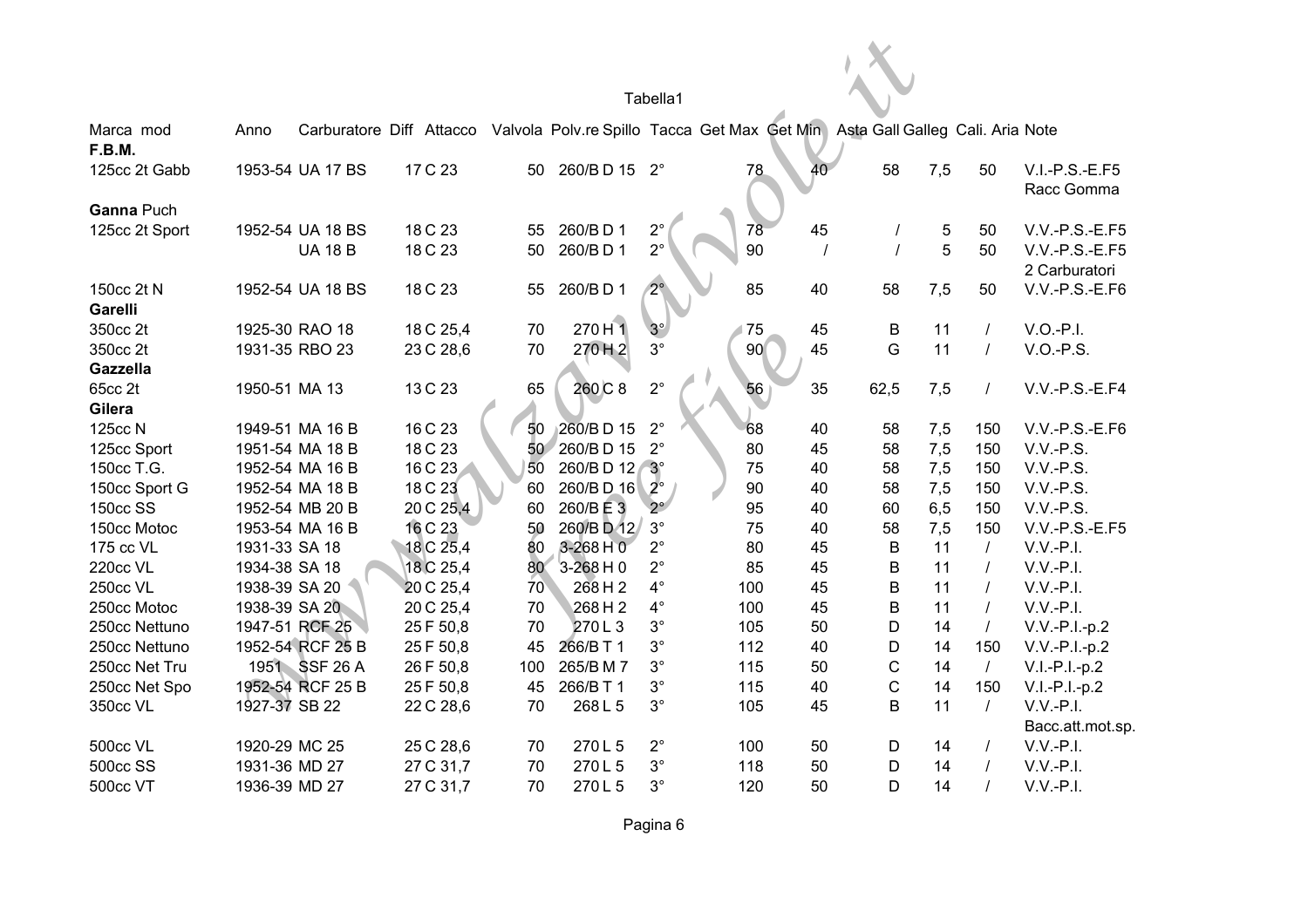Tabella1

| Marca mod | Anno | Carburatore | Diff | Attacco | Valvola | Polv.re Spillo | Tacca | Get Max | Get Min | Asta Gall | Galleg | Cali. Aria | Note |
|---|---|---|---|---|---|---|---|---|---|---|---|---|---|
| **F.B.M.** | | | | | | | | | | | | | |
| 125cc 2t Gabb | 1953-54 | UA 17 BS | 17 | C 23 | 50 | 260/B D 15 | 2° | 78 | 40 | 58 | 7,5 | 50 | V.I.-P.S.-E.F5 Racc Gomma |
| **Ganna** Puch | | | | | | | | | | | | | |
| 125cc 2t Sport | 1952-54 | UA 18 BS | 18 | C 23 | 55 | 260/B D 1 | 2° | 78 | 45 | / | 5 | 50 | V.V.-P.S.-E.F5 |
| | | UA 18 B | 18 | C 23 | 50 | 260/B D 1 | 2° | 90 | / | / | 5 | 50 | V.V.-P.S.-E.F5 2 Carburatori |
| 150cc 2t N | 1952-54 | UA 18 BS | 18 | C 23 | 55 | 260/B D 1 | 2° | 85 | 40 | 58 | 7,5 | 50 | V.V.-P.S.-E.F6 |
| **Garelli** | | | | | | | | | | | | | |
| 350cc 2t | 1925-30 | RAO 18 | 18 | C 25,4 | 70 | 270 H 1 | 3° | 75 | 45 | B | 11 | / | V.O.-P.I. |
| 350cc 2t | 1931-35 | RBO 23 | 23 | C 28,6 | 70 | 270 H 2 | 3° | 90 | 45 | G | 11 | / | V.O.-P.S. |
| **Gazzella** | | | | | | | | | | | | | |
| 65cc 2t | 1950-51 | MA 13 | 13 | C 23 | 65 | 260 C 8 | 2° | 56 | 35 | 62,5 | 7,5 | / | V.V.-P.S.-E.F4 |
| **Gilera** | | | | | | | | | | | | | |
| 125cc N | 1949-51 | MA 16 B | 16 | C 23 | 50 | 260/B D 15 | 2° | 68 | 40 | 58 | 7,5 | 150 | V.V.-P.S.-E.F6 |
| 125cc Sport | 1951-54 | MA 18 B | 18 | C 23 | 50 | 260/B D 15 | 2° | 80 | 45 | 58 | 7,5 | 150 | V.V.-P.S. |
| 150cc T.G. | 1952-54 | MA 16 B | 16 | C 23 | 50 | 260/B D 12 | 3° | 75 | 40 | 58 | 7,5 | 150 | V.V.-P.S. |
| 150cc Sport G | 1952-54 | MA 18 B | 18 | C 23 | 60 | 260/B D 16 | 2° | 90 | 40 | 58 | 7,5 | 150 | V.V.-P.S. |
| 150cc SS | 1952-54 | MB 20 B | 20 | C 25,4 | 60 | 260/B E 3 | 2° | 95 | 40 | 60 | 6,5 | 150 | V.V.-P.S. |
| 150cc Motoc | 1953-54 | MA 16 B | 16 | C 23 | 50 | 260/B D 12 | 3° | 75 | 40 | 58 | 7,5 | 150 | V.V.-P.S.-E.F5 |
| 175 cc VL | 1931-33 | SA 18 | 18 | C 25,4 | 80 | 3-268 H 0 | 2° | 80 | 45 | B | 11 | / | V.V.-P.I. |
| 220cc VL | 1934-38 | SA 18 | 18 | C 25,4 | 80 | 3-268 H 0 | 2° | 85 | 45 | B | 11 | / | V.V.-P.I. |
| 250cc VL | 1938-39 | SA 20 | 20 | C 25,4 | 70 | 268 H 2 | 4° | 100 | 45 | B | 11 | / | V.V.-P.I. |
| 250cc Motoc | 1938-39 | SA 20 | 20 | C 25,4 | 70 | 268 H 2 | 4° | 100 | 45 | B | 11 | / | V.V.-P.I. |
| 250cc Nettuno | 1947-51 | RCF 25 | 25 | F 50,8 | 70 | 270 L 3 | 3° | 105 | 50 | D | 14 | / | V.V.-P.I.-p.2 |
| 250cc Nettuno | 1952-54 | RCF 25 B | 25 | F 50,8 | 45 | 266/B T 1 | 3° | 112 | 40 | D | 14 | 150 | V.V.-P.I.-p.2 |
| 250cc Net Tru | 1951 | SSF 26 A | 26 | F 50,8 | 100 | 265/B M 7 | 3° | 115 | 50 | C | 14 | / | V.I.-P.I.-p.2 |
| 250cc Net Spo | 1952-54 | RCF 25 B | 25 | F 50,8 | 45 | 266/B T 1 | 3° | 115 | 40 | C | 14 | 150 | V.I.-P.I.-p.2 |
| 350cc VL | 1927-37 | SB 22 | 22 | C 28,6 | 70 | 268 L 5 | 3° | 105 | 45 | B | 11 | / | V.V.-P.I. Bacc.att.mot.sp. |
| 500cc VL | 1920-29 | MC 25 | 25 | C 28,6 | 70 | 270 L 5 | 2° | 100 | 50 | D | 14 | / | V.V.-P.I. |
| 500cc SS | 1931-36 | MD 27 | 27 | C 31,7 | 70 | 270 L 5 | 3° | 118 | 50 | D | 14 | / | V.V.-P.I. |
| 500cc VT | 1936-39 | MD 27 | 27 | C 31,7 | 70 | 270 L 5 | 3° | 120 | 50 | D | 14 | / | V.V.-P.I. |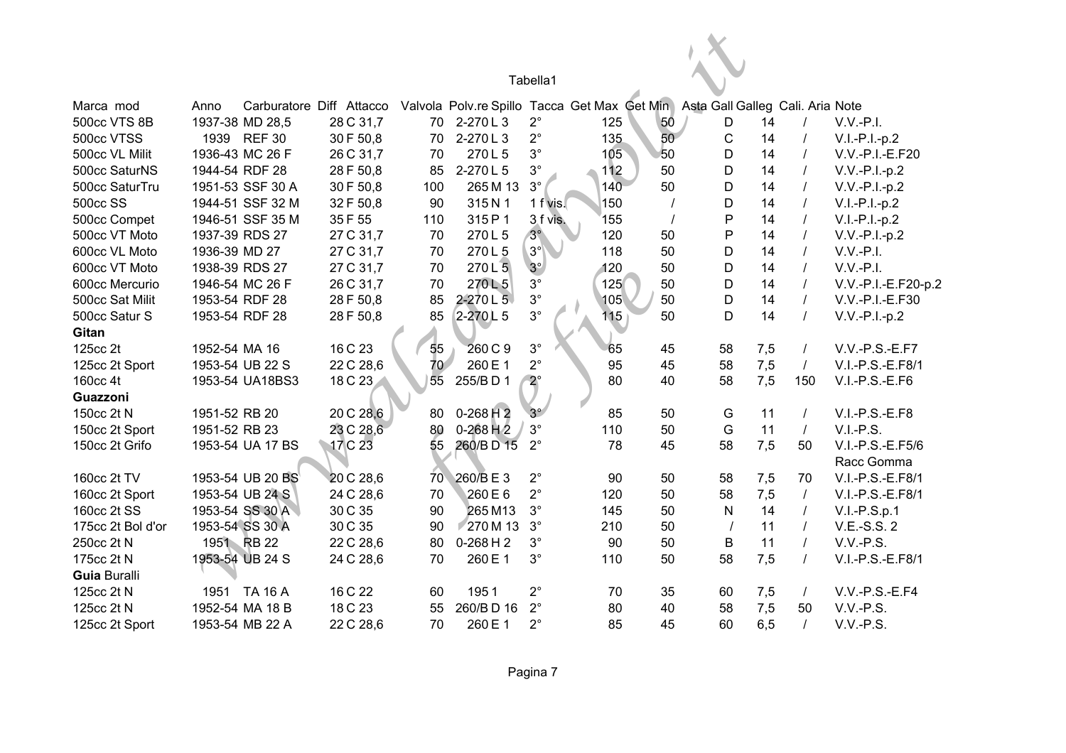Tabella1

| Marca mod | Anno | Carburatore | Diff | Attacco | Valvola | Polv.re | Spillo | Tacca | Get Max | Get Min | Asta Gall | Galleg | Cali. Aria | Note |
|---|---|---|---|---|---|---|---|---|---|---|---|---|---|---|
| 500cc VTS 8B | 1937-38 | MD 28,5 | 28 C | 31,7 | 70 | 2-270 | L 3 | 2° | 125 | 50 | D | 14 | / | V.V.-P.I. |
| 500cc VTSS | 1939 | REF 30 | 30 F | 50,8 | 70 | 2-270 | L 3 | 2° | 135 | 50 | C | 14 | / | V.I.-P.I.-p.2 |
| 500cc VL Milit | 1936-43 | MC 26 F | 26 C | 31,7 | 70 | 270 | L 5 | 3° | 105 | 50 | D | 14 | / | V.V.-P.I.-E.F20 |
| 500cc SaturNS | 1944-54 | RDF 28 | 28 F | 50,8 | 85 | 2-270 | L 5 | 3° | 112 | 50 | D | 14 | / | V.V.-P.I.-p.2 |
| 500cc SaturTru | 1951-53 | SSF 30 A | 30 F | 50,8 | 100 | 265 | M 13 | 3° | 140 | 50 | D | 14 | / | V.V.-P.I.-p.2 |
| 500cc SS | 1944-51 | SSF 32 M | 32 F | 50,8 | 90 | 315 | N 1 | 1 f vis. | 150 | / | D | 14 | / | V.I.-P.I.-p.2 |
| 500cc Compet | 1946-51 | SSF 35 M | 35 F | 55 | 110 | 315 | P 1 | 3 f vis. | 155 | / | P | 14 | / | V.I.-P.I.-p.2 |
| 500cc VT Moto | 1937-39 | RDS 27 | 27 C | 31,7 | 70 | 270 | L 5 | 3° | 120 | 50 | P | 14 | / | V.V.-P.I.-p.2 |
| 600cc VL Moto | 1936-39 | MD 27 | 27 C | 31,7 | 70 | 270 | L 5 | 3° | 118 | 50 | D | 14 | / | V.V.-P.I. |
| 600cc VT Moto | 1938-39 | RDS 27 | 27 C | 31,7 | 70 | 270 | L 5 | 3° | 120 | 50 | D | 14 | / | V.V.-P.I. |
| 600cc Mercurio | 1946-54 | MC 26 F | 26 C | 31,7 | 70 | 270 | L 5 | 3° | 125 | 50 | D | 14 | / | V.V.-P.I.-E.F20-p.2 |
| 500cc Sat Milit | 1953-54 | RDF 28 | 28 F | 50,8 | 85 | 2-270 | L 5 | 3° | 105 | 50 | D | 14 | / | V.V.-P.I.-E.F30 |
| 500cc Satur S | 1953-54 | RDF 28 | 28 F | 50,8 | 85 | 2-270 | L 5 | 3° | 115 | 50 | D | 14 | / | V.V.-P.I.-p.2 |
| **Gitan** | | | | | | | | | | | | | | |
| 125cc 2t | 1952-54 | MA 16 | 16 C | 23 | 55 | 260 | C 9 | 3° | 65 | 45 | 58 | 7,5 | / | V.V.-P.S.-E.F7 |
| 125cc 2t Sport | 1953-54 | UB 22 S | 22 C | 28,6 | 70 | 260 | E 1 | 2° | 95 | 45 | 58 | 7,5 | / | V.I.-P.S.-E.F8/1 |
| 160cc 4t | 1953-54 | UA18BS3 | 18 C | 23 | 55 | 255/B | D 1 | 2° | 80 | 40 | 58 | 7,5 | 150 | V.I.-P.S.-E.F6 |
| **Guazzoni** | | | | | | | | | | | | | | |
| 150cc 2t N | 1951-52 | RB 20 | 20 C | 28,6 | 80 | 0-268 | H 2 | 3° | 85 | 50 | G | 11 | / | V.I.-P.S.-E.F8 |
| 150cc 2t Sport | 1951-52 | RB 23 | 23 C | 28,6 | 80 | 0-268 | H 2 | 3° | 110 | 50 | G | 11 | / | V.I.-P.S. |
| 150cc 2t Grifo | 1953-54 | UA 17 BS | 17 C | 23 | 55 | 260/B | D 15 | 2° | 78 | 45 | 58 | 7,5 | 50 | V.I.-P.S.-E.F5/6 Racc Gomma |
| 160cc 2t TV | 1953-54 | UB 20 BS | 20 C | 28,6 | 70 | 260/B | E 3 | 2° | 90 | 50 | 58 | 7,5 | 70 | V.I.-P.S.-E.F8/1 |
| 160cc 2t Sport | 1953-54 | UB 24 S | 24 C | 28,6 | 70 | 260 | E 6 | 2° | 120 | 50 | 58 | 7,5 | / | V.I.-P.S.-E.F8/1 |
| 160cc 2t SS | 1953-54 | SS 30 A | 30 C | 35 | 90 | 265 | M13 | 3° | 145 | 50 | N | 14 | / | V.I.-P.S.p.1 |
| 175cc 2t Bol d'or | 1953-54 | SS 30 A | 30 C | 35 | 90 | 270 | M 13 | 3° | 210 | 50 | / | 11 | / | V.E.-S.S. 2 |
| 250cc 2t N | 1951 | RB 22 | 22 C | 28,6 | 80 | 0-268 | H 2 | 3° | 90 | 50 | B | 11 | / | V.V.-P.S. |
| 175cc 2t N | 1953-54 | UB 24 S | 24 C | 28,6 | 70 | 260 | E 1 | 3° | 110 | 50 | 58 | 7,5 | / | V.I.-P.S.-E.F8/1 |
| **Guia** Buralli | | | | | | | | | | | | | | |
| 125cc 2t N | 1951 | TA 16 A | 16 C | 22 | 60 | 195 | 1 | 2° | 70 | 35 | 60 | 7,5 | / | V.V.-P.S.-E.F4 |
| 125cc 2t N | 1952-54 | MA 18 B | 18 C | 23 | 55 | 260/B | D 16 | 2° | 80 | 40 | 58 | 7,5 | 50 | V.V.-P.S. |
| 125cc 2t Sport | 1953-54 | MB 22 A | 22 C | 28,6 | 70 | 260 | E 1 | 2° | 85 | 45 | 60 | 6,5 | / | V.V.-P.S. |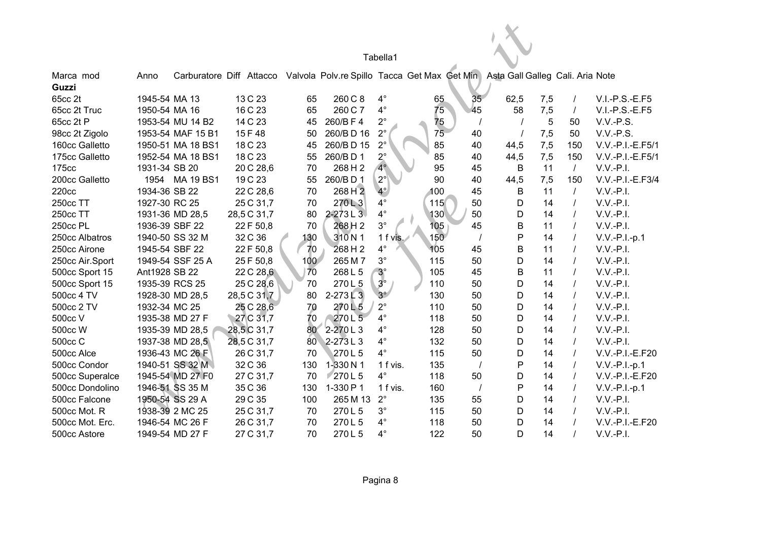Tabella1

| Marca mod | Anno | Carburatore | Diff | Attacco | Valvola | Polv.re | Spillo | Tacca | Get Max | Get Min | Asta Gall | Galleg | Cali. Aria | Note |
|---|---|---|---|---|---|---|---|---|---|---|---|---|---|---|
| **Guzzi** | | | | | | | | | | | | | | |
| 65cc 2t | 1945-54 | MA 13 | 13 | C 23 | 65 | 260 | C 8 | 4° | 65 | 35 | 62,5 | 7,5 | / | V.I.-P.S.-E.F5 |
| 65cc 2t Truc | 1950-54 | MA 16 | 16 | C 23 | 65 | 260 | C 7 | 4° | 75 | 45 | 58 | 7,5 | / | V.I.-P.S.-E.F5 |
| 65cc 2t P | 1953-54 | MU 14 B2 | 14 | C 23 | 45 | 260/B | F 4 | 2° | 75 | / | / | 5 | 50 | V.V.-P.S. |
| 98cc 2t Zigolo | 1953-54 | MAF 15 B1 | 15 | F 48 | 50 | 260/B | D 16 | 2° | 75 | 40 | / | 7,5 | 50 | V.V.-P.S. |
| 160cc Galletto | 1950-51 | MA 18 BS1 | 18 | C 23 | 45 | 260/B | D 15 | 2° | 85 | 40 | 44,5 | 7,5 | 150 | V.V.-P.I.-E.F5/1 |
| 175cc Galletto | 1952-54 | MA 18 BS1 | 18 | C 23 | 55 | 260/B | D 1 | 2° | 85 | 40 | 44,5 | 7,5 | 150 | V.V.-P.I.-E.F5/1 |
| 175cc | 1931-34 | SB 20 | 20 | C 28,6 | 70 | 268 | H 2 | 4° | 95 | 45 | B | 11 | / | V.V.-P.I. |
| 200cc Galletto | 1954 | MA 19 BS1 | 19 | C 23 | 55 | 260/B | D 1 | 2° | 90 | 40 | 44,5 | 7,5 | 150 | V.V.-P.I.-E.F3/4 |
| 220cc | 1934-36 | SB 22 | 22 | C 28,6 | 70 | 268 | H 2 | 4° | 100 | 45 | B | 11 | / | V.V.-P.I. |
| 250cc TT | 1927-30 | RC 25 | 25 | C 31,7 | 70 | 270 | L 3 | 4° | 115 | 50 | D | 14 | / | V.V.-P.I. |
| 250cc TT | 1931-36 | MD 28,5 | 28,5 | C 31,7 | 80 | 2-273 | L 3 | 4° | 130 | 50 | D | 14 | / | V.V.-P.I. |
| 250cc PL | 1936-39 | SBF 22 | 22 | F 50,8 | 70 | 268 | H 2 | 3° | 105 | 45 | B | 11 | / | V.V.-P.I. |
| 250cc Albatros | 1940-50 | SS 32 M | 32 | C 36 | 130 | 310 | N 1 | 1 f vis. | 150 | / | P | 14 | / | V.V.-P.I.-p.1 |
| 250cc Airone | 1945-54 | SBF 22 | 22 | F 50,8 | 70 | 268 | H 2 | 4° | 105 | 45 | B | 11 | / | V.V.-P.I. |
| 250cc Air.Sport | 1949-54 | SSF 25 A | 25 | F 50,8 | 100 | 265 | M 7 | 3° | 115 | 50 | D | 14 | / | V.V.-P.I. |
| 500cc Sport 15 | Ant1928 | SB 22 | 22 | C 28,6 | 70 | 268 | L 5 | 3° | 105 | 45 | B | 11 | / | V.V.-P.I. |
| 500cc Sport 15 | 1935-39 | RCS 25 | 25 | C 28,6 | 70 | 270 | L 5 | 3° | 110 | 50 | D | 14 | / | V.V.-P.I. |
| 500cc 4 TV | 1928-30 | MD 28,5 | 28,5 | C 31,7 | 80 | 2-273 | L 3 | 3° | 130 | 50 | D | 14 | / | V.V.-P.I. |
| 500cc 2 TV | 1932-34 | MC 25 | 25 | C 28,6 | 70 | 270 | L 5 | 2° | 110 | 50 | D | 14 | / | V.V.-P.I. |
| 500cc V | 1935-38 | MD 27 F | 27 | C 31,7 | 70 | 270 | L 5 | 4° | 118 | 50 | D | 14 | / | V.V.-P.I. |
| 500cc W | 1935-39 | MD 28,5 | 28,5 | C 31,7 | 80 | 2-270 | L 3 | 4° | 128 | 50 | D | 14 | / | V.V.-P.I. |
| 500cc C | 1937-38 | MD 28,5 | 28,5 | C 31,7 | 80 | 2-273 | L 3 | 4° | 132 | 50 | D | 14 | / | V.V.-P.I. |
| 500cc Alce | 1936-43 | MC 26 F | 26 | C 31,7 | 70 | 270 | L 5 | 4° | 115 | 50 | D | 14 | / | V.V.-P.I.-E.F20 |
| 500cc Condor | 1940-51 | SS 32 M | 32 | C 36 | 130 | 1-330 | N 1 | 1 f vis. | 135 | / | P | 14 | / | V.V.-P.I.-p.1 |
| 500cc Superalce | 1945-54 | MD 27 F0 | 27 | C 31,7 | 70 | 270 | L 5 | 4° | 118 | 50 | D | 14 | / | V.V.-P.I.-E.F20 |
| 500cc Dondolino | 1946-51 | SS 35 M | 35 | C 36 | 130 | 1-330 | P 1 | 1 f vis. | 160 | / | P | 14 | / | V.V.-P.I.-p.1 |
| 500cc Falcone | 1950-54 | SS 29 A | 29 | C 35 | 100 | 265 | M 13 | 2° | 135 | 55 | D | 14 | / | V.V.-P.I. |
| 500cc Mot. R | 1938-39 | 2 MC 25 | 25 | C 31,7 | 70 | 270 | L 5 | 3° | 115 | 50 | D | 14 | / | V.V.-P.I. |
| 500cc Mot. Erc. | 1946-54 | MC 26 F | 26 | C 31,7 | 70 | 270 | L 5 | 4° | 118 | 50 | D | 14 | / | V.V.-P.I.-E.F20 |
| 500cc Astore | 1949-54 | MD 27 F | 27 | C 31,7 | 70 | 270 | L 5 | 4° | 122 | 50 | D | 14 | / | V.V.-P.I. |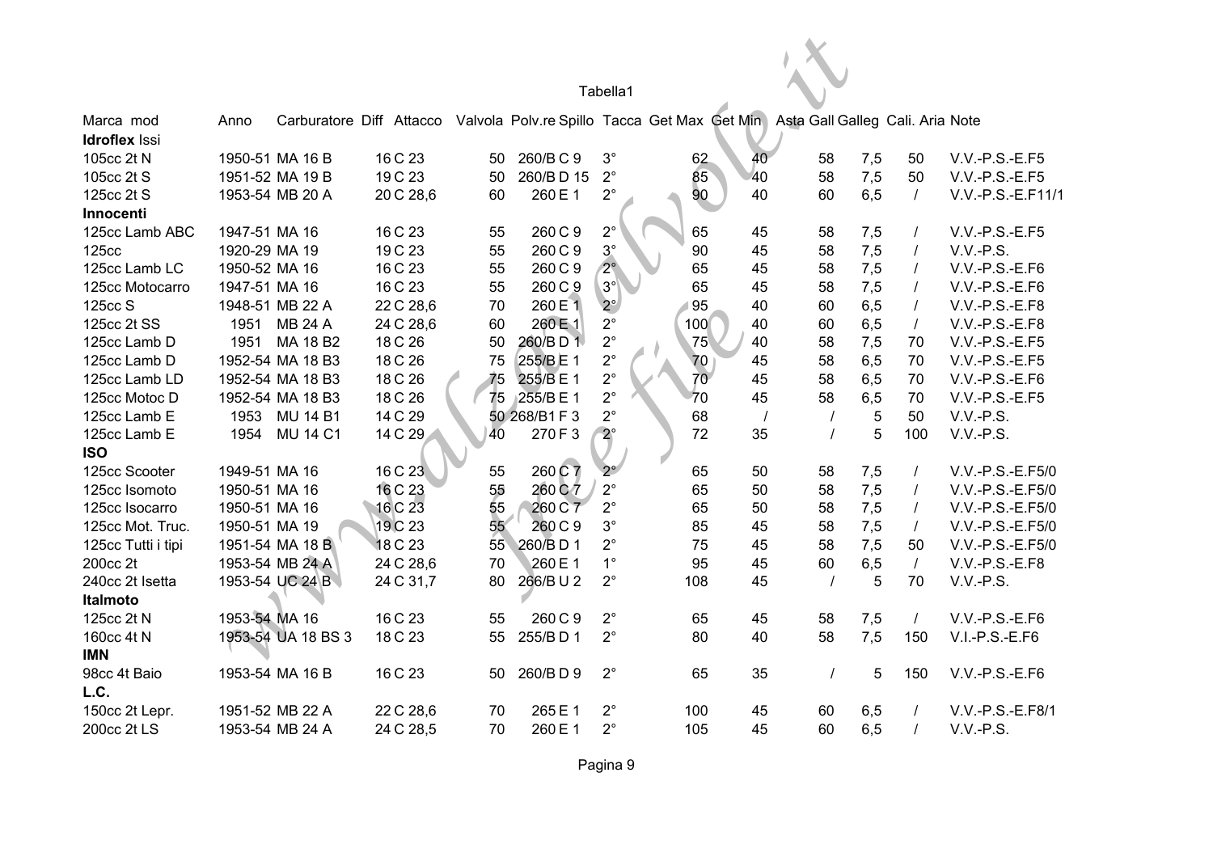Tabella1

| Marca mod | Anno | Carburatore | Diff Attacco | Valvola | Polv.re Spillo | Tacca | Get Max | Get Min | Asta Gall | Galleg | Cali. Aria | Note |
|---|---|---|---|---|---|---|---|---|---|---|---|---|
| **Idroflex** Issi | | | | | | | | | | | | |
| 105cc 2t N | 1950-51 | MA 16 B | 16 C 23 | 50 | 260/B C 9 | 3° | 62 | 40 | 58 | 7,5 | 50 | V.V.-P.S.-E.F5 |
| 105cc 2t S | 1951-52 | MA 19 B | 19 C 23 | 50 | 260/B D 15 | 2° | 85 | 40 | 58 | 7,5 | 50 | V.V.-P.S.-E.F5 |
| 125cc 2t S | 1953-54 | MB 20 A | 20 C 28,6 | 60 | 260 E 1 | 2° | 90 | 40 | 60 | 6,5 | / | V.V.-P.S.-E.F11/1 |
| **Innocenti** | | | | | | | | | | | | |
| 125cc Lamb ABC | 1947-51 | MA 16 | 16 C 23 | 55 | 260 C 9 | 2° | 65 | 45 | 58 | 7,5 | / | V.V.-P.S.-E.F5 |
| 125cc | 1920-29 | MA 19 | 19 C 23 | 55 | 260 C 9 | 3° | 90 | 45 | 58 | 7,5 | / | V.V.-P.S. |
| 125cc Lamb LC | 1950-52 | MA 16 | 16 C 23 | 55 | 260 C 9 | 2° | 65 | 45 | 58 | 7,5 | / | V.V.-P.S.-E.F6 |
| 125cc Motocarro | 1947-51 | MA 16 | 16 C 23 | 55 | 260 C 9 | 3° | 65 | 45 | 58 | 7,5 | / | V.V.-P.S.-E.F6 |
| 125cc S | 1948-51 | MB 22 A | 22 C 28,6 | 70 | 260 E 1 | 2° | 95 | 40 | 60 | 6,5 | / | V.V.-P.S.-E.F8 |
| 125cc 2t SS | 1951 | MB 24 A | 24 C 28,6 | 60 | 260 E 1 | 2° | 100 | 40 | 60 | 6,5 | / | V.V.-P.S.-E.F8 |
| 125cc Lamb D | 1951 | MA 18 B2 | 18 C 26 | 50 | 260/B D 1 | 2° | 75 | 40 | 58 | 7,5 | 70 | V.V.-P.S.-E.F5 |
| 125cc Lamb D | 1952-54 | MA 18 B3 | 18 C 26 | 75 | 255/B E 1 | 2° | 70 | 45 | 58 | 6,5 | 70 | V.V.-P.S.-E.F5 |
| 125cc Lamb LD | 1952-54 | MA 18 B3 | 18 C 26 | 75 | 255/B E 1 | 2° | 70 | 45 | 58 | 6,5 | 70 | V.V.-P.S.-E.F6 |
| 125cc Motoc D | 1952-54 | MA 18 B3 | 18 C 26 | 75 | 255/B E 1 | 2° | 70 | 45 | 58 | 6,5 | 70 | V.V.-P.S.-E.F5 |
| 125cc Lamb E | 1953 | MU 14 B1 | 14 C 29 | 50 | 268/B1 F 3 | 2° | 68 | / | / | 5 | 50 | V.V.-P.S. |
| 125cc Lamb E | 1954 | MU 14 C1 | 14 C 29 | 40 | 270 F 3 | 2° | 72 | 35 | / | 5 | 100 | V.V.-P.S. |
| **ISO** | | | | | | | | | | | | |
| 125cc Scooter | 1949-51 | MA 16 | 16 C 23 | 55 | 260 C 7 | 2° | 65 | 50 | 58 | 7,5 | / | V.V.-P.S.-E.F5/0 |
| 125cc Isomoto | 1950-51 | MA 16 | 16 C 23 | 55 | 260 C 7 | 2° | 65 | 50 | 58 | 7,5 | / | V.V.-P.S.-E.F5/0 |
| 125cc Isocarro | 1950-51 | MA 16 | 16 C 23 | 55 | 260 C 7 | 2° | 65 | 50 | 58 | 7,5 | / | V.V.-P.S.-E.F5/0 |
| 125cc Mot. Truc. | 1950-51 | MA 19 | 19 C 23 | 55 | 260 C 9 | 3° | 85 | 45 | 58 | 7,5 | / | V.V.-P.S.-E.F5/0 |
| 125cc Tutti i tipi | 1951-54 | MA 18 B | 18 C 23 | 55 | 260/B D 1 | 2° | 75 | 45 | 58 | 7,5 | 50 | V.V.-P.S.-E.F5/0 |
| 200cc 2t | 1953-54 | MB 24 A | 24 C 28,6 | 70 | 260 E 1 | 1° | 95 | 45 | 60 | 6,5 | / | V.V.-P.S.-E.F8 |
| 240cc 2t Isetta | 1953-54 | UC 24 B | 24 C 31,7 | 80 | 266/B U 2 | 2° | 108 | 45 | / | 5 | 70 | V.V.-P.S. |
| **Italmoto** | | | | | | | | | | | | |
| 125cc 2t N | 1953-54 | MA 16 | 16 C 23 | 55 | 260 C 9 | 2° | 65 | 45 | 58 | 7,5 | / | V.V.-P.S.-E.F6 |
| 160cc 4t N | 1953-54 | UA 18 BS 3 | 18 C 23 | 55 | 255/B D 1 | 2° | 80 | 40 | 58 | 7,5 | 150 | V.I.-P.S.-E.F6 |
| **IMN** | | | | | | | | | | | | |
| 98cc 4t Baio | 1953-54 | MA 16 B | 16 C 23 | 50 | 260/B D 9 | 2° | 65 | 35 | / | 5 | 150 | V.V.-P.S.-E.F6 |
| **L.C.** | | | | | | | | | | | | |
| 150cc 2t Lepr. | 1951-52 | MB 22 A | 22 C 28,6 | 70 | 265 E 1 | 2° | 100 | 45 | 60 | 6,5 | / | V.V.-P.S.-E.F8/1 |
| 200cc 2t LS | 1953-54 | MB 24 A | 24 C 28,5 | 70 | 260 E 1 | 2° | 105 | 45 | 60 | 6,5 | / | V.V.-P.S. |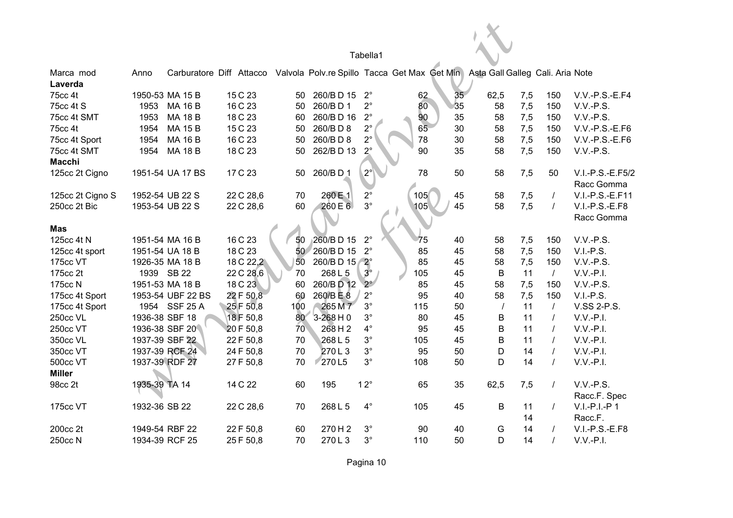Tabella1

| Marca mod | Anno | Carburatore | Diff | Attacco | Valvola | Polv.re | Spillo | Tacca | Get Max | Get Min | Asta Gall | Galleg | Cali. Aria | Note |
|---|---|---|---|---|---|---|---|---|---|---|---|---|---|---|
| **Laverda** | | | | | | | | | | | | | | |
| 75cc 4t | 1950-53 | MA 15 B | 15 | C 23 | 50 | 260/B | D 15 | 2° | 62 | 35 | 62,5 | 7,5 | 150 | V.V.-P.S.-E.F4 |
| 75cc 4t S | 1953 | MA 16 B | 16 | C 23 | 50 | 260/B | D 1 | 2° | 80 | 35 | 58 | 7,5 | 150 | V.V.-P.S. |
| 75cc 4t SMT | 1953 | MA 18 B | 18 | C 23 | 60 | 260/B | D 16 | 2° | 90 | 35 | 58 | 7,5 | 150 | V.V.-P.S. |
| 75cc 4t | 1954 | MA 15 B | 15 | C 23 | 50 | 260/B | D 8 | 2° | 65 | 30 | 58 | 7,5 | 150 | V.V.-P.S.-E.F6 |
| 75cc 4t Sport | 1954 | MA 16 B | 16 | C 23 | 50 | 260/B | D 8 | 2° | 78 | 30 | 58 | 7,5 | 150 | V.V.-P.S.-E.F6 |
| 75cc 4t SMT | 1954 | MA 18 B | 18 | C 23 | 50 | 262/B | D 13 | 2° | 90 | 35 | 58 | 7,5 | 150 | V.V.-P.S. |
| **Macchi** | | | | | | | | | | | | | | |
| 125cc 2t Cigno | 1951-54 | UA 17 BS | 17 | C 23 | 50 | 260/B | D 1 | 2° | 78 | 50 | 58 | 7,5 | 50 | V.I.-P.S.-E.F5/2 Racc Gomma |
| 125cc 2t Cigno S | 1952-54 | UB 22 S | 22 | C 28,6 | 70 | 260 | E 1 | 2° | 105 | 45 | 58 | 7,5 | / | V.I.-P.S.-E.F11 |
| 250cc 2t Bic | 1953-54 | UB 22 S | 22 | C 28,6 | 60 | 260 | E 6 | 3° | 105 | 45 | 58 | 7,5 | / | V.I.-P.S.-E.F8 Racc Gomma |
| **Mas** | | | | | | | | | | | | | | |
| 125cc 4t N | 1951-54 | MA 16 B | 16 | C 23 | 50 | 260/B | D 15 | 2° | 75 | 40 | 58 | 7,5 | 150 | V.V.-P.S. |
| 125cc 4t sport | 1951-54 | UA 18 B | 18 | C 23 | 50 | 260/B | D 15 | 2° | 85 | 45 | 58 | 7,5 | 150 | V.I.-P.S. |
| 175cc VT | 1926-35 | MA 18 B | 18 | C 22,2 | 50 | 260/B | D 15 | 2° | 85 | 45 | 58 | 7,5 | 150 | V.V.-P.S. |
| 175cc 2t | 1939 | SB 22 | 22 | C 28,6 | 70 | 268 | L 5 | 3° | 105 | 45 | B | 11 | / | V.V.-P.I. |
| 175cc N | 1951-53 | MA 18 B | 18 | C 23 | 60 | 260/B | D 12 | 2° | 85 | 45 | 58 | 7,5 | 150 | V.V.-P.S. |
| 175cc 4t Sport | 1953-54 | UBF 22 BS | 22 | F 50,8 | 60 | 260/B | E 8 | 2° | 95 | 40 | 58 | 7,5 | 150 | V.I.-P.S. |
| 175cc 4t Sport | 1954 | SSF 25 A | 25 | F 50,8 | 100 | 265 | M 7 | 3° | 115 | 50 | / | 11 | / | V.SS 2-P.S. |
| 250cc VL | 1936-38 | SBF 18 | 18 | F 50,8 | 80 | 3-268 | H 0 | 3° | 80 | 45 | B | 11 | / | V.V.-P.I. |
| 250cc VT | 1936-38 | SBF 20 | 20 | F 50,8 | 70 | 268 | H 2 | 4° | 95 | 45 | B | 11 | / | V.V.-P.I. |
| 350cc VL | 1937-39 | SBF 22 | 22 | F 50,8 | 70 | 268 | L 5 | 3° | 105 | 45 | B | 11 | / | V.V.-P.I. |
| 350cc VT | 1937-39 | RCF 24 | 24 | F 50,8 | 70 | 270 | L 3 | 3° | 95 | 50 | D | 14 | / | V.V.-P.I. |
| 500cc VT | 1937-39 | RDF 27 | 27 | F 50,8 | 70 | 270 | L5 | 3° | 108 | 50 | D | 14 | / | V.V.-P.I. |
| **Miller** | | | | | | | | | | | | | | |
| 98cc 2t | 1935-39 | TA 14 | 14 | C 22 | 60 | 195 | 1 | 2° | 65 | 35 | 62,5 | 7,5 | / | V.V.-P.S. Racc.F. Spec |
| 175cc VT | 1932-36 | SB 22 | 22 | C 28,6 | 70 | 268 | L 5 | 4° | 105 | 45 | B | 11 14 | / | V.I.-P.I.-P 1 Racc.F. |
| 200cc 2t | 1949-54 | RBF 22 | 22 | F 50,8 | 60 | 270 | H 2 | 3° | 90 | 40 | G | 14 | / | V.I.-P.S.-E.F8 |
| 250cc N | 1934-39 | RCF 25 | 25 | F 50,8 | 70 | 270 | L 3 | 3° | 110 | 50 | D | 14 | / | V.V.-P.I. |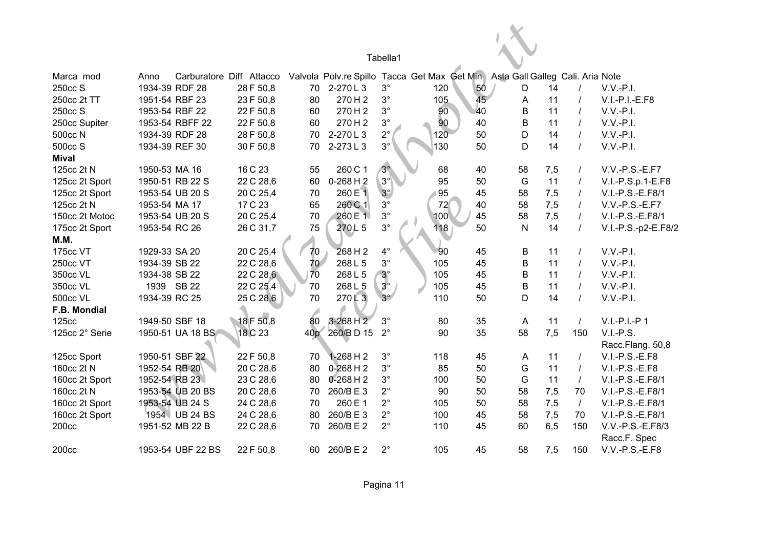Tabella1

| Marca mod | Anno | Carburatore | Diff | Attacco | Valvola | Polv.re | Spillo | Tacca | Get Max | Get Min | Asta Gall | Galleg | Cali. Aria | Note |
|---|---|---|---|---|---|---|---|---|---|---|---|---|---|---|
| 250cc S | 1934-39 | RDF 28 | 28 | F 50,8 | 70 | 2-270 | L 3 | 3° | 120 | 50 | D | 14 | / | V.V.-P.I. |
| 250cc 2t TT | 1951-54 | RBF 23 | 23 | F 50,8 | 80 | 270 | H 2 | 3° | 105 | 45 | A | 11 | / | V.I.-P.I.-E.F8 |
| 250cc S | 1953-54 | RBF 22 | 22 | F 50,8 | 60 | 270 | H 2 | 3° | 90 | 40 | B | 11 | / | V.V.-P.I. |
| 250cc Supiter | 1953-54 | RBFF 22 | 22 | F 50,8 | 60 | 270 | H 2 | 3° | 90 | 40 | B | 11 | / | V.V.-P.I. |
| 500cc N | 1934-39 | RDF 28 | 28 | F 50,8 | 70 | 2-270 | L 3 | 2° | 120 | 50 | D | 14 | / | V.V.-P.I. |
| 500cc S | 1934-39 | REF 30 | 30 | F 50,8 | 70 | 2-273 | L 3 | 3° | 130 | 50 | D | 14 | / | V.V.-P.I. |
| **Mival** | | | | | | | | | | | | | | |
| 125cc 2t N | 1950-53 | MA 16 | 16 | C 23 | 55 | 260 | C 1 | 3° | 68 | 40 | 58 | 7,5 | / | V.V.-P.S.-E.F7 |
| 125cc 2t Sport | 1950-51 | RB 22 S | 22 | C 28,6 | 60 | 0-268 | H 2 | 3° | 95 | 50 | G | 11 | / | V.I.-P.S.p.1-E.F8 |
| 125cc 2t Sport | 1953-54 | UB 20 S | 20 | C 25,4 | 70 | 260 | E 1 | 3° | 95 | 45 | 58 | 7,5 | / | V.I.-P.S.-E.F8/1 |
| 125cc 2t N | 1953-54 | MA 17 | 17 | C 23 | 65 | 260 | C 1 | 3° | 72 | 40 | 58 | 7,5 | / | V.V.-P.S.-E.F7 |
| 150cc 2t Motoc | 1953-54 | UB 20 S | 20 | C 25,4 | 70 | 260 | E 1 | 3° | 100 | 45 | 58 | 7,5 | / | V.I.-P.S.-E.F8/1 |
| 175cc 2t Sport | 1953-54 | RC 26 | 26 | C 31,7 | 75 | 270 | L 5 | 3° | 118 | 50 | N | 14 | / | V.I.-P.S.-p2-E.F8/2 |
| **M.M.** | | | | | | | | | | | | | | |
| 175cc VT | 1929-33 | SA 20 | 20 | C 25,4 | 70 | 268 | H 2 | 4° | 90 | 45 | B | 11 | / | V.V.-P.I. |
| 250cc VT | 1934-39 | SB 22 | 22 | C 28,6 | 70 | 268 | L 5 | 3° | 105 | 45 | B | 11 | / | V.V.-P.I. |
| 350cc VL | 1934-38 | SB 22 | 22 | C 28,6 | 70 | 268 | L 5 | 3° | 105 | 45 | B | 11 | / | V.V.-P.I. |
| 350cc VL | 1939 | SB 22 | 22 | C 25,4 | 70 | 268 | L 5 | 3° | 105 | 45 | B | 11 | / | V.V.-P.I. |
| 500cc VL | 1934-39 | RC 25 | 25 | C 28,6 | 70 | 270 | L 3 | 3° | 110 | 50 | D | 14 | / | V.V.-P.I. |
| **F.B. Mondial** | | | | | | | | | | | | | | |
| 125cc | 1949-50 | SBF 18 | 18 | F 50,8 | 80 | 3-268 | H 2 | 3° | 80 | 35 | A | 11 | / | V.I.-P.I.-P 1 |
| 125cc 2° Serie | 1950-51 | UA 18 BS | 18 | C 23 | 40p | 260/B | D 15 | 2° | 90 | 35 | 58 | 7,5 | 150 | V.I.-P.S. Racc.Flang. 50,8 |
| 125cc Sport | 1950-51 | SBF 22 | 22 | F 50,8 | 70 | 1-268 | H 2 | 3° | 118 | 45 | A | 11 | / | V.I.-P.S.-E.F8 |
| 160cc 2t N | 1952-54 | RB 20 | 20 | C 28,6 | 80 | 0-268 | H 2 | 3° | 85 | 50 | G | 11 | / | V.I.-P.S.-E.F8 |
| 160cc 2t Sport | 1952-54 | RB 23 | 23 | C 28,6 | 80 | 0-268 | H 2 | 3° | 100 | 50 | G | 11 | / | V.I.-P.S.-E.F8/1 |
| 160cc 2t N | 1953-54 | UB 20 BS | 20 | C 28,6 | 70 | 260/B | E 3 | 2° | 90 | 50 | 58 | 7,5 | 70 | V.I.-P.S.-E.F8/1 |
| 160cc 2t Sport | 1953-54 | UB 24 S | 24 | C 28,6 | 70 | 260 | E 1 | 2° | 105 | 50 | 58 | 7,5 | / | V.I.-P.S.-E.F8/1 |
| 160cc 2t Sport | 1954 | UB 24 BS | 24 | C 28,6 | 80 | 260/B | E 3 | 2° | 100 | 45 | 58 | 7,5 | 70 | V.I.-P.S.-E.F8/1 |
| 200cc | 1951-52 | MB 22 B | 22 | C 28,6 | 70 | 260/B | E 2 | 2° | 110 | 45 | 60 | 6,5 | 150 | V.V.-P.S.-E.F8/3 Racc.F. Spec |
| 200cc | 1953-54 | UBF 22 BS | 22 | F 50,8 | 60 | 260/B | E 2 | 2° | 105 | 45 | 58 | 7,5 | 150 | V.V.-P.S.-E.F8 |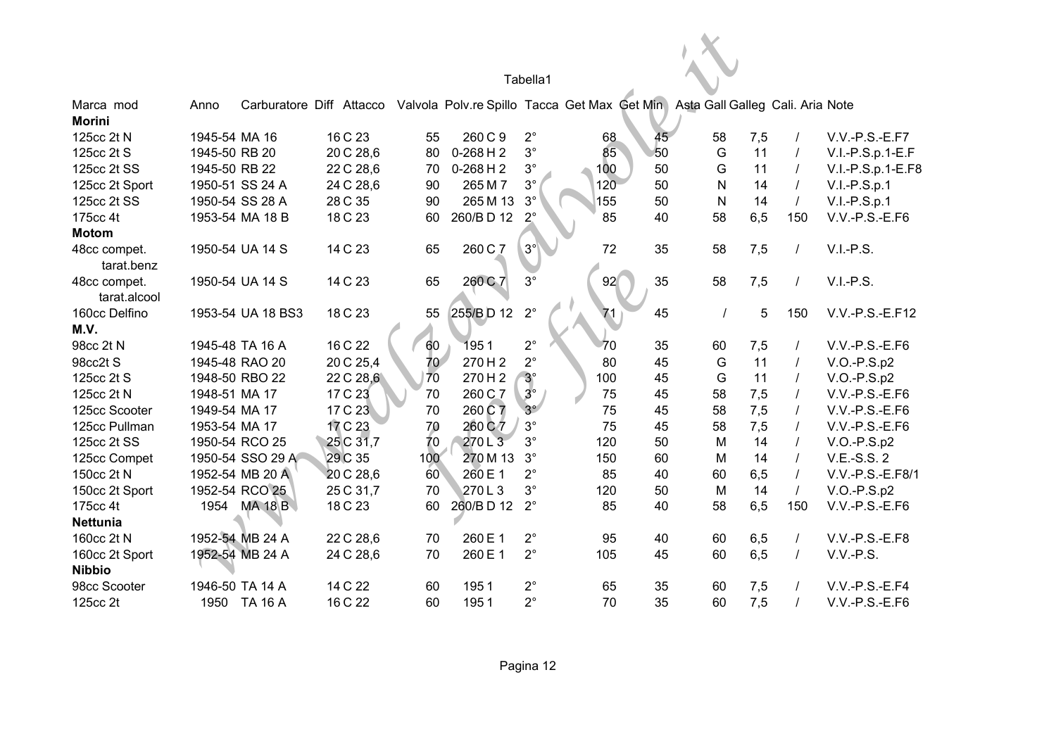Tabella1

| Marca mod | Anno | Carburatore | Diff | Attacco | Valvola | Polv.re | Spillo | Tacca | Get Max | Get Min | Asta | Gall | Galleg | Cali. Aria | Note |
|---|---|---|---|---|---|---|---|---|---|---|---|---|---|---|---|
| **Morini** | | | | | | | | | | | | | | | |
| 125cc 2t N | 1945-54 | MA 16 | | 16 C 23 | 55 | 260 | C 9 | 2° | 68 | 45 | 58 | | 7,5 | / | V.V.-P.S.-E.F7 |
| 125cc 2t S | 1945-50 | RB 20 | | 20 C 28,6 | 80 | 0-268 | H 2 | 3° | 85 | 50 | G | | 11 | / | V.I.-P.S.p.1-E.F |
| 125cc 2t SS | 1945-50 | RB 22 | | 22 C 28,6 | 70 | 0-268 | H 2 | 3° | 100 | 50 | G | | 11 | / | V.I.-P.S.p.1-E.F8 |
| 125cc 2t Sport | 1950-51 | SS 24 A | | 24 C 28,6 | 90 | 265 | M 7 | 3° | 120 | 50 | N | | 14 | / | V.I.-P.S.p.1 |
| 125cc 2t SS | 1950-54 | SS 28 A | | 28 C 35 | 90 | 265 | M 13 | 3° | 155 | 50 | N | | 14 | / | V.I.-P.S.p.1 |
| 175cc 4t | 1953-54 | MA 18 B | | 18 C 23 | 60 | 260/B | D 12 | 2° | 85 | 40 | 58 | | 6,5 | 150 | V.V.-P.S.-E.F6 |
| **Motom** | | | | | | | | | | | | | | | |
| 48cc compet. tarat.benz | 1950-54 | UA 14 S | | 14 C 23 | 65 | 260 | C 7 | 3° | 72 | 35 | 58 | | 7,5 | / | V.I.-P.S. |
| 48cc compet. tarat.alcool | 1950-54 | UA 14 S | | 14 C 23 | 65 | 260 | C 7 | 3° | 92 | 35 | 58 | | 7,5 | / | V.I.-P.S. |
| 160cc Delfino | 1953-54 | UA 18 BS3 | | 18 C 23 | 55 | 255/B | D 12 | 2° | 71 | 45 | / | | 5 | 150 | V.V.-P.S.-E.F12 |
| **M.V.** | | | | | | | | | | | | | | | |
| 98cc 2t N | 1945-48 | TA 16 A | | 16 C 22 | 60 | 195 | 1 | 2° | 70 | 35 | 60 | | 7,5 | / | V.V.-P.S.-E.F6 |
| 98cc2t S | 1945-48 | RAO 20 | | 20 C 25,4 | 70 | 270 | H 2 | 2° | 80 | 45 | G | | 11 | / | V.O.-P.S.p2 |
| 125cc 2t S | 1948-50 | RBO 22 | | 22 C 28,6 | 70 | 270 | H 2 | 3° | 100 | 45 | G | | 11 | / | V.O.-P.S.p2 |
| 125cc 2t N | 1948-51 | MA 17 | | 17 C 23 | 70 | 260 | C 7 | 3° | 75 | 45 | 58 | | 7,5 | / | V.V.-P.S.-E.F6 |
| 125cc Scooter | 1949-54 | MA 17 | | 17 C 23 | 70 | 260 | C 7 | 3° | 75 | 45 | 58 | | 7,5 | / | V.V.-P.S.-E.F6 |
| 125cc Pullman | 1953-54 | MA 17 | | 17 C 23 | 70 | 260 | C 7 | 3° | 75 | 45 | 58 | | 7,5 | / | V.V.-P.S.-E.F6 |
| 125cc 2t SS | 1950-54 | RCO 25 | | 25 C 31,7 | 70 | 270 | L 3 | 3° | 120 | 50 | M | | 14 | / | V.O.-P.S.p2 |
| 125cc Compet | 1950-54 | SSO 29 A | | 29 C 35 | 100 | 270 | M 13 | 3° | 150 | 60 | M | | 14 | / | V.E.-S.S. 2 |
| 150cc 2t N | 1952-54 | MB 20 A | | 20 C 28,6 | 60 | 260 | E 1 | 2° | 85 | 40 | 60 | | 6,5 | / | V.V.-P.S.-E.F8/1 |
| 150cc 2t Sport | 1952-54 | RCO 25 | | 25 C 31,7 | 70 | 270 | L 3 | 3° | 120 | 50 | M | | 14 | / | V.O.-P.S.p2 |
| 175cc 4t | 1954 | MA 18 B | | 18 C 23 | 60 | 260/B | D 12 | 2° | 85 | 40 | 58 | | 6,5 | 150 | V.V.-P.S.-E.F6 |
| **Nettunia** | | | | | | | | | | | | | | | |
| 160cc 2t N | 1952-54 | MB 24 A | | 22 C 28,6 | 70 | 260 | E 1 | 2° | 95 | 40 | 60 | | 6,5 | / | V.V.-P.S.-E.F8 |
| 160cc 2t Sport | 1952-54 | MB 24 A | | 24 C 28,6 | 70 | 260 | E 1 | 2° | 105 | 45 | 60 | | 6,5 | / | V.V.-P.S. |
| **Nibbio** | | | | | | | | | | | | | | | |
| 98cc Scooter | 1946-50 | TA 14 A | | 14 C 22 | 60 | 195 | 1 | 2° | 65 | 35 | 60 | | 7,5 | / | V.V.-P.S.-E.F4 |
| 125cc 2t | 1950 | TA 16 A | | 16 C 22 | 60 | 195 | 1 | 2° | 70 | 35 | 60 | | 7,5 | / | V.V.-P.S.-E.F6 |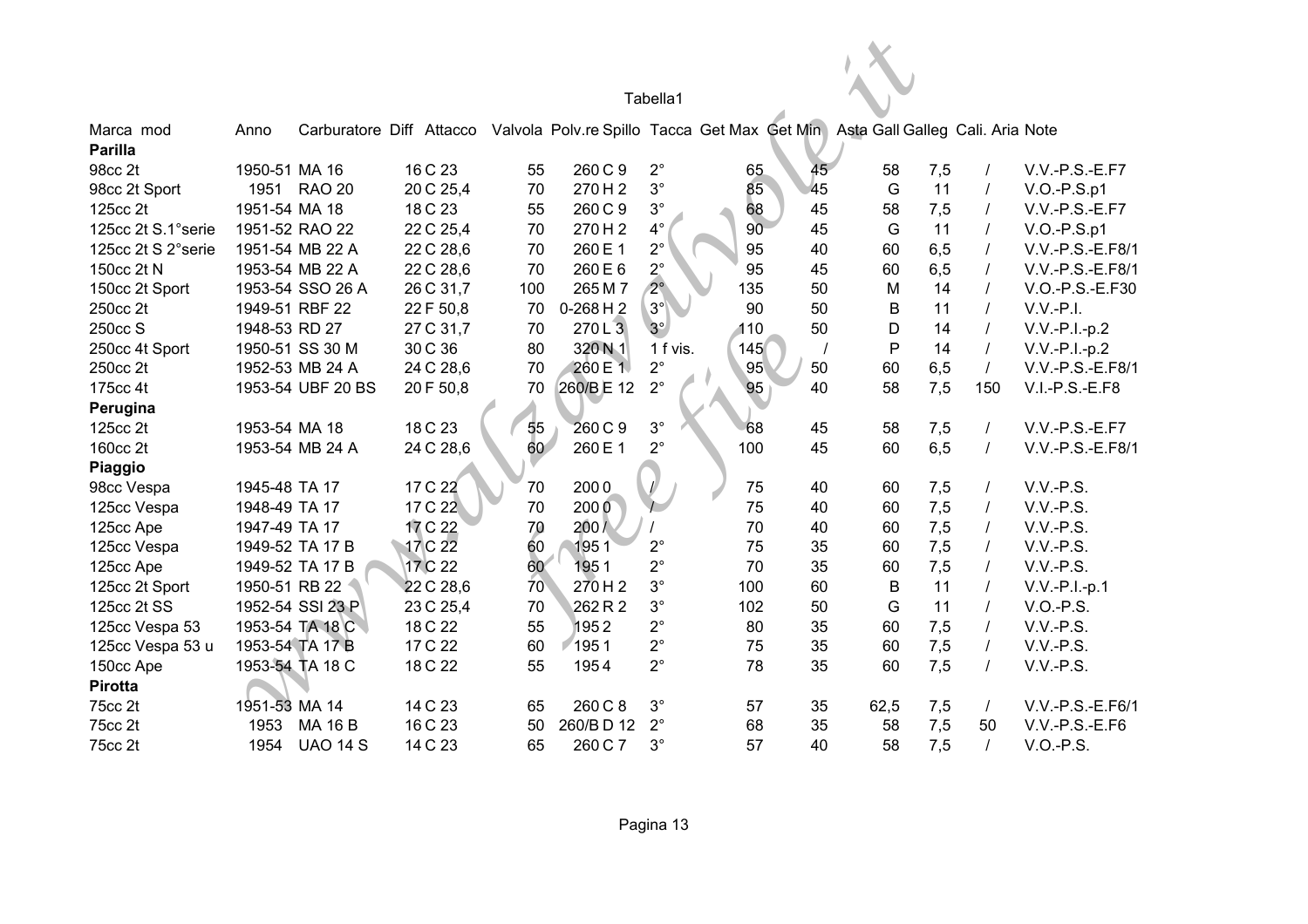Tabella1

| Marca mod | Anno | Carburatore | Diff | Attacco | Valvola | Polv.re | Spillo | Tacca | Get Max | Get Min | Asta | Gall | Galleg | Cali. Aria | Note |
|---|---|---|---|---|---|---|---|---|---|---|---|---|---|---|---|
| **Parilla** | | | | | | | | | | | | | | | |
| 98cc 2t | 1950-51 | MA 16 | 16 | C | 23 | 55 | 260 | C 9 | 2° | 65 | 45 | 58 | 7,5 | / | V.V.-P.S.-E.F7 |
| 98cc 2t Sport | 1951 | RAO 20 | 20 | C | 25,4 | 70 | 270 | H 2 | 3° | 85 | 45 | G | 11 | / | V.O.-P.S.p1 |
| 125cc 2t | 1951-54 | MA 18 | 18 | C | 23 | 55 | 260 | C 9 | 3° | 68 | 45 | 58 | 7,5 | / | V.V.-P.S.-E.F7 |
| 125cc 2t S.1°serie | 1951-52 | RAO 22 | 22 | C | 25,4 | 70 | 270 | H 2 | 4° | 90 | 45 | G | 11 | / | V.O.-P.S.p1 |
| 125cc 2t S 2°serie | 1951-54 | MB 22 A | 22 | C | 28,6 | 70 | 260 | E 1 | 2° | 95 | 40 | 60 | 6,5 | / | V.V.-P.S.-E.F8/1 |
| 150cc 2t N | 1953-54 | MB 22 A | 22 | C | 28,6 | 70 | 260 | E 6 | 2° | 95 | 45 | 60 | 6,5 | / | V.V.-P.S.-E.F8/1 |
| 150cc 2t Sport | 1953-54 | SSO 26 A | 26 | C | 31,7 | 100 | 265 | M 7 | 2° | 135 | 50 | M | 14 | / | V.O.-P.S.-E.F30 |
| 250cc 2t | 1949-51 | RBF 22 | 22 | F | 50,8 | 70 | 0-268 | H 2 | 3° | 90 | 50 | B | 11 | / | V.V.-P.I. |
| 250cc S | 1948-53 | RD 27 | 27 | C | 31,7 | 70 | 270 | L 3 | 3° | 110 | 50 | D | 14 | / | V.V.-P.I.-p.2 |
| 250cc 4t Sport | 1950-51 | SS 30 M | 30 | C | 36 | 80 | 320 | N 1 | 1 f vis. | 145 | / | P | 14 | / | V.V.-P.I.-p.2 |
| 250cc 2t | 1952-53 | MB 24 A | 24 | C | 28,6 | 70 | 260 | E 1 | 2° | 95 | 50 | 60 | 6,5 | / | V.V.-P.S.-E.F8/1 |
| 175cc 4t | 1953-54 | UBF 20 BS | 20 | F | 50,8 | 70 | 260/B | E 12 | 2° | 95 | 40 | 58 | 7,5 | 150 | V.I.-P.S.-E.F8 |
| **Perugina** | | | | | | | | | | | | | | | |
| 125cc 2t | 1953-54 | MA 18 | 18 | C | 23 | 55 | 260 | C 9 | 3° | 68 | 45 | 58 | 7,5 | / | V.V.-P.S.-E.F7 |
| 160cc 2t | 1953-54 | MB 24 A | 24 | C | 28,6 | 60 | 260 | E 1 | 2° | 100 | 45 | 60 | 6,5 | / | V.V.-P.S.-E.F8/1 |
| **Piaggio** | | | | | | | | | | | | | | | |
| 98cc Vespa | 1945-48 | TA 17 | 17 | C | 22 | 70 | 200 | 0 | / | 75 | 40 | 60 | 7,5 | / | V.V.-P.S. |
| 125cc Vespa | 1948-49 | TA 17 | 17 | C | 22 | 70 | 200 | 0 | / | 75 | 40 | 60 | 7,5 | / | V.V.-P.S. |
| 125cc Ape | 1947-49 | TA 17 | 17 | C | 22 | 70 | 200 | / | / | 70 | 40 | 60 | 7,5 | / | V.V.-P.S. |
| 125cc Vespa | 1949-52 | TA 17 B | 17 | C | 22 | 60 | 195 | 1 | 2° | 75 | 35 | 60 | 7,5 | / | V.V.-P.S. |
| 125cc Ape | 1949-52 | TA 17 B | 17 | C | 22 | 60 | 195 | 1 | 2° | 70 | 35 | 60 | 7,5 | / | V.V.-P.S. |
| 125cc 2t Sport | 1950-51 | RB 22 | 22 | C | 28,6 | 70 | 270 | H 2 | 3° | 100 | 60 | B | 11 | / | V.V.-P.I.-p.1 |
| 125cc 2t SS | 1952-54 | SSI 23 P | 23 | C | 25,4 | 70 | 262 | R 2 | 3° | 102 | 50 | G | 11 | / | V.O.-P.S. |
| 125cc Vespa 53 | 1953-54 | TA 18 C | 18 | C | 22 | 55 | 195 | 2 | 2° | 80 | 35 | 60 | 7,5 | / | V.V.-P.S. |
| 125cc Vespa 53 u | 1953-54 | TA 17 B | 17 | C | 22 | 60 | 195 | 1 | 2° | 75 | 35 | 60 | 7,5 | / | V.V.-P.S. |
| 150cc Ape | 1953-54 | TA 18 C | 18 | C | 22 | 55 | 195 | 4 | 2° | 78 | 35 | 60 | 7,5 | / | V.V.-P.S. |
| **Pirotta** | | | | | | | | | | | | | | | |
| 75cc 2t | 1951-53 | MA 14 | 14 | C | 23 | 65 | 260 | C 8 | 3° | 57 | 35 | 62,5 | 7,5 | / | V.V.-P.S.-E.F6/1 |
| 75cc 2t | 1953 | MA 16 B | 16 | C | 23 | 50 | 260/B | D 12 | 2° | 68 | 35 | 58 | 7,5 | 50 | V.V.-P.S.-E.F6 |
| 75cc 2t | 1954 | UAO 14 S | 14 | C | 23 | 65 | 260 | C 7 | 3° | 57 | 40 | 58 | 7,5 | / | V.O.-P.S. |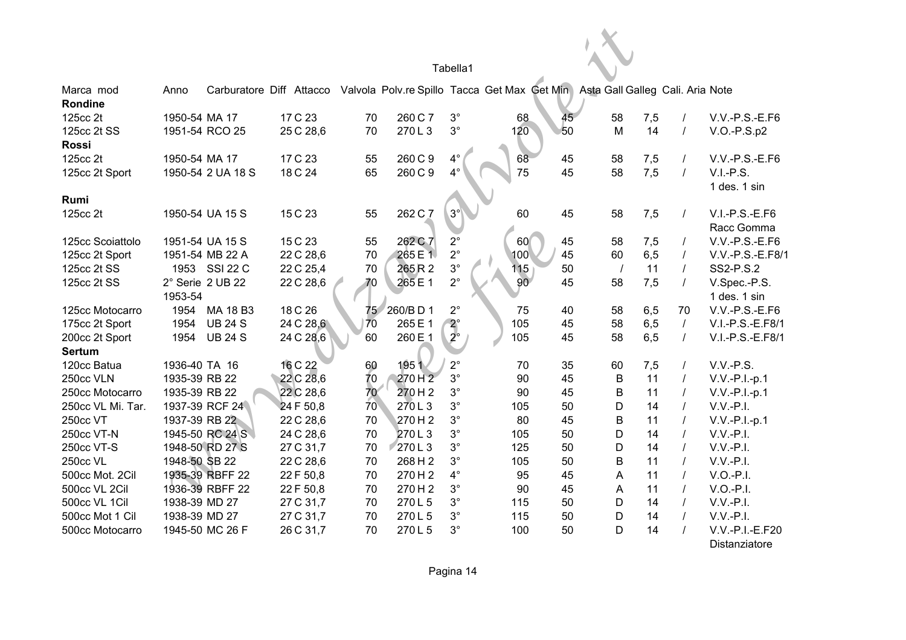Tabella1

| Marca mod | Anno | Carburatore | Diff | Attacco | Valvola | Polv.re Spillo | Tacca | Get Max | Get Min | Asta Gall | Galleg | Cali. Aria | Note |
|---|---|---|---|---|---|---|---|---|---|---|---|---|---|
| **Rondine** | | | | | | | | | | | | | |
| 125cc 2t | 1950-54 | MA 17 | 17 | C 23 | 70 | 260 C 7 | 3° | 68 | 45 | 58 | 7,5 | / | V.V.-P.S.-E.F6 |
| 125cc 2t SS | 1951-54 | RCO 25 | 25 | C 28,6 | 70 | 270 L 3 | 3° | 120 | 50 | M | 14 | / | V.O.-P.S.p2 |
| **Rossi** | | | | | | | | | | | | | |
| 125cc 2t | 1950-54 | MA 17 | 17 | C 23 | 55 | 260 C 9 | 4° | 68 | 45 | 58 | 7,5 | / | V.V.-P.S.-E.F6 |
| 125cc 2t Sport | 1950-54 | 2 UA 18 S | 18 | C 24 | 65 | 260 C 9 | 4° | 75 | 45 | 58 | 7,5 | / | V.I.-P.S. 1 des. 1 sin |
| **Rumi** | | | | | | | | | | | | | |
| 125cc 2t | 1950-54 | UA 15 S | 15 | C 23 | 55 | 262 C 7 | 3° | 60 | 45 | 58 | 7,5 | / | V.I.-P.S.-E.F6 Racc Gomma |
| 125cc Scoiattolo | 1951-54 | UA 15 S | 15 | C 23 | 55 | 262 C 7 | 2° | 60 | 45 | 58 | 7,5 | / | V.V.-P.S.-E.F6 |
| 125cc 2t Sport | 1951-54 | MB 22 A | 22 | C 28,6 | 70 | 265 E 1 | 2° | 100 | 45 | 60 | 6,5 | / | V.V.-P.S.-E.F8/1 |
| 125cc 2t SS | 1953 | SSI 22 C | 22 | C 25,4 | 70 | 265 R 2 | 3° | 115 | 50 | / | 11 | / | SS2-P.S.2 |
| 125cc 2t SS | 2° Serie 1953-54 | 2 UB 22 | 22 | C 28,6 | 70 | 265 E 1 | 2° | 90 | 45 | 58 | 7,5 | / | V.Spec.-P.S. 1 des. 1 sin |
| 125cc Motocarro | 1954 | MA 18 B3 | 18 | C 26 | 75 | 260/B D 1 | 2° | 75 | 40 | 58 | 6,5 | 70 | V.V.-P.S.-E.F6 |
| 175cc 2t Sport | 1954 | UB 24 S | 24 | C 28,6 | 70 | 265 E 1 | 2° | 105 | 45 | 58 | 6,5 | / | V.I.-P.S.-E.F8/1 |
| 200cc 2t Sport | 1954 | UB 24 S | 24 | C 28,6 | 60 | 260 E 1 | 2° | 105 | 45 | 58 | 6,5 | / | V.I.-P.S.-E.F8/1 |
| **Sertum** | | | | | | | | | | | | | |
| 120cc Batua | 1936-40 | TA 16 | 16 | C 22 | 60 | 195 1 | 2° | 70 | 35 | 60 | 7,5 | / | V.V.-P.S. |
| 250cc VLN | 1935-39 | RB 22 | 22 | C 28,6 | 70 | 270 H 2 | 3° | 90 | 45 | B | 11 | / | V.V.-P.I.-p.1 |
| 250cc Motocarro | 1935-39 | RB 22 | 22 | C 28,6 | 70 | 270 H 2 | 3° | 90 | 45 | B | 11 | / | V.V.-P.I.-p.1 |
| 250cc VL Mi. Tar. | 1937-39 | RCF 24 | 24 | F 50,8 | 70 | 270 L 3 | 3° | 105 | 50 | D | 14 | / | V.V.-P.I. |
| 250cc VT | 1937-39 | RB 22 | 22 | C 28,6 | 70 | 270 H 2 | 3° | 80 | 45 | B | 11 | / | V.V.-P.I.-p.1 |
| 250cc VT-N | 1945-50 | RC 24 S | 24 | C 28,6 | 70 | 270 L 3 | 3° | 105 | 50 | D | 14 | / | V.V.-P.I. |
| 250cc VT-S | 1948-50 | RD 27 S | 27 | C 31,7 | 70 | 270 L 3 | 3° | 125 | 50 | D | 14 | / | V.V.-P.I. |
| 250cc VL | 1948-50 | SB 22 | 22 | C 28,6 | 70 | 268 H 2 | 3° | 105 | 50 | B | 11 | / | V.V.-P.I. |
| 500cc Mot. 2Cil | 1935-39 | RBFF 22 | 22 | F 50,8 | 70 | 270 H 2 | 4° | 95 | 45 | A | 11 | / | V.O.-P.I. |
| 500cc VL 2Cil | 1936-39 | RBFF 22 | 22 | F 50,8 | 70 | 270 H 2 | 3° | 90 | 45 | A | 11 | / | V.O.-P.I. |
| 500cc VL 1Cil | 1938-39 | MD 27 | 27 | C 31,7 | 70 | 270 L 5 | 3° | 115 | 50 | D | 14 | / | V.V.-P.I. |
| 500cc Mot 1 Cil | 1938-39 | MD 27 | 27 | C 31,7 | 70 | 270 L 5 | 3° | 115 | 50 | D | 14 | / | V.V.-P.I. |
| 500cc Motocarro | 1945-50 | MC 26 F | 26 | C 31,7 | 70 | 270 L 5 | 3° | 100 | 50 | D | 14 | / | V.V.-P.I.-E.F20 Distanziatore |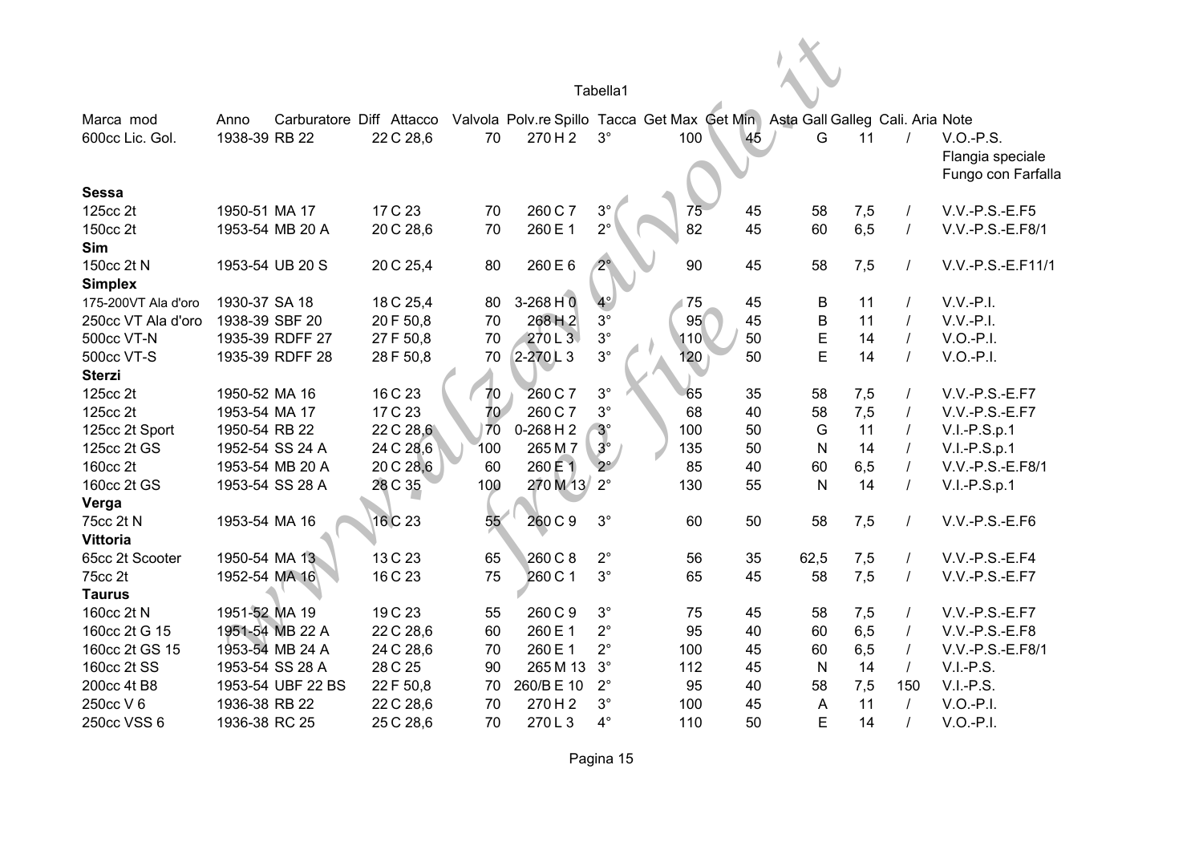Tabella1

| Marca mod | Anno | Carburatore | Diff | Attacco | Valvola | Polv.re | Spillo | Tacca | Get Max | Get Min | Asta Gall | Galleg | Cali. Aria | Note |
|---|---|---|---|---|---|---|---|---|---|---|---|---|---|---|
| 600cc Lic. Gol. | 1938-39 | RB 22 | 22 C | 28,6 | 70 | 270 | H 2 | 3° | 100 | 45 | G | 11 | / | V.O.-P.S. Flangia speciale Fungo con Farfalla |
| **Sessa** | | | | | | | | | | | | | | |
| 125cc 2t | 1950-51 | MA 17 | 17 C | 23 | 70 | 260 | C 7 | 3° | 75 | 45 | 58 | 7,5 | / | V.V.-P.S.-E.F5 |
| 150cc 2t | 1953-54 | MB 20 A | 20 C | 28,6 | 70 | 260 | E 1 | 2° | 82 | 45 | 60 | 6,5 | / | V.V.-P.S.-E.F8/1 |
| **Sim** | | | | | | | | | | | | | | |
| 150cc 2t N | 1953-54 | UB 20 S | 20 C | 25,4 | 80 | 260 | E 6 | 2° | 90 | 45 | 58 | 7,5 | / | V.V.-P.S.-E.F11/1 |
| **Simplex** | | | | | | | | | | | | | | |
| 175-200VT Ala d'oro | 1930-37 | SA 18 | 18 C | 25,4 | 80 | 3-268 | H 0 | 4° | 75 | 45 | B | 11 | / | V.V.-P.I. |
| 250cc VT Ala d'oro | 1938-39 | SBF 20 | 20 F | 50,8 | 70 | 268 | H 2 | 3° | 95 | 45 | B | 11 | / | V.V.-P.I. |
| 500cc VT-N | 1935-39 | RDFF 27 | 27 F | 50,8 | 70 | 270 | L 3 | 3° | 110 | 50 | E | 14 | / | V.O.-P.I. |
| 500cc VT-S | 1935-39 | RDFF 28 | 28 F | 50,8 | 70 | 2-270 | L 3 | 3° | 120 | 50 | E | 14 | / | V.O.-P.I. |
| **Sterzi** | | | | | | | | | | | | | | |
| 125cc 2t | 1950-52 | MA 16 | 16 C | 23 | 70 | 260 | C 7 | 3° | 65 | 35 | 58 | 7,5 | / | V.V.-P.S.-E.F7 |
| 125cc 2t | 1953-54 | MA 17 | 17 C | 23 | 70 | 260 | C 7 | 3° | 68 | 40 | 58 | 7,5 | / | V.V.-P.S.-E.F7 |
| 125cc 2t Sport | 1950-54 | RB 22 | 22 C | 28,6 | 70 | 0-268 | H 2 | 3° | 100 | 50 | G | 11 | / | V.I.-P.S.p.1 |
| 125cc 2t GS | 1952-54 | SS 24 A | 24 C | 28,6 | 100 | 265 | M 7 | 3° | 135 | 50 | N | 14 | / | V.I.-P.S.p.1 |
| 160cc 2t | 1953-54 | MB 20 A | 20 C | 28,6 | 60 | 260 | E 1 | 2° | 85 | 40 | 60 | 6,5 | / | V.V.-P.S.-E.F8/1 |
| 160cc 2t GS | 1953-54 | SS 28 A | 28 C | 35 | 100 | 270 | M 13 | 2° | 130 | 55 | N | 14 | / | V.I.-P.S.p.1 |
| **Verga** | | | | | | | | | | | | | | |
| 75cc 2t N | 1953-54 | MA 16 | 16 C | 23 | 55 | 260 | C 9 | 3° | 60 | 50 | 58 | 7,5 | / | V.V.-P.S.-E.F6 |
| **Vittoria** | | | | | | | | | | | | | | |
| 65cc 2t Scooter | 1950-54 | MA 13 | 13 C | 23 | 65 | 260 | C 8 | 2° | 56 | 35 | 62,5 | 7,5 | / | V.V.-P.S.-E.F4 |
| 75cc 2t | 1952-54 | MA 16 | 16 C | 23 | 75 | 260 | C 1 | 3° | 65 | 45 | 58 | 7,5 | / | V.V.-P.S.-E.F7 |
| **Taurus** | | | | | | | | | | | | | | |
| 160cc 2t N | 1951-52 | MA 19 | 19 C | 23 | 55 | 260 | C 9 | 3° | 75 | 45 | 58 | 7,5 | / | V.V.-P.S.-E.F7 |
| 160cc 2t G 15 | 1951-54 | MB 22 A | 22 C | 28,6 | 60 | 260 | E 1 | 2° | 95 | 40 | 60 | 6,5 | / | V.V.-P.S.-E.F8 |
| 160cc 2t GS 15 | 1953-54 | MB 24 A | 24 C | 28,6 | 70 | 260 | E 1 | 2° | 100 | 45 | 60 | 6,5 | / | V.V.-P.S.-E.F8/1 |
| 160cc 2t SS | 1953-54 | SS 28 A | 28 C | 25 | 90 | 265 | M 13 | 3° | 112 | 45 | N | 14 | / | V.I.-P.S. |
| 200cc 4t B8 | 1953-54 | UBF 22 BS | 22 F | 50,8 | 70 | 260/B | E 10 | 2° | 95 | 40 | 58 | 7,5 | 150 | V.I.-P.S. |
| 250cc V 6 | 1936-38 | RB 22 | 22 C | 28,6 | 70 | 270 | H 2 | 3° | 100 | 45 | A | 11 | / | V.O.-P.I. |
| 250cc VSS 6 | 1936-38 | RC 25 | 25 C | 28,6 | 70 | 270 | L 3 | 4° | 110 | 50 | E | 14 | / | V.O.-P.I. |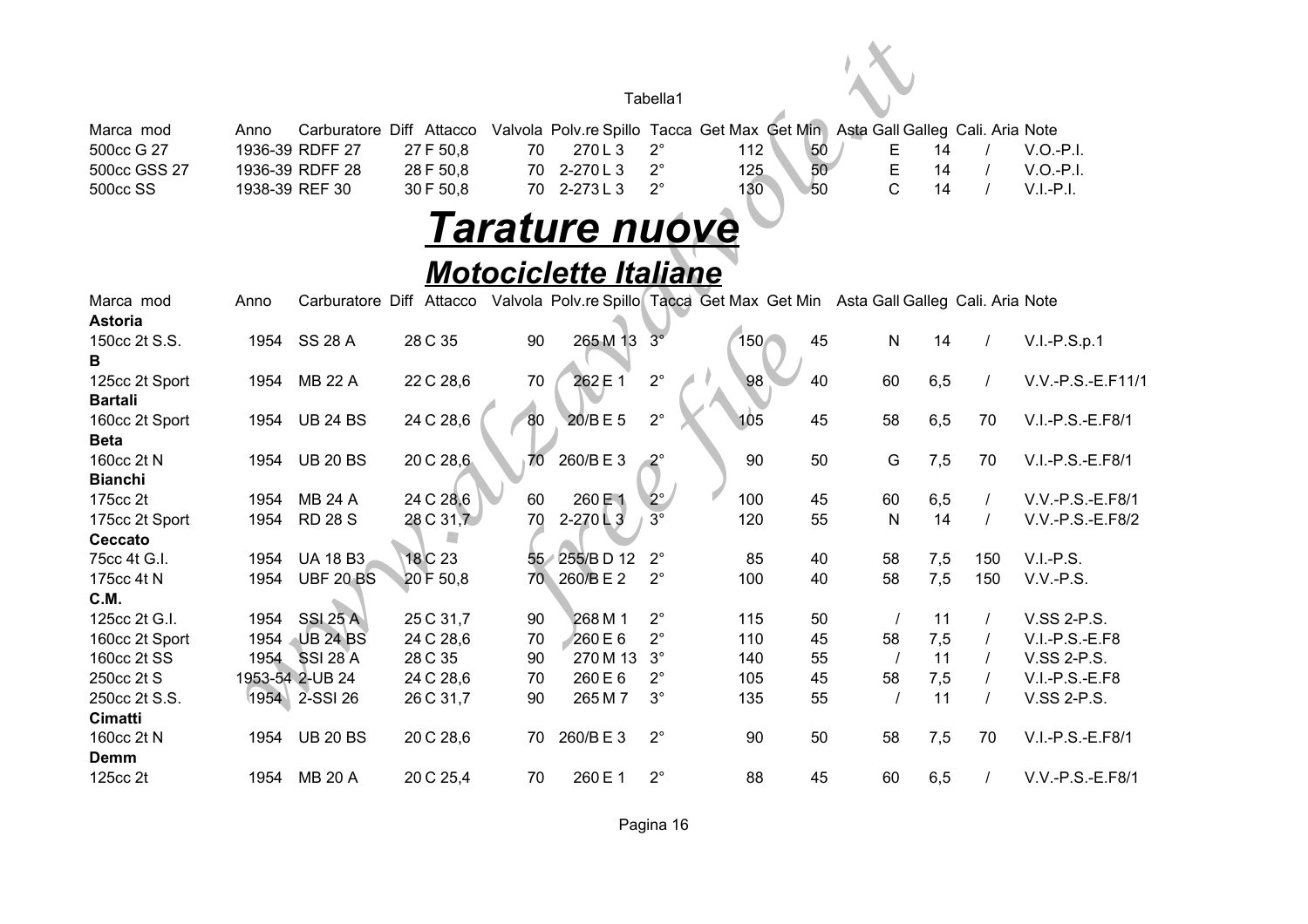| Marca mod | Anno | Carburatore | Diff | Attacco | Valvola | Polv.re Spillo | Tacca | Get Max | Get Min | Asta Gall | Galleg | Cali. Aria | Note |
|---|---|---|---|---|---|---|---|---|---|---|---|---|---|
| 500cc G 27 | 1936-39 | RDFF 27 | 27 | F 50,8 | 70 | 270 L 3 | 2° | 112 | 50 | E | 14 | / | V.O.-P.I. |
| 500cc GSS 27 | 1936-39 | RDFF 28 | 28 | F 50,8 | 70 | 2-270 L 3 | 2° | 125 | 50 | E | 14 | / | V.O.-P.I. |
| 500cc SS | 1938-39 | REF 30 | 30 | F 50,8 | 70 | 2-273 L 3 | 2° | 130 | 50 | C | 14 | / | V.I.-P.I. |

# ***Tarature nuove***

## ***Motociclette Italiane***

| Marca mod | Anno | Carburatore | Diff | Attacco | Valvola | Polv.re Spillo | Tacca | Get Max | Get Min | Asta Gall | Galleg | Cali. Aria | Note |
|---|---|---|---|---|---|---|---|---|---|---|---|---|---|
| **Astoria** | | | | | | | | | | | | | |
| 150cc 2t S.S. | 1954 | SS 28 A | 28 | C 35 | 90 | 265 M 13 | 3° | 150 | 45 | N | 14 | / | V.I.-P.S.p.1 |
| **B** | | | | | | | | | | | | | |
| 125cc 2t Sport | 1954 | MB 22 A | 22 | C 28,6 | 70 | 262 E 1 | 2° | 98 | 40 | 60 | 6,5 | / | V.V.-P.S.-E.F11/1 |
| **Bartali** | | | | | | | | | | | | | |
| 160cc 2t Sport | 1954 | UB 24 BS | 24 | C 28,6 | 80 | 20/B E 5 | 2° | 105 | 45 | 58 | 6,5 | 70 | V.I.-P.S.-E.F8/1 |
| **Beta** | | | | | | | | | | | | | |
| 160cc 2t N | 1954 | UB 20 BS | 20 | C 28,6 | 70 | 260/B E 3 | 2° | 90 | 50 | G | 7,5 | 70 | V.I.-P.S.-E.F8/1 |
| **Bianchi** | | | | | | | | | | | | | |
| 175cc 2t | 1954 | MB 24 A | 24 | C 28,6 | 60 | 260 E 1 | 2° | 100 | 45 | 60 | 6,5 | / | V.V.-P.S.-E.F8/1 |
| 175cc 2t Sport | 1954 | RD 28 S | 28 | C 31,7 | 70 | 2-270 L 3 | 3° | 120 | 55 | N | 14 | / | V.V.-P.S.-E.F8/2 |
| **Ceccato** | | | | | | | | | | | | | |
| 75cc 4t G.I. | 1954 | UA 18 B3 | 18 | C 23 | 55 | 255/B D 12 | 2° | 85 | 40 | 58 | 7,5 | 150 | V.I.-P.S. |
| 175cc 4t N | 1954 | UBF 20 BS | 20 | F 50,8 | 70 | 260/B E 2 | 2° | 100 | 40 | 58 | 7,5 | 150 | V.V.-P.S. |
| **C.M.** | | | | | | | | | | | | | |
| 125cc 2t G.I. | 1954 | SSI 25 A | 25 | C 31,7 | 90 | 268 M 1 | 2° | 115 | 50 | / | 11 | / | V.SS 2-P.S. |
| 160cc 2t Sport | 1954 | UB 24 BS | 24 | C 28,6 | 70 | 260 E 6 | 2° | 110 | 45 | 58 | 7,5 | / | V.I.-P.S.-E.F8 |
| 160cc 2t SS | 1954 | SSI 28 A | 28 | C 35 | 90 | 270 M 13 | 3° | 140 | 55 | / | 11 | / | V.SS 2-P.S. |
| 250cc 2t S | 1953-54 | 2-UB 24 | 24 | C 28,6 | 70 | 260 E 6 | 2° | 105 | 45 | 58 | 7,5 | / | V.I.-P.S.-E.F8 |
| 250cc 2t S.S. | 1954 | 2-SSI 26 | 26 | C 31,7 | 90 | 265 M 7 | 3° | 135 | 55 | / | 11 | / | V.SS 2-P.S. |
| **Cimatti** | | | | | | | | | | | | | |
| 160cc 2t N | 1954 | UB 20 BS | 20 | C 28,6 | 70 | 260/B E 3 | 2° | 90 | 50 | 58 | 7,5 | 70 | V.I.-P.S.-E.F8/1 |
| **Demm** | | | | | | | | | | | | | |
| 125cc 2t | 1954 | MB 20 A | 20 | C 25,4 | 70 | 260 E 1 | 2° | 88 | 45 | 60 | 6,5 | / | V.V.-P.S.-E.F8/1 |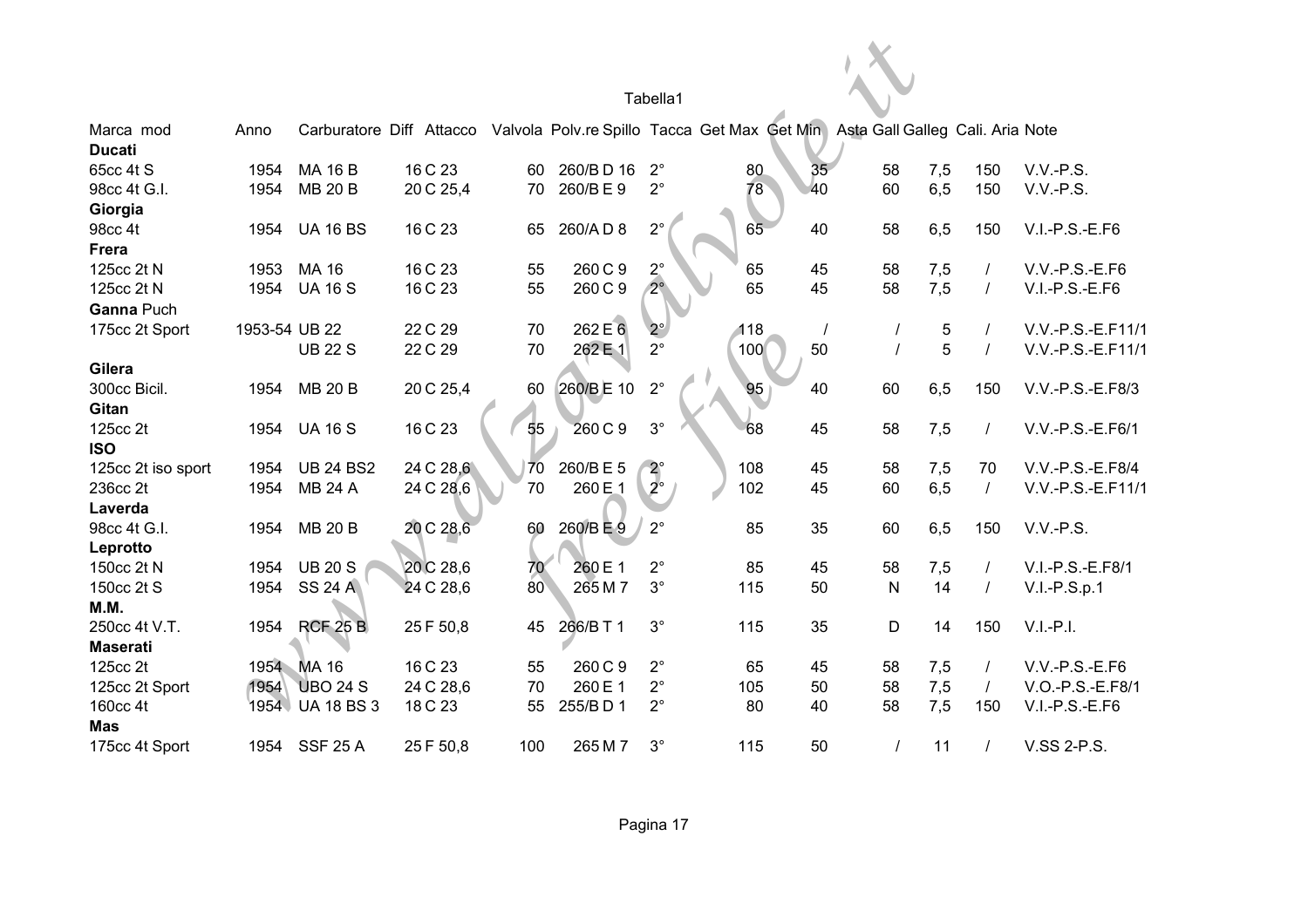Tabella1

| Marca mod | Anno | Carburatore | Diff Attacco | Valvola | Polv.re Spillo | Tacca | Get Max | Get Min | Asta Gall | Galleg | Cali. Aria | Note |
|---|---|---|---|---|---|---|---|---|---|---|---|---|
| **Ducati** | | | | | | | | | | | | |
| 65cc 4t S | 1954 | MA 16 B | 16 C 23 | 60 | 260/B D 16 | 2° | 80 | 35 | 58 | 7,5 | 150 | V.V.-P.S. |
| 98cc 4t G.I. | 1954 | MB 20 B | 20 C 25,4 | 70 | 260/B E 9 | 2° | 78 | 40 | 60 | 6,5 | 150 | V.V.-P.S. |
| **Giorgia** | | | | | | | | | | | | |
| 98cc 4t | 1954 | UA 16 BS | 16 C 23 | 65 | 260/A D 8 | 2° | 65 | 40 | 58 | 6,5 | 150 | V.I.-P.S.-E.F6 |
| **Frera** | | | | | | | | | | | | |
| 125cc 2t N | 1953 | MA 16 | 16 C 23 | 55 | 260 C 9 | 2° | 65 | 45 | 58 | 7,5 | / | V.V.-P.S.-E.F6 |
| 125cc 2t N | 1954 | UA 16 S | 16 C 23 | 55 | 260 C 9 | 2° | 65 | 45 | 58 | 7,5 | / | V.I.-P.S.-E.F6 |
| **Ganna** Puch | | | | | | | | | | | | |
| 175cc 2t Sport | 1953-54 | UB 22 | 22 C 29 | 70 | 262 E 6 | 2° | 118 | / | / | 5 | / | V.V.-P.S.-E.F11/1 |
| | | UB 22 S | 22 C 29 | 70 | 262 E 1 | 2° | 100 | 50 | / | 5 | / | V.V.-P.S.-E.F11/1 |
| **Gilera** | | | | | | | | | | | | |
| 300cc Bicil. | 1954 | MB 20 B | 20 C 25,4 | 60 | 260/B E 10 | 2° | 95 | 40 | 60 | 6,5 | 150 | V.V.-P.S.-E.F8/3 |
| **Gitan** | | | | | | | | | | | | |
| 125cc 2t | 1954 | UA 16 S | 16 C 23 | 55 | 260 C 9 | 3° | 68 | 45 | 58 | 7,5 | / | V.V.-P.S.-E.F6/1 |
| **ISO** | | | | | | | | | | | | |
| 125cc 2t iso sport | 1954 | UB 24 BS2 | 24 C 28,6 | 70 | 260/B E 5 | 2° | 108 | 45 | 58 | 7,5 | 70 | V.V.-P.S.-E.F8/4 |
| 236cc 2t | 1954 | MB 24 A | 24 C 28,6 | 70 | 260 E 1 | 2° | 102 | 45 | 60 | 6,5 | / | V.V.-P.S.-E.F11/1 |
| **Laverda** | | | | | | | | | | | | |
| 98cc 4t G.I. | 1954 | MB 20 B | 20 C 28,6 | 60 | 260/B E 9 | 2° | 85 | 35 | 60 | 6,5 | 150 | V.V.-P.S. |
| **Leprotto** | | | | | | | | | | | | |
| 150cc 2t N | 1954 | UB 20 S | 20 C 28,6 | 70 | 260 E 1 | 2° | 85 | 45 | 58 | 7,5 | / | V.I.-P.S.-E.F8/1 |
| 150cc 2t S | 1954 | SS 24 A | 24 C 28,6 | 80 | 265 M 7 | 3° | 115 | 50 | N | 14 | / | V.I.-P.S.p.1 |
| **M.M.** | | | | | | | | | | | | |
| 250cc 4t V.T. | 1954 | RCF 25 B | 25 F 50,8 | 45 | 266/B T 1 | 3° | 115 | 35 | D | 14 | 150 | V.I.-P.I. |
| **Maserati** | | | | | | | | | | | | |
| 125cc 2t | 1954 | MA 16 | 16 C 23 | 55 | 260 C 9 | 2° | 65 | 45 | 58 | 7,5 | / | V.V.-P.S.-E.F6 |
| 125cc 2t Sport | 1954 | UBO 24 S | 24 C 28,6 | 70 | 260 E 1 | 2° | 105 | 50 | 58 | 7,5 | / | V.O.-P.S.-E.F8/1 |
| 160cc 4t | 1954 | UA 18 BS 3 | 18 C 23 | 55 | 255/B D 1 | 2° | 80 | 40 | 58 | 7,5 | 150 | V.I.-P.S.-E.F6 |
| **Mas** | | | | | | | | | | | | |
| 175cc 4t Sport | 1954 | SSF 25 A | 25 F 50,8 | 100 | 265 M 7 | 3° | 115 | 50 | / | 11 | / | V.SS 2-P.S. |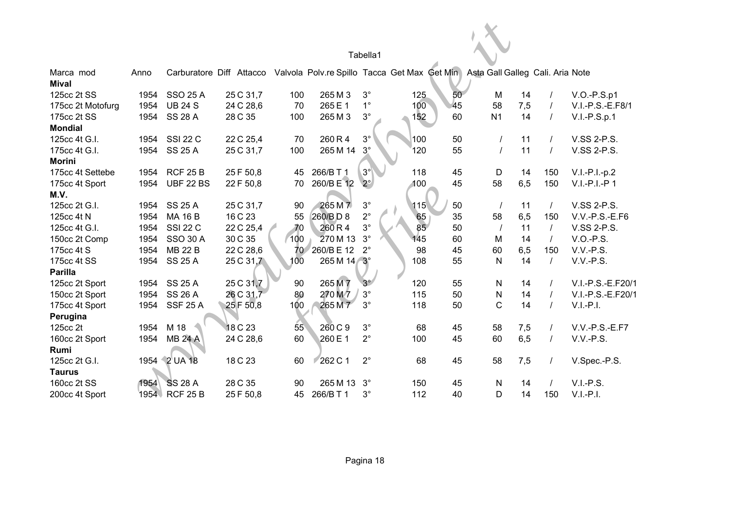Tabella1

| Marca mod | Anno | Carburatore | Diff Attacco | Valvola | Polv.re Spillo | Tacca | Get Max | Get Min | Asta Gall | Galleg | Cali. Aria | Note |
|---|---|---|---|---|---|---|---|---|---|---|---|---|
| **Mival** | | | | | | | | | | | | |
| 125cc 2t SS | 1954 | SSO 25 A | 25 C 31,7 | 100 | 265 M 3 | 3° | 125 | 50 | M | 14 | / | V.O.-P.S.p1 |
| 175cc 2t Motofurg | 1954 | UB 24 S | 24 C 28,6 | 70 | 265 E 1 | 1° | 100 | 45 | 58 | 7,5 | / | V.I.-P.S.-E.F8/1 |
| 175cc 2t SS | 1954 | SS 28 A | 28 C 35 | 100 | 265 M 3 | 3° | 152 | 60 | N1 | 14 | / | V.I.-P.S.p.1 |
| **Mondial** | | | | | | | | | | | | |
| 125cc 4t G.I. | 1954 | SSI 22 C | 22 C 25,4 | 70 | 260 R 4 | 3° | 100 | 50 | / | 11 | / | V.SS 2-P.S. |
| 175cc 4t G.I. | 1954 | SS 25 A | 25 C 31,7 | 100 | 265 M 14 | 3° | 120 | 55 | / | 11 | / | V.SS 2-P.S. |
| **Morini** | | | | | | | | | | | | |
| 175cc 4t Settebe | 1954 | RCF 25 B | 25 F 50,8 | 45 | 266/B T 1 | 3° | 118 | 45 | D | 14 | 150 | V.I.-P.I.-p.2 |
| 175cc 4t Sport | 1954 | UBF 22 BS | 22 F 50,8 | 70 | 260/B E 12 | 2° | 100 | 45 | 58 | 6,5 | 150 | V.I.-P.I.-P 1 |
| **M.V.** | | | | | | | | | | | | |
| 125cc 2t G.I. | 1954 | SS 25 A | 25 C 31,7 | 90 | 265 M 7 | 3° | 115 | 50 | / | 11 | / | V.SS 2-P.S. |
| 125cc 4t N | 1954 | MA 16 B | 16 C 23 | 55 | 260/B D 8 | 2° | 65 | 35 | 58 | 6,5 | 150 | V.V.-P.S.-E.F6 |
| 125cc 4t G.I. | 1954 | SSI 22 C | 22 C 25,4 | 70 | 260 R 4 | 3° | 85 | 50 | / | 11 | / | V.SS 2-P.S. |
| 150cc 2t Comp | 1954 | SSO 30 A | 30 C 35 | 100 | 270 M 13 | 3° | 145 | 60 | M | 14 | / | V.O.-P.S. |
| 175cc 4t S | 1954 | MB 22 B | 22 C 28,6 | 70 | 260/B E 12 | 2° | 98 | 45 | 60 | 6,5 | 150 | V.V.-P.S. |
| 175cc 4t SS | 1954 | SS 25 A | 25 C 31,7 | 100 | 265 M 14 | 3° | 108 | 55 | N | 14 | / | V.V.-P.S. |
| **Parilla** | | | | | | | | | | | | |
| 125cc 2t Sport | 1954 | SS 25 A | 25 C 31,7 | 90 | 265 M 7 | 3° | 120 | 55 | N | 14 | / | V.I.-P.S.-E.F20/1 |
| 150cc 2t Sport | 1954 | SS 26 A | 26 C 31,7 | 80 | 270 M 7 | 3° | 115 | 50 | N | 14 | / | V.I.-P.S.-E.F20/1 |
| 175cc 4t Sport | 1954 | SSF 25 A | 25 F 50,8 | 100 | 265 M 7 | 3° | 118 | 50 | C | 14 | / | V.I.-P.I. |
| **Perugina** | | | | | | | | | | | | |
| 125cc 2t | 1954 | M 18 | 18 C 23 | 55 | 260 C 9 | 3° | 68 | 45 | 58 | 7,5 | / | V.V.-P.S.-E.F7 |
| 160cc 2t Sport | 1954 | MB 24 A | 24 C 28,6 | 60 | 260 E 1 | 2° | 100 | 45 | 60 | 6,5 | / | V.V.-P.S. |
| **Rumi** | | | | | | | | | | | | |
| 125cc 2t G.I. | 1954 | 2 UA 18 | 18 C 23 | 60 | 262 C 1 | 2° | 68 | 45 | 58 | 7,5 | / | V.Spec.-P.S. |
| **Taurus** | | | | | | | | | | | | |
| 160cc 2t SS | 1954 | SS 28 A | 28 C 35 | 90 | 265 M 13 | 3° | 150 | 45 | N | 14 | / | V.I.-P.S. |
| 200cc 4t Sport | 1954 | RCF 25 B | 25 F 50,8 | 45 | 266/B T 1 | 3° | 112 | 40 | D | 14 | 150 | V.I.-P.I. |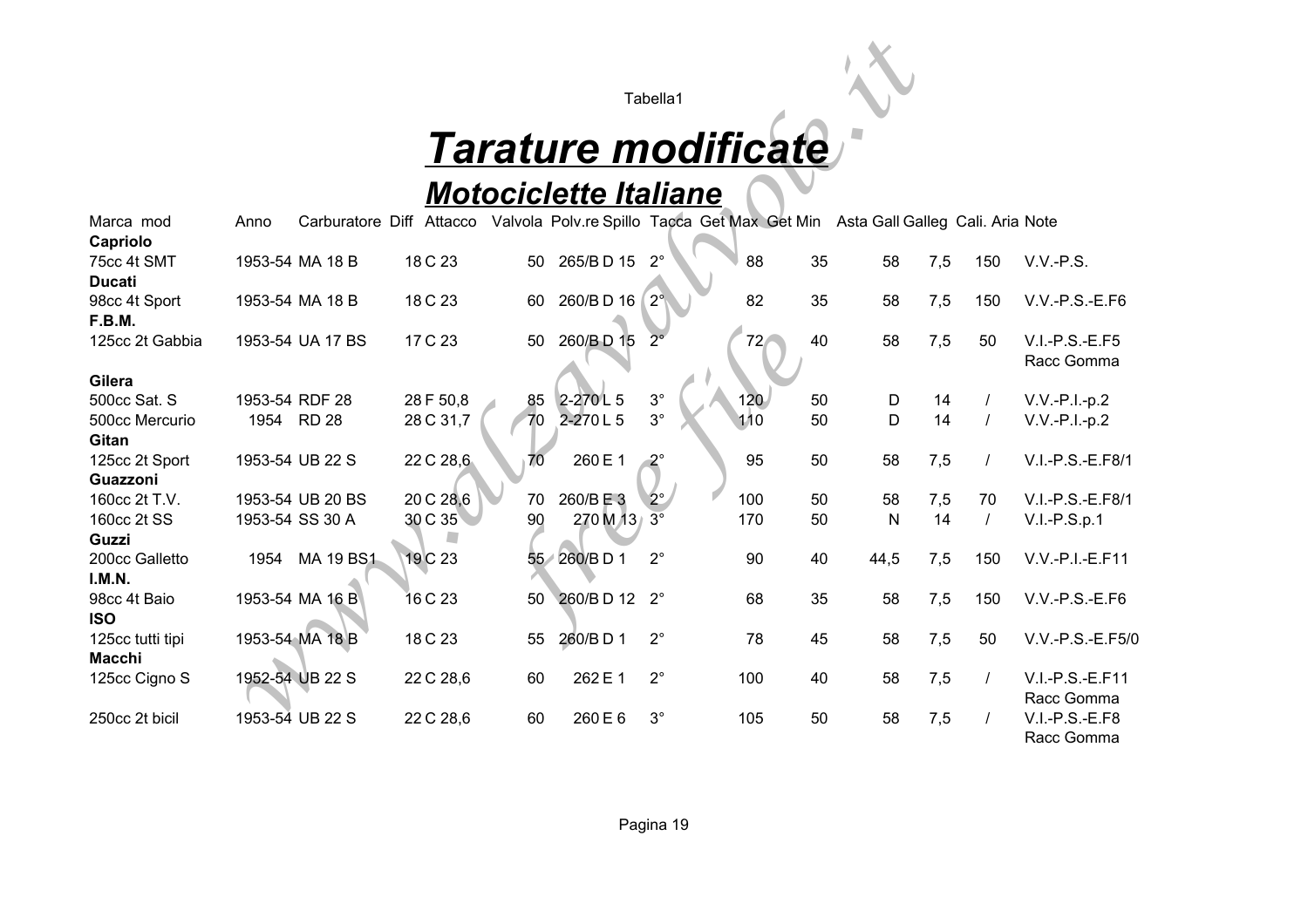# *Tarature modificate*

## *Motociclette Italiane*

| Marca mod | Anno | Carburatore | Diff | Attacco | Valvola | Polv.re Spillo | Tacca | Get Max | Get Min | Asta Gall | Galleg | Cali. Aria | Note |
|---|---|---|---|---|---|---|---|---|---|---|---|---|---|
| **Capriolo** | | | | | | | | | | | | | |
| 75cc 4t SMT | 1953-54 | MA 18 B | 18 | C 23 | 50 | 265/B D 15 | 2° | 88 | 35 | 58 | 7,5 | 150 | V.V.-P.S. |
| **Ducati** | | | | | | | | | | | | | |
| 98cc 4t Sport | 1953-54 | MA 18 B | 18 | C 23 | 60 | 260/B D 16 | 2° | 82 | 35 | 58 | 7,5 | 150 | V.V.-P.S.-E.F6 |
| **F.B.M.** | | | | | | | | | | | | | |
| 125cc 2t Gabbia | 1953-54 | UA 17 BS | 17 | C 23 | 50 | 260/B D 15 | 2° | 72 | 40 | 58 | 7,5 | 50 | V.I.-P.S.-E.F5 Racc Gomma |
| **Gilera** | | | | | | | | | | | | | |
| 500cc Sat. S | 1953-54 | RDF 28 | 28 | F 50,8 | 85 | 2-270 L 5 | 3° | 120 | 50 | D | 14 | / | V.V.-P.I.-p.2 |
| 500cc Mercurio | 1954 | RD 28 | 28 | C 31,7 | 70 | 2-270 L 5 | 3° | 110 | 50 | D | 14 | / | V.V.-P.I.-p.2 |
| **Gitan** | | | | | | | | | | | | | |
| 125cc 2t Sport | 1953-54 | UB 22 S | 22 | C 28,6 | 70 | 260 E 1 | 2° | 95 | 50 | 58 | 7,5 | / | V.I.-P.S.-E.F8/1 |
| **Guazzoni** | | | | | | | | | | | | | |
| 160cc 2t T.V. | 1953-54 | UB 20 BS | 20 | C 28,6 | 70 | 260/B E 3 | 2° | 100 | 50 | 58 | 7,5 | 70 | V.I.-P.S.-E.F8/1 |
| 160cc 2t SS | 1953-54 | SS 30 A | 30 | C 35 | 90 | 270 M 13 | 3° | 170 | 50 | N | 14 | / | V.I.-P.S.p.1 |
| **Guzzi** | | | | | | | | | | | | | |
| 200cc Galletto | 1954 | MA 19 BS1 | 19 | C 23 | 55 | 260/B D 1 | 2° | 90 | 40 | 44,5 | 7,5 | 150 | V.V.-P.I.-E.F11 |
| **I.M.N.** | | | | | | | | | | | | | |
| 98cc 4t Baio | 1953-54 | MA 16 B | 16 | C 23 | 50 | 260/B D 12 | 2° | 68 | 35 | 58 | 7,5 | 150 | V.V.-P.S.-E.F6 |
| **ISO** | | | | | | | | | | | | | |
| 125cc tutti tipi | 1953-54 | MA 18 B | 18 | C 23 | 55 | 260/B D 1 | 2° | 78 | 45 | 58 | 7,5 | 50 | V.V.-P.S.-E.F5/0 |
| **Macchi** | | | | | | | | | | | | | |
| 125cc Cigno S | 1952-54 | UB 22 S | 22 | C 28,6 | 60 | 262 E 1 | 2° | 100 | 40 | 58 | 7,5 | / | V.I.-P.S.-E.F11 Racc Gomma |
| 250cc 2t bicil | 1953-54 | UB 22 S | 22 | C 28,6 | 60 | 260 E 6 | 3° | 105 | 50 | 58 | 7,5 | / | V.I.-P.S.-E.F8 Racc Gomma |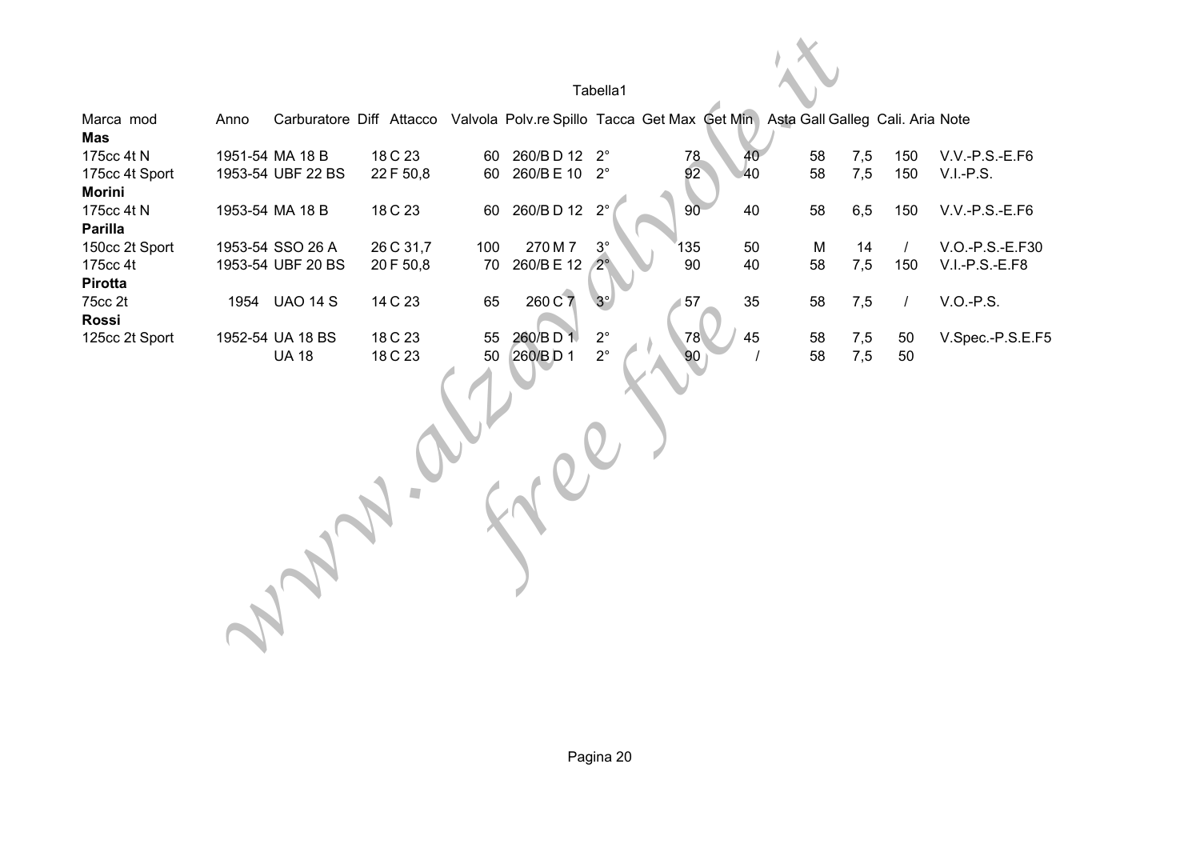Tabella1

| Marca mod | Anno | Carburatore | Diff Attacco | Valvola | Polv.re Spillo | Tacca | Get Max | Get Min | Asta Gall | Galleg | Cali. Aria | Note |
|---|---|---|---|---|---|---|---|---|---|---|---|---|
| **Mas** | | | | | | | | | | | | |
| 175cc 4t N | 1951-54 | MA 18 B | 18 C 23 | 60 | 260/B D 12 | 2° | 78 | 40 | 58 | 7,5 | 150 | V.V.-P.S.-E.F6 |
| 175cc 4t Sport | 1953-54 | UBF 22 BS | 22 F 50,8 | 60 | 260/B E 10 | 2° | 92 | 40 | 58 | 7,5 | 150 | V.I.-P.S. |
| **Morini** | | | | | | | | | | | | |
| 175cc 4t N | 1953-54 | MA 18 B | 18 C 23 | 60 | 260/B D 12 | 2° | 90 | 40 | 58 | 6,5 | 150 | V.V.-P.S.-E.F6 |
| **Parilla** | | | | | | | | | | | | |
| 150cc 2t Sport | 1953-54 | SSO 26 A | 26 C 31,7 | 100 | 270 M 7 | 3° | 135 | 50 | M | 14 | / | V.O.-P.S.-E.F30 |
| 175cc 4t | 1953-54 | UBF 20 BS | 20 F 50,8 | 70 | 260/B E 12 | 2° | 90 | 40 | 58 | 7,5 | 150 | V.I.-P.S.-E.F8 |
| **Pirotta** | | | | | | | | | | | | |
| 75cc 2t | 1954 | UAO 14 S | 14 C 23 | 65 | 260 C 7 | 3° | 57 | 35 | 58 | 7,5 | / | V.O.-P.S. |
| **Rossi** | | | | | | | | | | | | |
| 125cc 2t Sport | 1952-54 | UA 18 BS | 18 C 23 | 55 | 260/B D 1 | 2° | 78 | 45 | 58 | 7,5 | 50 | V.Spec.-P.S.E.F5 |
| | | UA 18 | 18 C 23 | 50 | 260/B D 1 | 2° | 90 | / | 58 | 7,5 | 50 | |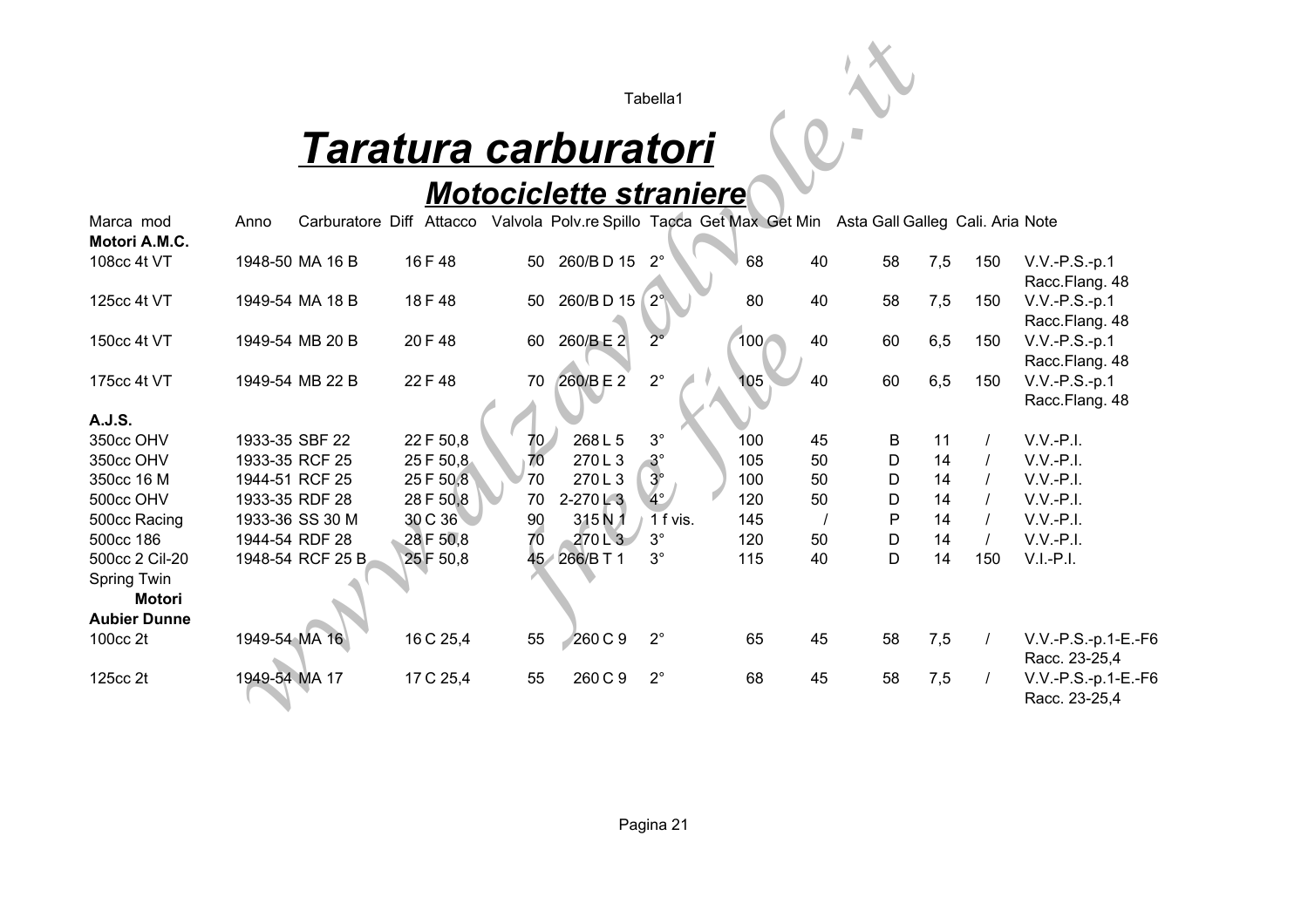Tabella1

# *Taratura carburatori*

## *Motociclette straniere*

| Marca mod | Anno | Carburatore | Diff | Attacco | Valvola | Polv.re | Spillo | Tacca | Get Max | Get Min | Asta | Gall | Galleg | Cali. Aria | Note |
|---|---|---|---|---|---|---|---|---|---|---|---|---|---|---|---|
| **Motori A.M.C.** | | | | | | | | | | | | | | | |
| 108cc 4t VT | 1948-50 | MA 16 B | 16 | F 48 | 50 | 260/B | D 15 | 2° | 68 | 40 | 58 | 7,5 | 150 | | V.V.-P.S.-p.1 Racc.Flang. 48 |
| 125cc 4t VT | 1949-54 | MA 18 B | 18 | F 48 | 50 | 260/B | D 15 | 2° | 80 | 40 | 58 | 7,5 | 150 | | V.V.-P.S.-p.1 Racc.Flang. 48 |
| 150cc 4t VT | 1949-54 | MB 20 B | 20 | F 48 | 60 | 260/B | E 2 | 2° | 100 | 40 | 60 | 6,5 | 150 | | V.V.-P.S.-p.1 Racc.Flang. 48 |
| 175cc 4t VT | 1949-54 | MB 22 B | 22 | F 48 | 70 | 260/B | E 2 | 2° | 105 | 40 | 60 | 6,5 | 150 | | V.V.-P.S.-p.1 Racc.Flang. 48 |
| **A.J.S.** | | | | | | | | | | | | | | | |
| 350cc OHV | 1933-35 | SBF 22 | 22 | F 50,8 | 70 | 268 | L 5 | 3° | 100 | 45 | B | 11 | / | | V.V.-P.I. |
| 350cc OHV | 1933-35 | RCF 25 | 25 | F 50,8 | 70 | 270 | L 3 | 3° | 105 | 50 | D | 14 | / | | V.V.-P.I. |
| 350cc 16 M | 1944-51 | RCF 25 | 25 | F 50,8 | 70 | 270 | L 3 | 3° | 100 | 50 | D | 14 | / | | V.V.-P.I. |
| 500cc OHV | 1933-35 | RDF 28 | 28 | F 50,8 | 70 | 2-270 | L 3 | 4° | 120 | 50 | D | 14 | / | | V.V.-P.I. |
| 500cc Racing | 1933-36 | SS 30 M | 30 | C 36 | 90 | 315 | N 1 | 1 f vis. | 145 | / | P | 14 | / | | V.V.-P.I. |
| 500cc 186 | 1944-54 | RDF 28 | 28 | F 50,8 | 70 | 270 | L 3 | 3° | 120 | 50 | D | 14 | / | | V.V.-P.I. |
| 500cc 2 Cil-20 Spring Twin | 1948-54 | RCF 25 B | 25 | F 50,8 | 45 | 266/B | T 1 | 3° | 115 | 40 | D | 14 | 150 | | V.I.-P.I. |
| **Motori Aubier Dunne** | | | | | | | | | | | | | | | |
| 100cc 2t | 1949-54 | MA 16 | 16 | C 25,4 | 55 | 260 | C 9 | 2° | 65 | 45 | 58 | 7,5 | / | | V.V.-P.S.-p.1-E.-F6 Racc. 23-25,4 |
| 125cc 2t | 1949-54 | MA 17 | 17 | C 25,4 | 55 | 260 | C 9 | 2° | 68 | 45 | 58 | 7,5 | / | | V.V.-P.S.-p.1-E.-F6 Racc. 23-25,4 |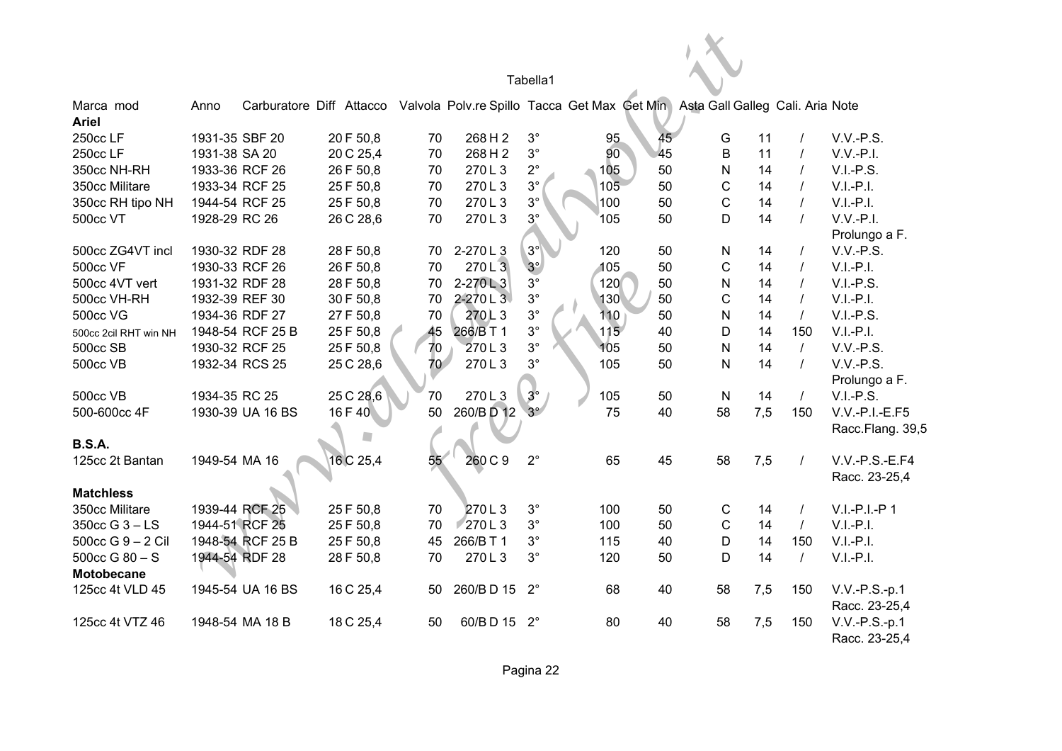Tabella1

| Marca mod | Anno | Carburatore | Diff | Attacco | Valvola | Polv.re Spillo | Tacca | Get Max | Get Min | Asta Gall | Galleg | Cali. Aria | Note |
|---|---|---|---|---|---|---|---|---|---|---|---|---|---|
| **Ariel** | | | | | | | | | | | | | |
| 250cc LF | 1931-35 | SBF 20 | 20 F | 50,8 | 70 | 268 H 2 | 3° | 95 | 45 | G | 11 | / | V.V.-P.S. |
| 250cc LF | 1931-38 | SA 20 | 20 C | 25,4 | 70 | 268 H 2 | 3° | 90 | 45 | B | 11 | / | V.V.-P.I. |
| 350cc NH-RH | 1933-36 | RCF 26 | 26 F | 50,8 | 70 | 270 L 3 | 2° | 105 | 50 | N | 14 | / | V.I.-P.S. |
| 350cc Militare | 1933-34 | RCF 25 | 25 F | 50,8 | 70 | 270 L 3 | 3° | 105 | 50 | C | 14 | / | V.I.-P.I. |
| 350cc RH tipo NH | 1944-54 | RCF 25 | 25 F | 50,8 | 70 | 270 L 3 | 3° | 100 | 50 | C | 14 | / | V.I.-P.I. |
| 500cc VT | 1928-29 | RC 26 | 26 C | 28,6 | 70 | 270 L 3 | 3° | 105 | 50 | D | 14 | / | V.V.-P.I. Prolungo a F. |
| 500cc ZG4VT incl | 1930-32 | RDF 28 | 28 F | 50,8 | 70 | 2-270 L 3 | 3° | 120 | 50 | N | 14 | / | V.V.-P.S. |
| 500cc VF | 1930-33 | RCF 26 | 26 F | 50,8 | 70 | 270 L 3 | 3° | 105 | 50 | C | 14 | / | V.I.-P.I. |
| 500cc 4VT vert | 1931-32 | RDF 28 | 28 F | 50,8 | 70 | 2-270 L 3 | 3° | 120 | 50 | N | 14 | / | V.I.-P.S. |
| 500cc VH-RH | 1932-39 | REF 30 | 30 F | 50,8 | 70 | 2-270 L 3 | 3° | 130 | 50 | C | 14 | / | V.I.-P.I. |
| 500cc VG | 1934-36 | RDF 27 | 27 F | 50,8 | 70 | 270 L 3 | 3° | 110 | 50 | N | 14 | / | V.I.-P.S. |
| 500cc 2cil RHT win NH | 1948-54 | RCF 25 B | 25 F | 50,8 | 45 | 266/B T 1 | 3° | 115 | 40 | D | 14 | 150 | V.I.-P.I. |
| 500cc SB | 1930-32 | RCF 25 | 25 F | 50,8 | 70 | 270 L 3 | 3° | 105 | 50 | N | 14 | / | V.V.-P.S. |
| 500cc VB | 1932-34 | RCS 25 | 25 C | 28,6 | 70 | 270 L 3 | 3° | 105 | 50 | N | 14 | / | V.V.-P.S. Prolungo a F. |
| 500cc VB | 1934-35 | RC 25 | 25 C | 28,6 | 70 | 270 L 3 | 3° | 105 | 50 | N | 14 | / | V.I.-P.S. |
| 500-600cc 4F | 1930-39 | UA 16 BS | 16 F | 40 | 50 | 260/B D 12 | 3° | 75 | 40 | 58 | 7,5 | 150 | V.V.-P.I.-E.F5 Racc.Flang. 39,5 |
| **B.S.A.** | | | | | | | | | | | | | |
| 125cc 2t Bantan | 1949-54 | MA 16 | 16 C | 25,4 | 55 | 260 C 9 | 2° | 65 | 45 | 58 | 7,5 | / | V.V.-P.S.-E.F4 Racc. 23-25,4 |
| **Matchless** | | | | | | | | | | | | | |
| 350cc Militare | 1939-44 | RCF 25 | 25 F | 50,8 | 70 | 270 L 3 | 3° | 100 | 50 | C | 14 | / | V.I.-P.I.-P 1 |
| 350cc G 3 – LS | 1944-51 | RCF 25 | 25 F | 50,8 | 70 | 270 L 3 | 3° | 100 | 50 | C | 14 | / | V.I.-P.I. |
| 500cc G 9 – 2 Cil | 1948-54 | RCF 25 B | 25 F | 50,8 | 45 | 266/B T 1 | 3° | 115 | 40 | D | 14 | 150 | V.I.-P.I. |
| 500cc G 80 – S | 1944-54 | RDF 28 | 28 F | 50,8 | 70 | 270 L 3 | 3° | 120 | 50 | D | 14 | / | V.I.-P.I. |
| **Motobecane** | | | | | | | | | | | | | |
| 125cc 4t VLD 45 | 1945-54 | UA 16 BS | 16 C | 25,4 | 50 | 260/B D 15 | 2° | 68 | 40 | 58 | 7,5 | 150 | V.V.-P.S.-p.1 Racc. 23-25,4 |
| 125cc 4t VTZ 46 | 1948-54 | MA 18 B | 18 C | 25,4 | 50 | 60/B D 15 | 2° | 80 | 40 | 58 | 7,5 | 150 | V.V.-P.S.-p.1 Racc. 23-25,4 |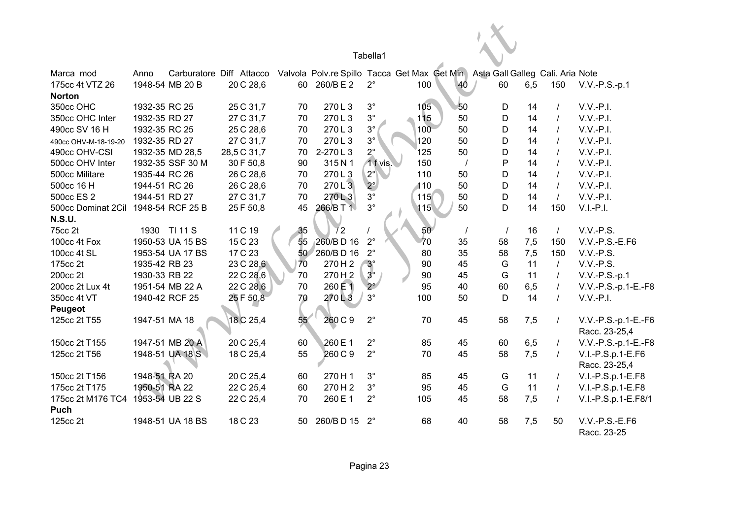Tabella1

| Marca mod | Anno | Carburatore | Diff | Attacco | Valvola | Polv.re Spillo | Tacca | Get Max | Get Min | Asta Gall | Galleg | Cali. Aria | Note |
|---|---|---|---|---|---|---|---|---|---|---|---|---|---|
| 175cc 4t VTZ 26 | 1948-54 | MB 20 B | 20 C | 28,6 | 60 | 260/B E 2 | 2° | 100 | 40 | 60 | 6,5 | 150 | V.V.-P.S.-p.1 |
| **Norton** | | | | | | | | | | | | | |
| 350cc OHC | 1932-35 | RC 25 | 25 C | 31,7 | 70 | 270 L 3 | 3° | 105 | 50 | D | 14 | / | V.V.-P.I. |
| 350cc OHC Inter | 1932-35 | RD 27 | 27 C | 31,7 | 70 | 270 L 3 | 3° | 115 | 50 | D | 14 | / | V.V.-P.I. |
| 490cc SV 16 H | 1932-35 | RC 25 | 25 C | 28,6 | 70 | 270 L 3 | 3° | 100 | 50 | D | 14 | / | V.V.-P.I. |
| 490cc OHV-M-18-19-20 | 1932-35 | RD 27 | 27 C | 31,7 | 70 | 270 L 3 | 3° | 120 | 50 | D | 14 | / | V.V.-P.I. |
| 490cc OHV-CSI | 1932-35 | MD 28,5 | 28,5 C | 31,7 | 70 | 2-270 L 3 | 2° | 125 | 50 | D | 14 | / | V.V.-P.I. |
| 500cc OHV Inter | 1932-35 | SSF 30 M | 30 F | 50,8 | 90 | 315 N 1 | 1 f vis. | 150 | / | P | 14 | / | V.V.-P.I. |
| 500cc Militare | 1935-44 | RC 26 | 26 C | 28,6 | 70 | 270 L 3 | 2° | 110 | 50 | D | 14 | / | V.V.-P.I. |
| 500cc 16 H | 1944-51 | RC 26 | 26 C | 28,6 | 70 | 270 L 3 | 2° | 110 | 50 | D | 14 | / | V.V.-P.I. |
| 500cc ES 2 | 1944-51 | RD 27 | 27 C | 31,7 | 70 | 270 L 3 | 3° | 115 | 50 | D | 14 | / | V.V.-P.I. |
| 500cc Dominat 2Cil | 1948-54 | RCF 25 B | 25 F | 50,8 | 45 | 266/B T 1 | 3° | 115 | 50 | D | 14 | 150 | V.I.-P.I. |
| **N.S.U.** | | | | | | | | | | | | | |
| 75cc 2t | 1930 | TI 11 S | 11 C | 19 | 35 | /2 | / | 50 | / | / | 16 | / | V.V.-P.S. |
| 100cc 4t Fox | 1950-53 | UA 15 BS | 15 C | 23 | 55 | 260/B D 16 | 2° | 70 | 35 | 58 | 7,5 | 150 | V.V.-P.S.-E.F6 |
| 100cc 4t SL | 1953-54 | UA 17 BS | 17 C | 23 | 50 | 260/B D 16 | 2° | 80 | 35 | 58 | 7,5 | 150 | V.V.-P.S. |
| 175cc 2t | 1935-42 | RB 23 | 23 C | 28,6 | 70 | 270 H 2 | 3° | 90 | 45 | G | 11 | / | V.V.-P.S. |
| 200cc 2t | 1930-33 | RB 22 | 22 C | 28,6 | 70 | 270 H 2 | 3° | 90 | 45 | G | 11 | / | V.V.-P.S.-p.1 |
| 200cc 2t Lux 4t | 1951-54 | MB 22 A | 22 C | 28,6 | 70 | 260 E 1 | 2° | 95 | 40 | 60 | 6,5 | / | V.V.-P.S.-p.1-E.-F8 |
| 350cc 4t VT | 1940-42 | RCF 25 | 25 F | 50,8 | 70 | 270 L 3 | 3° | 100 | 50 | D | 14 | / | V.V.-P.I. |
| **Peugeot** | | | | | | | | | | | | | |
| 125cc 2t T55 | 1947-51 | MA 18 | 18 C | 25,4 | 55 | 260 C 9 | 2° | 70 | 45 | 58 | 7,5 | / | V.V.-P.S.-p.1-E.-F6 Racc. 23-25,4 |
| 150cc 2t T155 | 1947-51 | MB 20 A | 20 C | 25,4 | 60 | 260 E 1 | 2° | 85 | 45 | 60 | 6,5 | / | V.V.-P.S.-p.1-E.-F8 |
| 125cc 2t T56 | 1948-51 | UA 18 S | 18 C | 25,4 | 55 | 260 C 9 | 2° | 70 | 45 | 58 | 7,5 | / | V.I.-P.S.p.1-E.F6 Racc. 23-25,4 |
| 150cc 2t T156 | 1948-51 | RA 20 | 20 C | 25,4 | 60 | 270 H 1 | 3° | 85 | 45 | G | 11 | / | V.I.-P.S.p.1-E.F8 |
| 175cc 2t T175 | 1950-51 | RA 22 | 22 C | 25,4 | 60 | 270 H 2 | 3° | 95 | 45 | G | 11 | / | V.I.-P.S.p.1-E.F8 |
| 175cc 2t M176 TC4 | 1953-54 | UB 22 S | 22 C | 25,4 | 70 | 260 E 1 | 2° | 105 | 45 | 58 | 7,5 | / | V.I.-P.S.p.1-E.F8/1 |
| **Puch** | | | | | | | | | | | | | |
| 125cc 2t | 1948-51 | UA 18 BS | 18 C | 23 | 50 | 260/B D 15 | 2° | 68 | 40 | 58 | 7,5 | 50 | V.V.-P.S.-E.F6 Racc. 23-25 |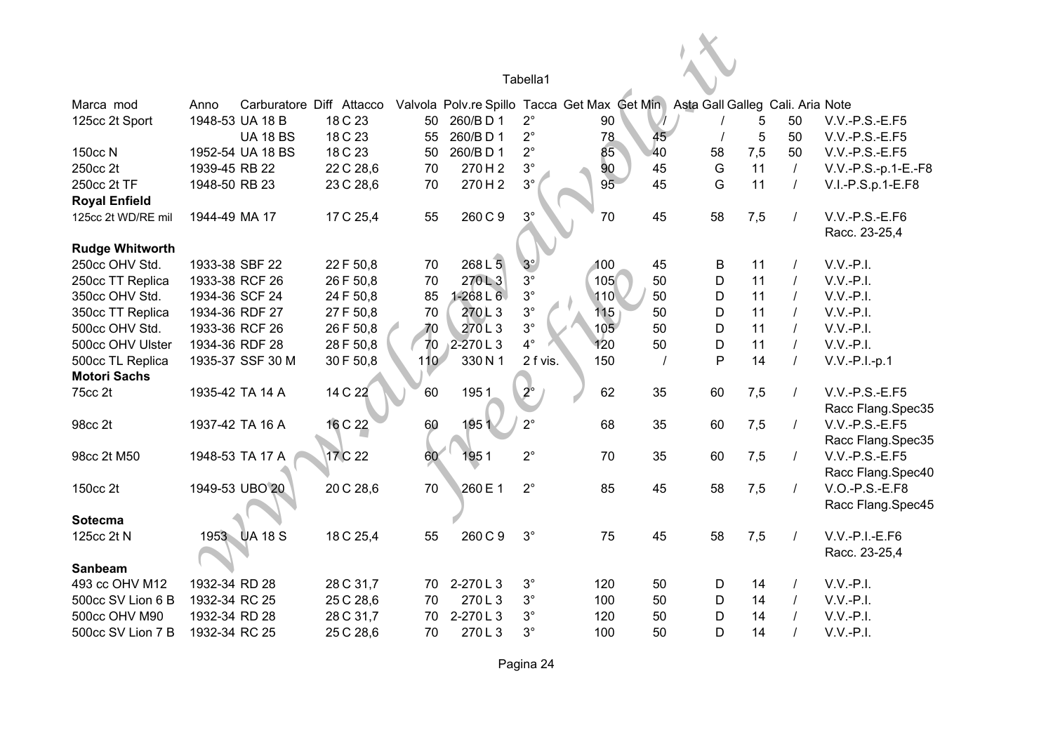Tabella1

| Marca mod | Anno | Carburatore | Diff Attacco | Valvola | Polv.re Spillo | Tacca | Get Max | Get Min | Asta Gall | Galleg | Cali. Aria | Note |
|---|---|---|---|---|---|---|---|---|---|---|---|---|
| 125cc 2t Sport | 1948-53 | UA 18 B | 18 C 23 | 50 | 260/B D 1 | 2° | 90 | / | / | 5 | 50 | V.V.-P.S.-E.F5 |
| | | UA 18 BS | 18 C 23 | 55 | 260/B D 1 | 2° | 78 | 45 | / | 5 | 50 | V.V.-P.S.-E.F5 |
| 150cc N | 1952-54 | UA 18 BS | 18 C 23 | 50 | 260/B D 1 | 2° | 85 | 40 | 58 | 7,5 | 50 | V.V.-P.S.-E.F5 |
| 250cc 2t | 1939-45 | RB 22 | 22 C 28,6 | 70 | 270 H 2 | 3° | 90 | 45 | G | 11 | / | V.V.-P.S.-p.1-E.-F8 |
| 250cc 2t TF | 1948-50 | RB 23 | 23 C 28,6 | 70 | 270 H 2 | 3° | 95 | 45 | G | 11 | / | V.I.-P.S.p.1-E.F8 |
| **Royal Enfield** | | | | | | | | | | | | |
| 125cc 2t WD/RE mil | 1944-49 | MA 17 | 17 C 25,4 | 55 | 260 C 9 | 3° | 70 | 45 | 58 | 7,5 | / | V.V.-P.S.-E.F6 Racc. 23-25,4 |
| **Rudge Whitworth** | | | | | | | | | | | | |
| 250cc OHV Std. | 1933-38 | SBF 22 | 22 F 50,8 | 70 | 268 L 5 | 3° | 100 | 45 | B | 11 | / | V.V.-P.I. |
| 250cc TT Replica | 1933-38 | RCF 26 | 26 F 50,8 | 70 | 270 L 3 | 3° | 105 | 50 | D | 11 | / | V.V.-P.I. |
| 350cc OHV Std. | 1934-36 | SCF 24 | 24 F 50,8 | 85 | 1-268 L 6 | 3° | 110 | 50 | D | 11 | / | V.V.-P.I. |
| 350cc TT Replica | 1934-36 | RDF 27 | 27 F 50,8 | 70 | 270 L 3 | 3° | 115 | 50 | D | 11 | / | V.V.-P.I. |
| 500cc OHV Std. | 1933-36 | RCF 26 | 26 F 50,8 | 70 | 270 L 3 | 3° | 105 | 50 | D | 11 | / | V.V.-P.I. |
| 500cc OHV Ulster | 1934-36 | RDF 28 | 28 F 50,8 | 70 | 2-270 L 3 | 4° | 120 | 50 | D | 11 | / | V.V.-P.I. |
| 500cc TL Replica | 1935-37 | SSF 30 M | 30 F 50,8 | 110 | 330 N 1 | 2 f vis. | 150 | / | P | 14 | / | V.V.-P.I.-p.1 |
| **Motori Sachs** | | | | | | | | | | | | |
| 75cc 2t | 1935-42 | TA 14 A | 14 C 22 | 60 | 195 1 | 2° | 62 | 35 | 60 | 7,5 | / | V.V.-P.S.-E.F5 Racc Flang.Spec35 |
| 98cc 2t | 1937-42 | TA 16 A | 16 C 22 | 60 | 195 1 | 2° | 68 | 35 | 60 | 7,5 | / | V.V.-P.S.-E.F5 Racc Flang.Spec35 |
| 98cc 2t M50 | 1948-53 | TA 17 A | 17 C 22 | 60 | 195 1 | 2° | 70 | 35 | 60 | 7,5 | / | V.V.-P.S.-E.F5 Racc Flang.Spec40 |
| 150cc 2t | 1949-53 | UBO 20 | 20 C 28,6 | 70 | 260 E 1 | 2° | 85 | 45 | 58 | 7,5 | / | V.O.-P.S.-E.F8 Racc Flang.Spec45 |
| **Sotecma** | | | | | | | | | | | | |
| 125cc 2t N | 1953 | UA 18 S | 18 C 25,4 | 55 | 260 C 9 | 3° | 75 | 45 | 58 | 7,5 | / | V.V.-P.I.-E.F6 Racc. 23-25,4 |
| **Sanbeam** | | | | | | | | | | | | |
| 493 cc OHV M12 | 1932-34 | RD 28 | 28 C 31,7 | 70 | 2-270 L 3 | 3° | 120 | 50 | D | 14 | / | V.V.-P.I. |
| 500cc SV Lion 6 B | 1932-34 | RC 25 | 25 C 28,6 | 70 | 270 L 3 | 3° | 100 | 50 | D | 14 | / | V.V.-P.I. |
| 500cc OHV M90 | 1932-34 | RD 28 | 28 C 31,7 | 70 | 2-270 L 3 | 3° | 120 | 50 | D | 14 | / | V.V.-P.I. |
| 500cc SV Lion 7 B | 1932-34 | RC 25 | 25 C 28,6 | 70 | 270 L 3 | 3° | 100 | 50 | D | 14 | / | V.V.-P.I. |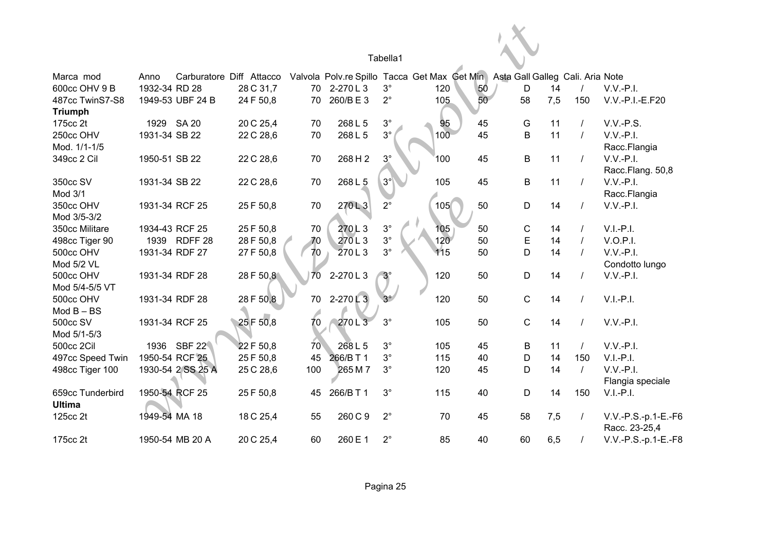Tabella1

| Marca mod | Anno | Carburatore | Diff | Attacco | Valvola | Polv.re Spillo | Tacca | Get Max | Get Min | Asta Gall | Galleg | Cali. Aria | Note |
|---|---|---|---|---|---|---|---|---|---|---|---|---|---|
| 600cc OHV 9 B | 1932-34 | RD 28 | 28 | C 31,7 | 70 | 2-270 L 3 | 3° | 120 | 50 | D | 14 | / | V.V.-P.I. |
| 487cc TwinS7-S8 | 1949-53 | UBF 24 B | 24 | F 50,8 | 70 | 260/B E 3 | 2° | 105 | 50 | 58 | 7,5 | 150 | V.V.-P.I.-E.F20 |
| **Triumph** | | | | | | | | | | | | | |
| 175cc 2t | 1929 | SA 20 | 20 | C 25,4 | 70 | 268 L 5 | 3° | 95 | 45 | G | 11 | / | V.V.-P.S. |
| 250cc OHV Mod. 1/1-1/5 | 1931-34 | SB 22 | 22 | C 28,6 | 70 | 268 L 5 | 3° | 100 | 45 | B | 11 | / | V.V.-P.I. Racc.Flangia |
| 349cc 2 Cil | 1950-51 | SB 22 | 22 | C 28,6 | 70 | 268 H 2 | 3° | 100 | 45 | B | 11 | / | V.V.-P.I. Racc.Flang. 50,8 |
| 350cc SV Mod 3/1 | 1931-34 | SB 22 | 22 | C 28,6 | 70 | 268 L 5 | 3° | 105 | 45 | B | 11 | / | V.V.-P.I. Racc.Flangia |
| 350cc OHV Mod 3/5-3/2 | 1931-34 | RCF 25 | 25 | F 50,8 | 70 | 270 L 3 | 2° | 105 | 50 | D | 14 | / | V.V.-P.I. |
| 350cc Militare | 1934-43 | RCF 25 | 25 | F 50,8 | 70 | 270 L 3 | 3° | 105 | 50 | C | 14 | / | V.I.-P.I. |
| 498cc Tiger 90 | 1939 | RDFF 28 | 28 | F 50,8 | 70 | 270 L 3 | 3° | 120 | 50 | E | 14 | / | V.O.P.I. |
| 500cc OHV Mod 5/2 VL | 1931-34 | RDF 27 | 27 | F 50,8 | 70 | 270 L 3 | 3° | 115 | 50 | D | 14 | / | V.V.-P.I. Condotto lungo |
| 500cc OHV Mod 5/4-5/5 VT | 1931-34 | RDF 28 | 28 | F 50,8 | 70 | 2-270 L 3 | 3° | 120 | 50 | D | 14 | / | V.V.-P.I. |
| 500cc OHV Mod B – BS | 1931-34 | RDF 28 | 28 | F 50,8 | 70 | 2-270 L 3 | 3° | 120 | 50 | C | 14 | / | V.I.-P.I. |
| 500cc SV Mod 5/1-5/3 | 1931-34 | RCF 25 | 25 | F 50,8 | 70 | 270 L 3 | 3° | 105 | 50 | C | 14 | / | V.V.-P.I. |
| 500cc 2Cil | 1936 | SBF 22 | 22 | F 50,8 | 70 | 268 L 5 | 3° | 105 | 45 | B | 11 | / | V.V.-P.I. |
| 497cc Speed Twin | 1950-54 | RCF 25 | 25 | F 50,8 | 45 | 266/B T 1 | 3° | 115 | 40 | D | 14 | 150 | V.I.-P.I. |
| 498cc Tiger 100 | 1930-54 | 2 SS 25 A | 25 | C 28,6 | 100 | 265 M 7 | 3° | 120 | 45 | D | 14 | / | V.V.-P.I. Flangia speciale |
| 659cc Tunderbird | 1950-54 | RCF 25 | 25 | F 50,8 | 45 | 266/B T 1 | 3° | 115 | 40 | D | 14 | 150 | V.I.-P.I. |
| **Ultima** | | | | | | | | | | | | | |
| 125cc 2t | 1949-54 | MA 18 | 18 | C 25,4 | 55 | 260 C 9 | 2° | 70 | 45 | 58 | 7,5 | / | V.V.-P.S.-p.1-E.-F6 Racc. 23-25,4 |
| 175cc 2t | 1950-54 | MB 20 A | 20 | C 25,4 | 60 | 260 E 1 | 2° | 85 | 40 | 60 | 6,5 | / | V.V.-P.S.-p.1-E.-F8 |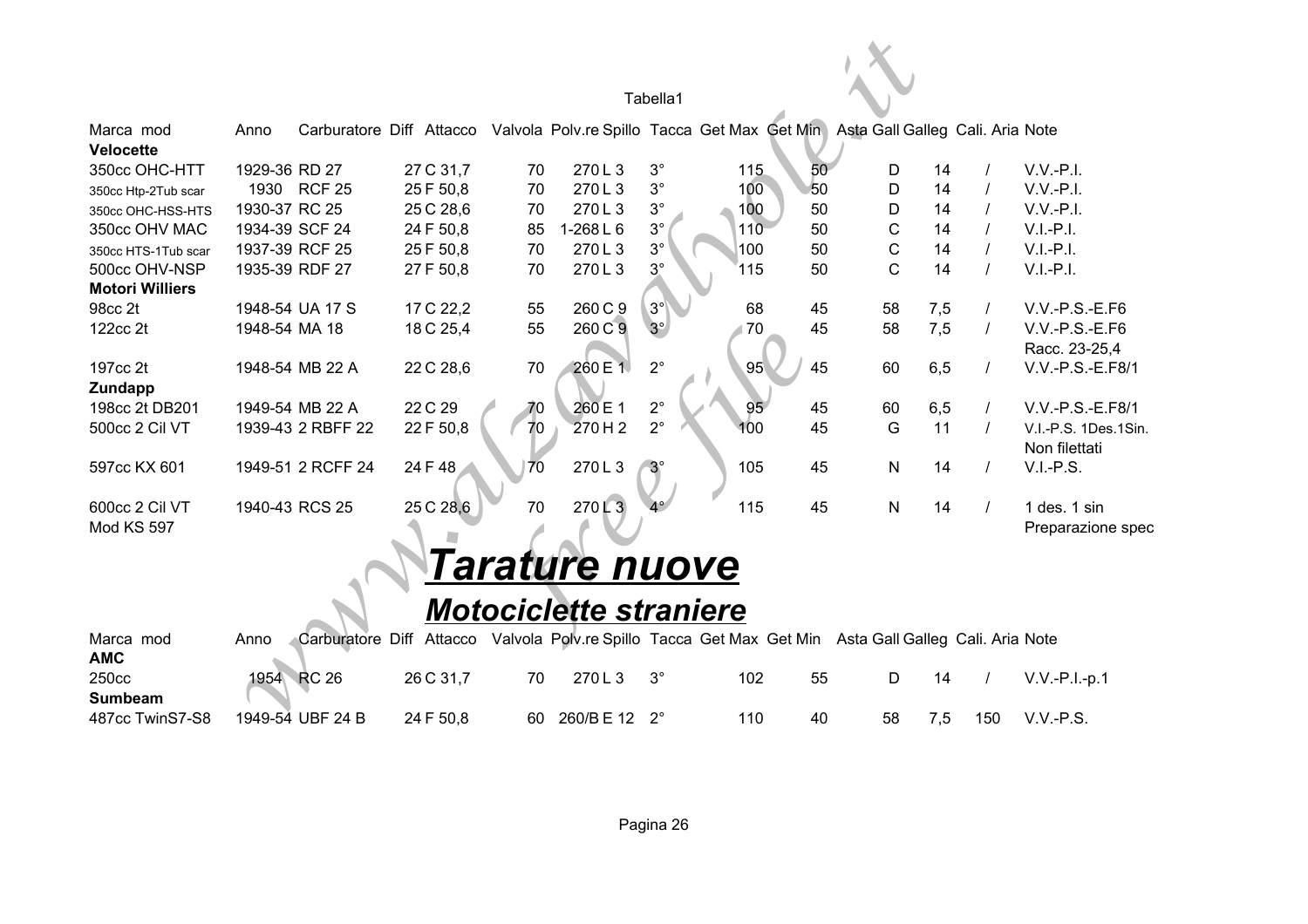Tabella1

| Marca mod | Anno | Carburatore | Diff | Attacco | Valvola | Polv.re | Spillo | Tacca | Get Max | Get Min | Asta | Gall | Galleg | Cali. Aria | Note |
|---|---|---|---|---|---|---|---|---|---|---|---|---|---|---|---|
| **Velocette** | | | | | | | | | | | | | | | |
| 350cc OHC-HTT | 1929-36 | RD 27 | | 27 C | 31,7 | 70 | 270 | L 3 | 3° | 115 | 50 | D | 14 | / | V.V.-P.I. |
| 350cc Htp-2Tub scar | 1930 | RCF 25 | | 25 F | 50,8 | 70 | 270 | L 3 | 3° | 100 | 50 | D | 14 | / | V.V.-P.I. |
| 350cc OHC-HSS-HTS | 1930-37 | RC 25 | | 25 C | 28,6 | 70 | 270 | L 3 | 3° | 100 | 50 | D | 14 | / | V.V.-P.I. |
| 350cc OHV MAC | 1934-39 | SCF 24 | | 24 F | 50,8 | 85 | 1-268 | L 6 | 3° | 110 | 50 | C | 14 | / | V.I.-P.I. |
| 350cc HTS-1Tub scar | 1937-39 | RCF 25 | | 25 F | 50,8 | 70 | 270 | L 3 | 3° | 100 | 50 | C | 14 | / | V.I.-P.I. |
| 500cc OHV-NSP | 1935-39 | RDF 27 | | 27 F | 50,8 | 70 | 270 | L 3 | 3° | 115 | 50 | C | 14 | / | V.I.-P.I. |
| **Motori Williers** | | | | | | | | | | | | | | | |
| 98cc 2t | 1948-54 | UA 17 S | | 17 C | 22,2 | 55 | 260 | C 9 | 3° | 68 | 45 | 58 | 7,5 | / | V.V.-P.S.-E.F6 |
| 122cc 2t | 1948-54 | MA 18 | | 18 C | 25,4 | 55 | 260 | C 9 | 3° | 70 | 45 | 58 | 7,5 | / | V.V.-P.S.-E.F6 Racc. 23-25,4 |
| 197cc 2t | 1948-54 | MB 22 A | | 22 C | 28,6 | 70 | 260 | E 1 | 2° | 95 | 45 | 60 | 6,5 | / | V.V.-P.S.-E.F8/1 |
| **Zundapp** | | | | | | | | | | | | | | | |
| 198cc 2t DB201 | 1949-54 | MB 22 A | | 22 C | 29 | 70 | 260 | E 1 | 2° | 95 | 45 | 60 | 6,5 | / | V.V.-P.S.-E.F8/1 |
| 500cc 2 Cil VT | 1939-43 | 2 RBFF 22 | | 22 F | 50,8 | 70 | 270 | H 2 | 2° | 100 | 45 | G | 11 | / | V.I.-P.S. 1Des.1Sin. Non filettati |
| 597cc KX 601 | 1949-51 | 2 RCFF 24 | | 24 F | 48 | 70 | 270 | L 3 | 3° | 105 | 45 | N | 14 | / | V.I.-P.S. |
| 600cc 2 Cil VT Mod KS 597 | 1940-43 | RCS 25 | | 25 C | 28,6 | 70 | 270 | L 3 | 4° | 115 | 45 | N | 14 | / | 1 des. 1 sin Preparazione spec |

# *Tarature nuove*

## *Motociclette straniere*

| Marca mod | Anno | Carburatore | Diff | Attacco | Valvola | Polv.re | Spillo | Tacca | Get Max | Get Min | Asta | Gall | Galleg | Cali. Aria | Note |
|---|---|---|---|---|---|---|---|---|---|---|---|---|---|---|---|
| **AMC** | | | | | | | | | | | | | | | |
| 250cc | 1954 | RC 26 | | 26 C | 31,7 | 70 | 270 | L 3 | 3° | 102 | 55 | D | 14 | / | V.V.-P.I.-p.1 |
| **Sumbeam** | | | | | | | | | | | | | | | |
| 487cc TwinS7-S8 | 1949-54 | UBF 24 B | | 24 F | 50,8 | 60 | 260/B | E 12 | 2° | 110 | 40 | 58 | 7,5 | 150 | V.V.-P.S. |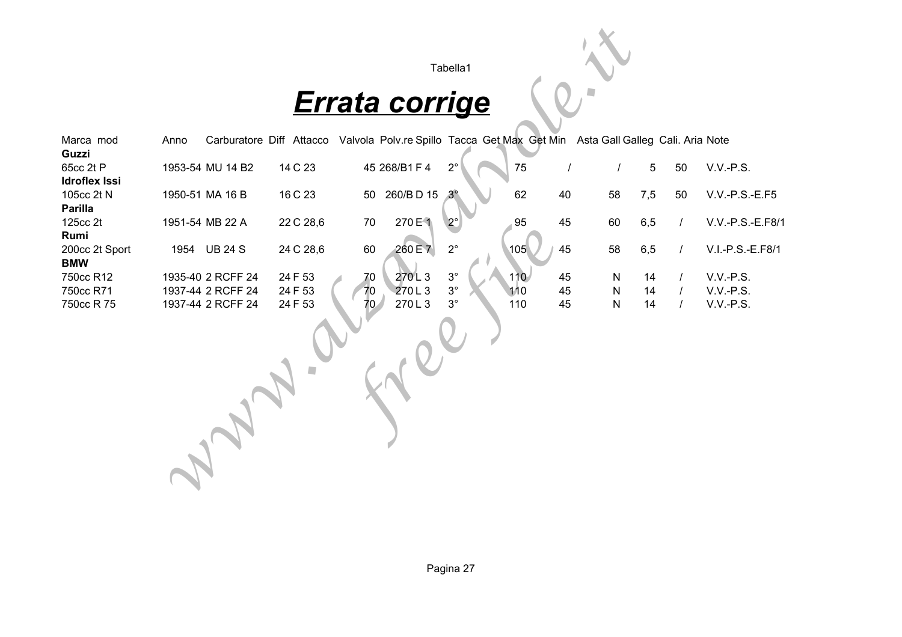# *Errata corrige*

| Marca mod | Anno | Carburatore | Diff | Attacco | Valvola | Polv.re | Spillo | Tacca | Get Max | Get Min | Asta Gall | Galleg | Cali. Aria | Note |
|---|---|---|---|---|---|---|---|---|---|---|---|---|---|---|
| **Guzzi** | | | | | | | | | | | | | | |
| 65cc 2t P | 1953-54 | MU 14 B2 | 14 | C 23 | 45 | 268/B1 | F 4 | 2° | 75 | / | / | 5 | 50 | V.V.-P.S. |
| **Idroflex Issi** | | | | | | | | | | | | | | |
| 105cc 2t N | 1950-51 | MA 16 B | 16 | C 23 | 50 | 260/B | D 15 | 3° | 62 | 40 | 58 | 7,5 | 50 | V.V.-P.S.-E.F5 |
| **Parilla** | | | | | | | | | | | | | | |
| 125cc 2t | 1951-54 | MB 22 A | 22 | C 28,6 | 70 | 270 | E 1 | 2° | 95 | 45 | 60 | 6,5 | / | V.V.-P.S.-E.F8/1 |
| **Rumi** | | | | | | | | | | | | | | |
| 200cc 2t Sport | 1954 | UB 24 S | 24 | C 28,6 | 60 | 260 | E 7 | 2° | 105 | 45 | 58 | 6,5 | / | V.I.-P.S.-E.F8/1 |
| **BMW** | | | | | | | | | | | | | | |
| 750cc R12 | 1935-40 | 2 RCFF 24 | 24 | F 53 | 70 | 270 | L 3 | 3° | 110 | 45 | N | 14 | / | V.V.-P.S. |
| 750cc R71 | 1937-44 | 2 RCFF 24 | 24 | F 53 | 70 | 270 | L 3 | 3° | 110 | 45 | N | 14 | / | V.V.-P.S. |
| 750cc R 75 | 1937-44 | 2 RCFF 24 | 24 | F 53 | 70 | 270 | L 3 | 3° | 110 | 45 | N | 14 | / | V.V.-P.S. |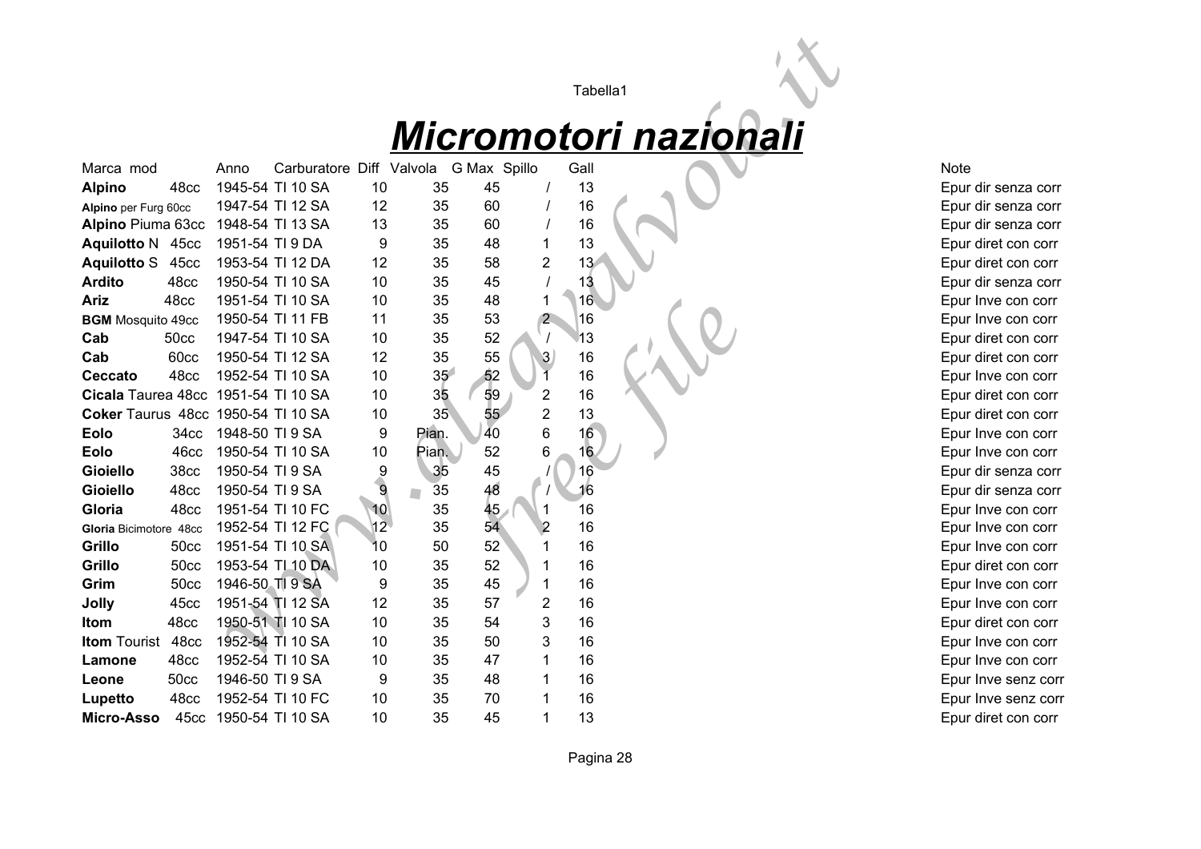# ***Micromotori nazionali***

| Marca mod | Anno | Carburatore | Diff | Valvola | G Max | Spillo | Gall | Note |
|---|---|---|---|---|---|---|---|---|
| **Alpino** 48cc | 1945-54 | TI 10 SA | 10 | 35 | 45 | / | 13 | Epur dir senza corr |
| **Alpino** per Furg 60cc | 1947-54 | TI 12 SA | 12 | 35 | 60 | / | 16 | Epur dir senza corr |
| **Alpino** Piuma 63cc | 1948-54 | TI 13 SA | 13 | 35 | 60 | / | 16 | Epur dir senza corr |
| **Aquilotto** N 45cc | 1951-54 | TI 9 DA | 9 | 35 | 48 | 1 | 13 | Epur diret con corr |
| **Aquilotto** S 45cc | 1953-54 | TI 12 DA | 12 | 35 | 58 | 2 | 13 | Epur diret con corr |
| **Ardito** 48cc | 1950-54 | TI 10 SA | 10 | 35 | 45 | / | 13 | Epur dir senza corr |
| **Ariz** 48cc | 1951-54 | TI 10 SA | 10 | 35 | 48 | 1 | 16 | Epur Inve con corr |
| **BGM** Mosquito 49cc | 1950-54 | TI 11 FB | 11 | 35 | 53 | 2 | 16 | Epur Inve con corr |
| **Cab** 50cc | 1947-54 | TI 10 SA | 10 | 35 | 52 | / | 13 | Epur diret con corr |
| **Cab** 60cc | 1950-54 | TI 12 SA | 12 | 35 | 55 | 3 | 16 | Epur diret con corr |
| **Ceccato** 48cc | 1952-54 | TI 10 SA | 10 | 35 | 52 | 1 | 16 | Epur Inve con corr |
| **Cicala** Taurea 48cc | 1951-54 | TI 10 SA | 10 | 35 | 59 | 2 | 16 | Epur diret con corr |
| **Coker** Taurus 48cc | 1950-54 | TI 10 SA | 10 | 35 | 55 | 2 | 13 | Epur diret con corr |
| **Eolo** 34cc | 1948-50 | TI 9 SA | 9 | Pian. | 40 | 6 | 16 | Epur Inve con corr |
| **Eolo** 46cc | 1950-54 | TI 10 SA | 10 | Pian. | 52 | 6 | 16 | Epur Inve con corr |
| **Gioiello** 38cc | 1950-54 | TI 9 SA | 9 | 35 | 45 | / | 16 | Epur dir senza corr |
| **Gioiello** 48cc | 1950-54 | TI 9 SA | 9 | 35 | 48 | / | 16 | Epur dir senza corr |
| **Gloria** 48cc | 1951-54 | TI 10 FC | 10 | 35 | 45 | 1 | 16 | Epur Inve con corr |
| **Gloria** Bicimotore 48cc | 1952-54 | TI 12 FC | 12 | 35 | 54 | 2 | 16 | Epur Inve con corr |
| **Grillo** 50cc | 1951-54 | TI 10 SA | 10 | 50 | 52 | 1 | 16 | Epur Inve con corr |
| **Grillo** 50cc | 1953-54 | TI 10 DA | 10 | 35 | 52 | 1 | 16 | Epur diret con corr |
| **Grim** 50cc | 1946-50 | TI 9 SA | 9 | 35 | 45 | 1 | 16 | Epur Inve con corr |
| **Jolly** 45cc | 1951-54 | TI 12 SA | 12 | 35 | 57 | 2 | 16 | Epur Inve con corr |
| **Itom** 48cc | 1950-51 | TI 10 SA | 10 | 35 | 54 | 3 | 16 | Epur diret con corr |
| **Itom** Tourist 48cc | 1952-54 | TI 10 SA | 10 | 35 | 50 | 3 | 16 | Epur Inve con corr |
| **Lamone** 48cc | 1952-54 | TI 10 SA | 10 | 35 | 47 | 1 | 16 | Epur Inve con corr |
| **Leone** 50cc | 1946-50 | TI 9 SA | 9 | 35 | 48 | 1 | 16 | Epur Inve senz corr |
| **Lupetto** 48cc | 1952-54 | TI 10 FC | 10 | 35 | 70 | 1 | 16 | Epur Inve senz corr |
| **Micro-Asso** 45cc | 1950-54 | TI 10 SA | 10 | 35 | 45 | 1 | 13 | Epur diret con corr |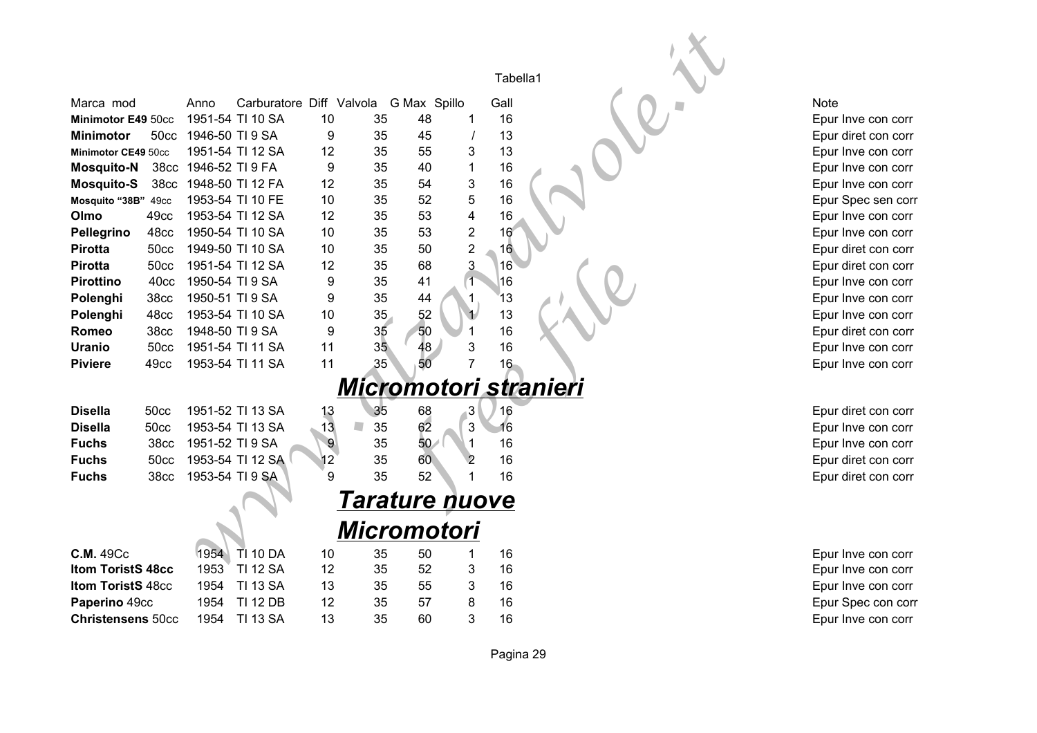Tabella1

| Marca mod | Anno | Carburatore | Diff | Valvola | G Max | Spillo | Gall | Note |
|---|---|---|---|---|---|---|---|---|
| **Minimotor E49** 50cc | 1951-54 | TI 10 SA | 10 | 35 | 48 | 1 | 16 | Epur Inve con corr |
| **Minimotor** 50cc | 1946-50 | TI 9 SA | 9 | 35 | 45 | / | 13 | Epur diret con corr |
| **Minimotor CE49** 50cc | 1951-54 | TI 12 SA | 12 | 35 | 55 | 3 | 13 | Epur Inve con corr |
| **Mosquito-N** 38cc | 1946-52 | TI 9 FA | 9 | 35 | 40 | 1 | 16 | Epur Inve con corr |
| **Mosquito-S** 38cc | 1948-50 | TI 12 FA | 12 | 35 | 54 | 3 | 16 | Epur Inve con corr |
| **Mosquito "38B"** 49cc | 1953-54 | TI 10 FE | 10 | 35 | 52 | 5 | 16 | Epur Spec sen corr |
| **Olmo** 49cc | 1953-54 | TI 12 SA | 12 | 35 | 53 | 4 | 16 | Epur Inve con corr |
| **Pellegrino** 48cc | 1950-54 | TI 10 SA | 10 | 35 | 53 | 2 | 16 | Epur Inve con corr |
| **Pirotta** 50cc | 1949-50 | TI 10 SA | 10 | 35 | 50 | 2 | 16 | Epur diret con corr |
| **Pirotta** 50cc | 1951-54 | TI 12 SA | 12 | 35 | 68 | 3 | 16 | Epur diret con corr |
| **Pirottino** 40cc | 1950-54 | TI 9 SA | 9 | 35 | 41 | 1 | 16 | Epur Inve con corr |
| **Polenghi** 38cc | 1950-51 | TI 9 SA | 9 | 35 | 44 | 1 | 13 | Epur Inve con corr |
| **Polenghi** 48cc | 1953-54 | TI 10 SA | 10 | 35 | 52 | 1 | 13 | Epur Inve con corr |
| **Romeo** 38cc | 1948-50 | TI 9 SA | 9 | 35 | 50 | 1 | 16 | Epur diret con corr |
| **Uranio** 50cc | 1951-54 | TI 11 SA | 11 | 35 | 48 | 3 | 16 | Epur Inve con corr |
| **Piviere** 49cc | 1953-54 | TI 11 SA | 11 | 35 | 50 | 7 | 16 | Epur Inve con corr |

## ***Micromotori stranieri***

| | | | | | | | | |
|---|---|---|---|---|---|---|---|---|
| **Disella** 50cc | 1951-52 | TI 13 SA | 13 | 35 | 68 | 3 | 16 | Epur diret con corr |
| **Disella** 50cc | 1953-54 | TI 13 SA | 13 | 35 | 62 | 3 | 16 | Epur Inve con corr |
| **Fuchs** 38cc | 1951-52 | TI 9 SA | 9 | 35 | 50 | 1 | 16 | Epur Inve con corr |
| **Fuchs** 50cc | 1953-54 | TI 12 SA | 12 | 35 | 60 | 2 | 16 | Epur diret con corr |
| **Fuchs** 38cc | 1953-54 | TI 9 SA | 9 | 35 | 52 | 1 | 16 | Epur diret con corr |

## ***Tarature nuove***

## ***Micromotori***

| | | | | | | | | |
|---|---|---|---|---|---|---|---|---|
| **C.M.** 49Cc | 1954 | TI 10 DA | 10 | 35 | 50 | 1 | 16 | Epur Inve con corr |
| **Itom ToristS 48cc** | 1953 | TI 12 SA | 12 | 35 | 52 | 3 | 16 | Epur Inve con corr |
| **Itom ToristS** 48cc | 1954 | TI 13 SA | 13 | 35 | 55 | 3 | 16 | Epur Inve con corr |
| **Paperino** 49cc | 1954 | TI 12 DB | 12 | 35 | 57 | 8 | 16 | Epur Spec con corr |
| **Christensens** 50cc | 1954 | TI 13 SA | 13 | 35 | 60 | 3 | 16 | Epur Inve con corr |